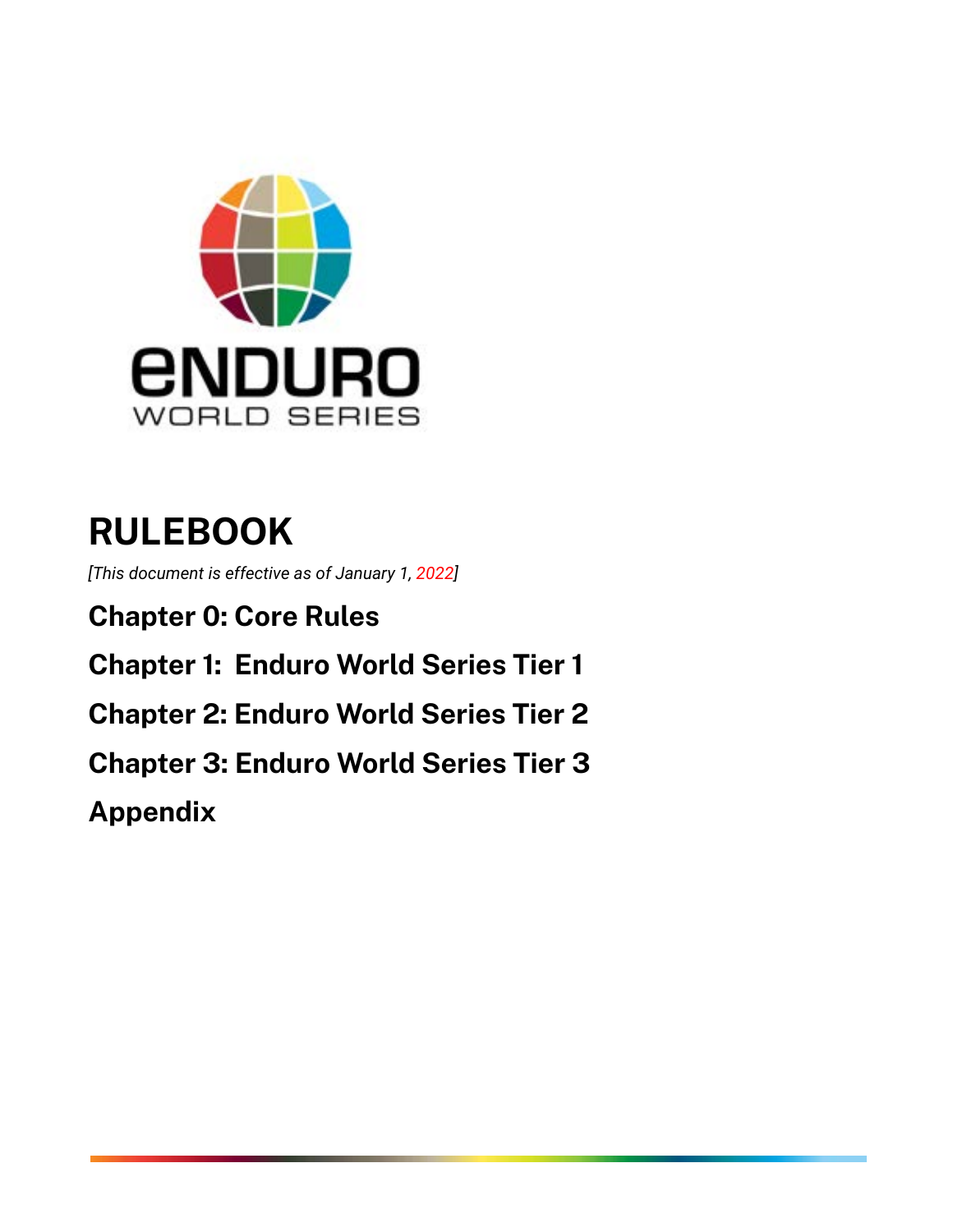# RULEBOOK

*[This document is effective as of January 1, 2022]*

## Chapter 0: Core Rules

## Chapter 1: Enduro World Series Tier 1

## Chapter 2: Enduro World Series Tier 2

## Chapter 3: Enduro World Series Tier 3

## Appendix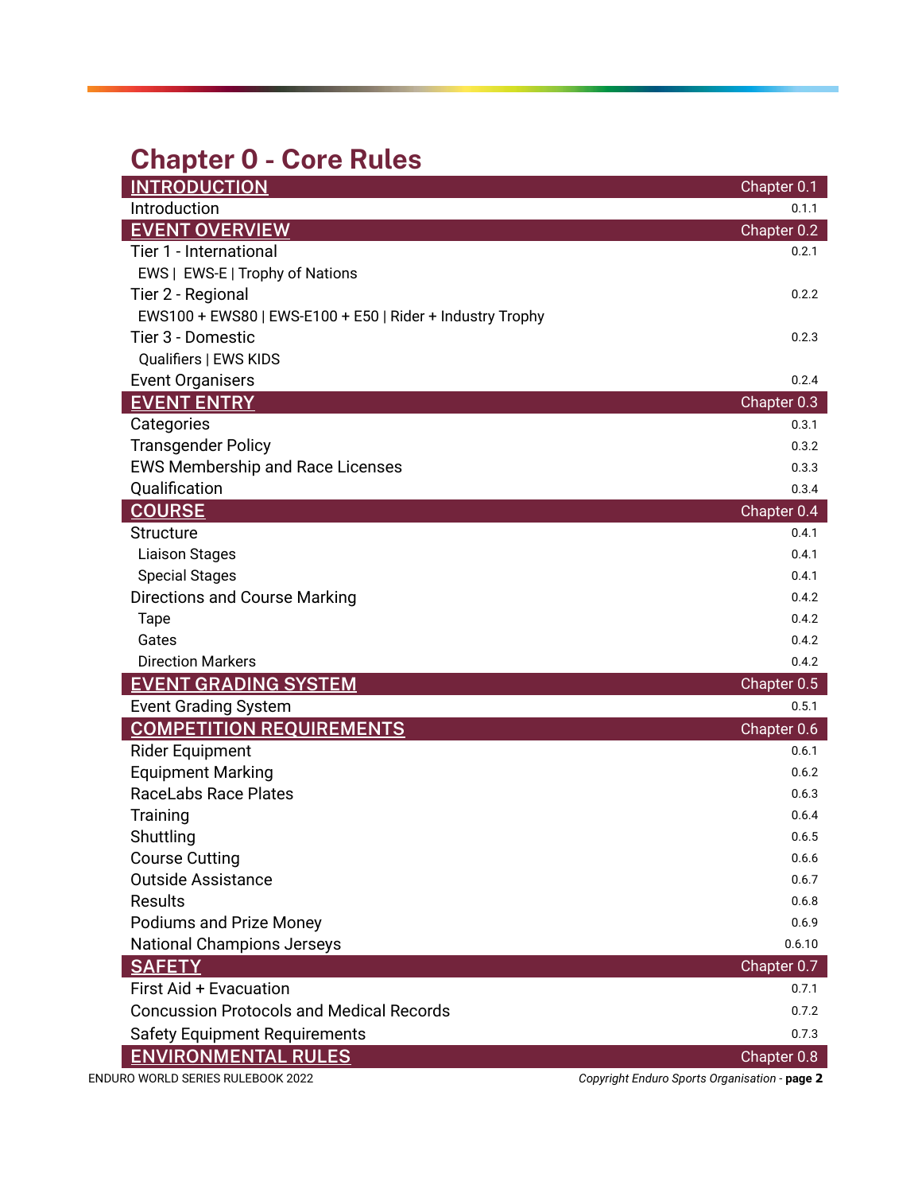# Chapter 0 - Core Rules

| INTRODUCTION | Chapter 0.1 |
|---|---|
| Introduction | 0.1.1 |
| **EVENT OVERVIEW** | **Chapter 0.2** |
| Tier 1 - International | 0.2.1 |
| EWS \| EWS-E \| Trophy of Nations | |
| Tier 2 - Regional | 0.2.2 |
| EWS100 + EWS80 \| EWS-E100 + E50 \| Rider + Industry Trophy | |
| Tier 3 - Domestic | 0.2.3 |
| Qualifiers \| EWS KIDS | |
| Event Organisers | 0.2.4 |
| **EVENT ENTRY** | **Chapter 0.3** |
| Categories | 0.3.1 |
| Transgender Policy | 0.3.2 |
| EWS Membership and Race Licenses | 0.3.3 |
| Qualification | 0.3.4 |
| **COURSE** | **Chapter 0.4** |
| Structure | 0.4.1 |
| Liaison Stages | 0.4.1 |
| Special Stages | 0.4.1 |
| Directions and Course Marking | 0.4.2 |
| Tape | 0.4.2 |
| Gates | 0.4.2 |
| Direction Markers | 0.4.2 |
| **EVENT GRADING SYSTEM** | **Chapter 0.5** |
| Event Grading System | 0.5.1 |
| **COMPETITION REQUIREMENTS** | **Chapter 0.6** |
| Rider Equipment | 0.6.1 |
| Equipment Marking | 0.6.2 |
| RaceLabs Race Plates | 0.6.3 |
| Training | 0.6.4 |
| Shuttling | 0.6.5 |
| Course Cutting | 0.6.6 |
| Outside Assistance | 0.6.7 |
| Results | 0.6.8 |
| Podiums and Prize Money | 0.6.9 |
| National Champions Jerseys | 0.6.10 |
| **SAFETY** | **Chapter 0.7** |
| First Aid + Evacuation | 0.7.1 |
| Concussion Protocols and Medical Records | 0.7.2 |
| Safety Equipment Requirements | 0.7.3 |
| **ENVIRONMENTAL RULES** | **Chapter 0.8** |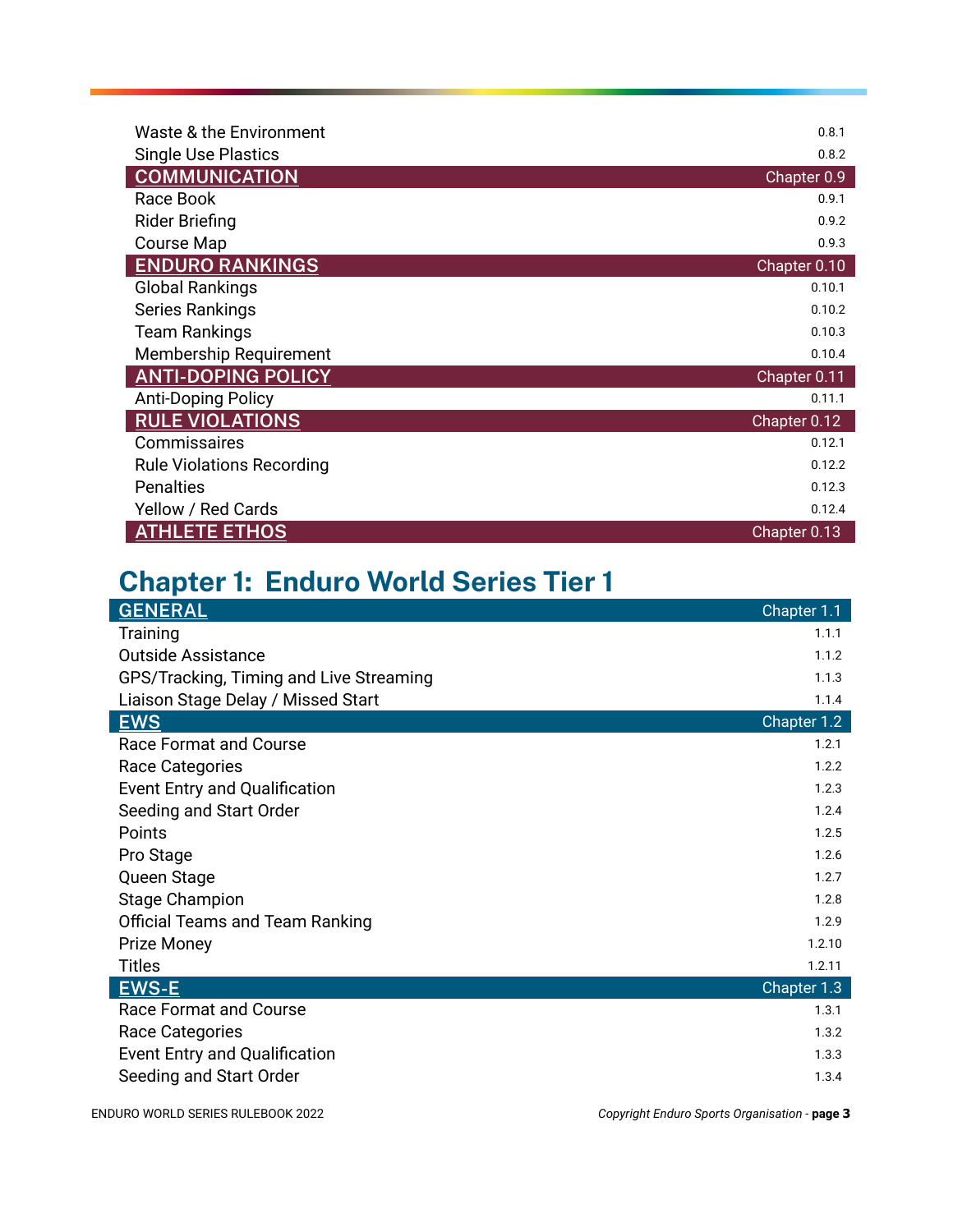| | |
|---|---|
| Waste & the Environment | 0.8.1 |
| Single Use Plastics | 0.8.2 |
| **COMMUNICATION** | **Chapter 0.9** |
| Race Book | 0.9.1 |
| Rider Briefing | 0.9.2 |
| Course Map | 0.9.3 |
| **ENDURO RANKINGS** | **Chapter 0.10** |
| Global Rankings | 0.10.1 |
| Series Rankings | 0.10.2 |
| Team Rankings | 0.10.3 |
| Membership Requirement | 0.10.4 |
| **ANTI-DOPING POLICY** | **Chapter 0.11** |
| Anti-Doping Policy | 0.11.1 |
| **RULE VIOLATIONS** | **Chapter 0.12** |
| Commissaires | 0.12.1 |
| Rule Violations Recording | 0.12.2 |
| Penalties | 0.12.3 |
| Yellow / Red Cards | 0.12.4 |
| **ATHLETE ETHOS** | **Chapter 0.13** |

## Chapter 1: Enduro World Series Tier 1

| | |
|---|---|
| **GENERAL** | **Chapter 1.1** |
| Training | 1.1.1 |
| Outside Assistance | 1.1.2 |
| GPS/Tracking, Timing and Live Streaming | 1.1.3 |
| Liaison Stage Delay / Missed Start | 1.1.4 |
| **EWS** | **Chapter 1.2** |
| Race Format and Course | 1.2.1 |
| Race Categories | 1.2.2 |
| Event Entry and Qualification | 1.2.3 |
| Seeding and Start Order | 1.2.4 |
| Points | 1.2.5 |
| Pro Stage | 1.2.6 |
| Queen Stage | 1.2.7 |
| Stage Champion | 1.2.8 |
| Official Teams and Team Ranking | 1.2.9 |
| Prize Money | 1.2.10 |
| Titles | 1.2.11 |
| **EWS-E** | **Chapter 1.3** |
| Race Format and Course | 1.3.1 |
| Race Categories | 1.3.2 |
| Event Entry and Qualification | 1.3.3 |
| Seeding and Start Order | 1.3.4 |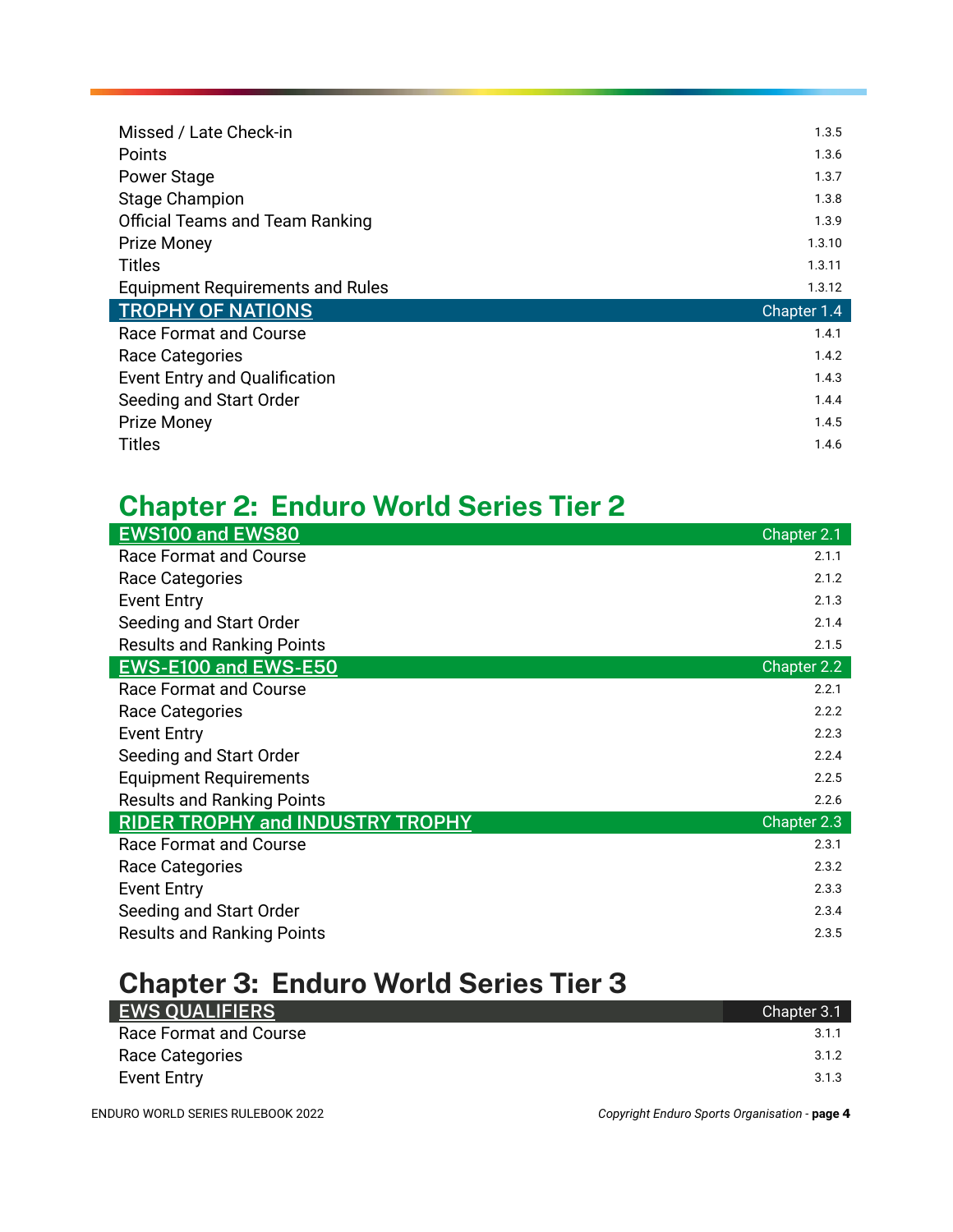| | |
|---|---|
| Missed / Late Check-in | 1.3.5 |
| Points | 1.3.6 |
| Power Stage | 1.3.7 |
| Stage Champion | 1.3.8 |
| Official Teams and Team Ranking | 1.3.9 |
| Prize Money | 1.3.10 |
| Titles | 1.3.11 |
| Equipment Requirements and Rules | 1.3.12 |
| **TROPHY OF NATIONS** | **Chapter 1.4** |
| Race Format and Course | 1.4.1 |
| Race Categories | 1.4.2 |
| Event Entry and Qualification | 1.4.3 |
| Seeding and Start Order | 1.4.4 |
| Prize Money | 1.4.5 |
| Titles | 1.4.6 |

## Chapter 2: Enduro World Series Tier 2

| | |
|---|---|
| **EWS100 and EWS80** | **Chapter 2.1** |
| Race Format and Course | 2.1.1 |
| Race Categories | 2.1.2 |
| Event Entry | 2.1.3 |
| Seeding and Start Order | 2.1.4 |
| Results and Ranking Points | 2.1.5 |
| **EWS-E100 and EWS-E50** | **Chapter 2.2** |
| Race Format and Course | 2.2.1 |
| Race Categories | 2.2.2 |
| Event Entry | 2.2.3 |
| Seeding and Start Order | 2.2.4 |
| Equipment Requirements | 2.2.5 |
| Results and Ranking Points | 2.2.6 |
| **RIDER TROPHY and INDUSTRY TROPHY** | **Chapter 2.3** |
| Race Format and Course | 2.3.1 |
| Race Categories | 2.3.2 |
| Event Entry | 2.3.3 |
| Seeding and Start Order | 2.3.4 |
| Results and Ranking Points | 2.3.5 |

## Chapter 3: Enduro World Series Tier 3

| | |
|---|---|
| **EWS QUALIFIERS** | **Chapter 3.1** |
| Race Format and Course | 3.1.1 |
| Race Categories | 3.1.2 |
| Event Entry | 3.1.3 |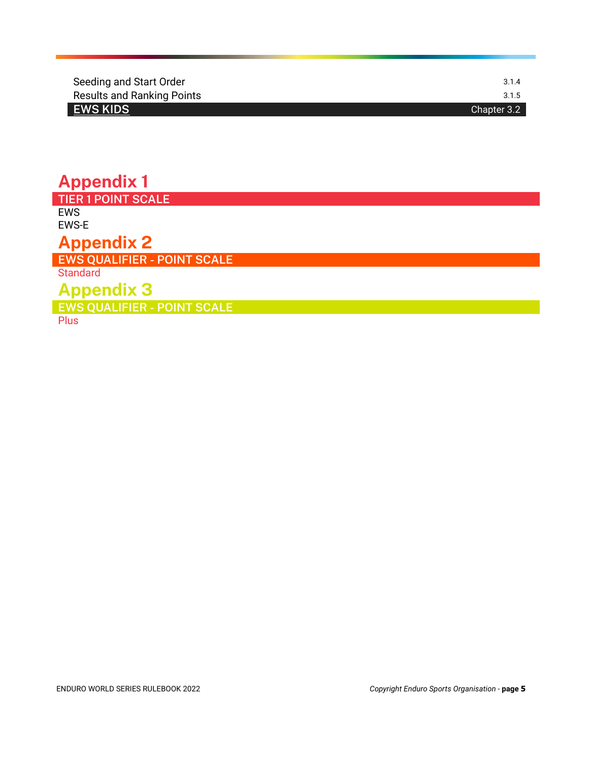| | |
|---|---|
| Seeding and Start Order | 3.1.4 |
| Results and Ranking Points | 3.1.5 |
| **EWS KIDS** | Chapter 3.2 |

# Appendix 1

## TIER 1 POINT SCALE

EWS

EWS-E

# Appendix 2

## EWS QUALIFIER - POINT SCALE

Standard

# Appendix 3

## EWS QUALIFIER - POINT SCALE

Plus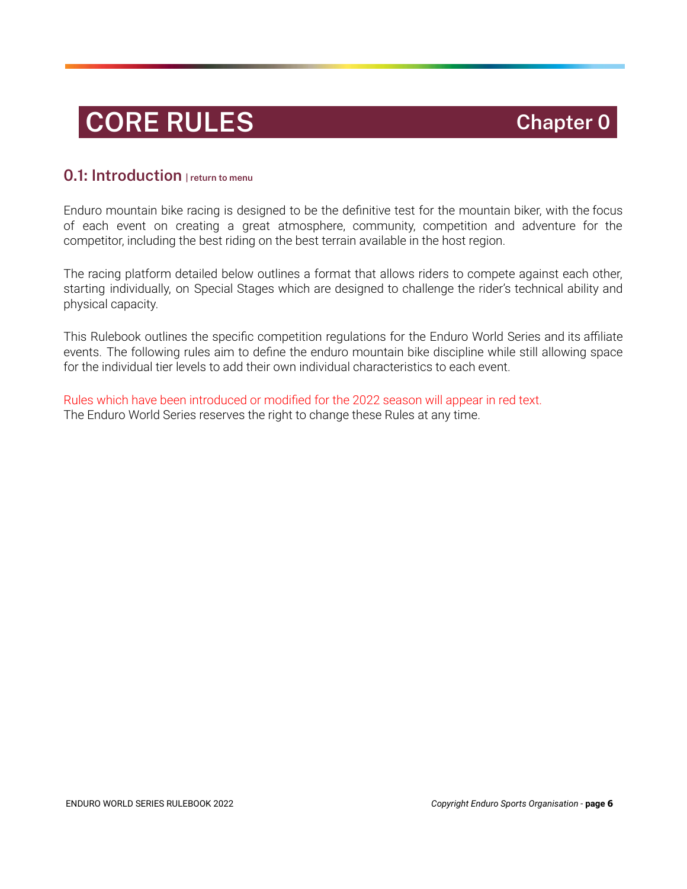# CORE RULES — Chapter 0

## 0.1: Introduction | return to menu

Enduro mountain bike racing is designed to be the definitive test for the mountain biker, with the focus of each event on creating a great atmosphere, community, competition and adventure for the competitor, including the best riding on the best terrain available in the host region.

The racing platform detailed below outlines a format that allows riders to compete against each other, starting individually, on Special Stages which are designed to challenge the rider's technical ability and physical capacity.

This Rulebook outlines the specific competition regulations for the Enduro World Series and its affiliate events. The following rules aim to define the enduro mountain bike discipline while still allowing space for the individual tier levels to add their own individual characteristics to each event.

Rules which have been introduced or modified for the 2022 season will appear in red text.
The Enduro World Series reserves the right to change these Rules at any time.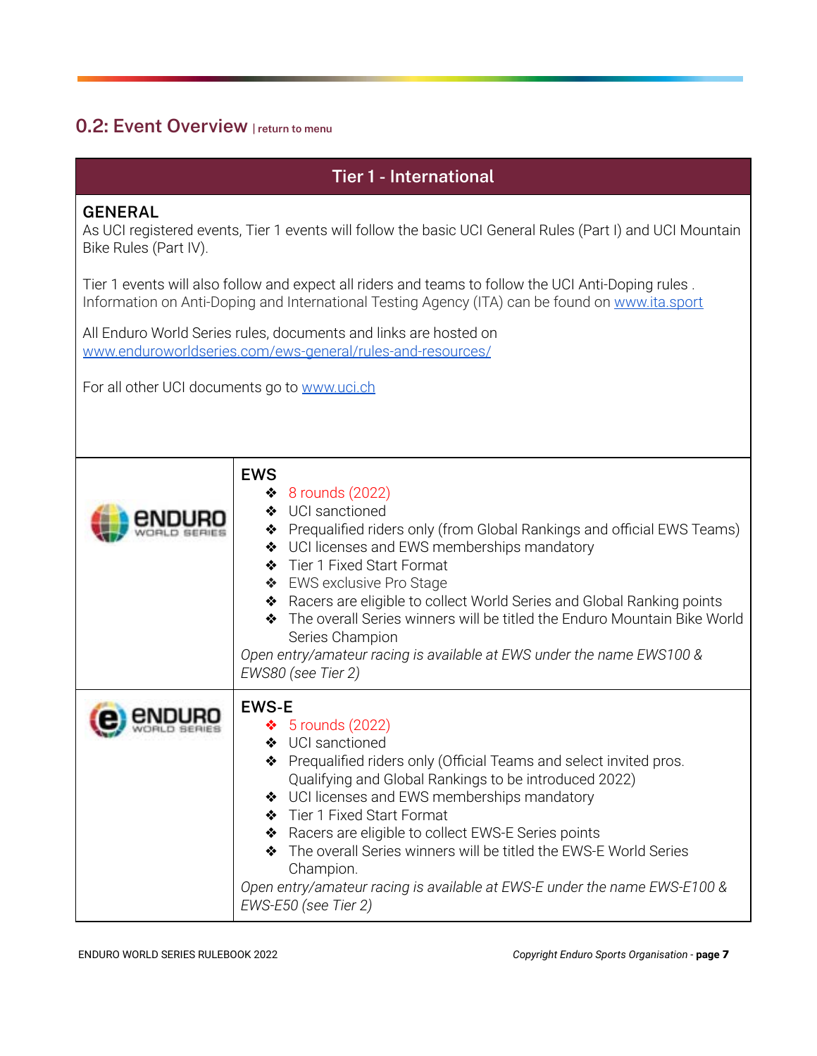## 0.2: Event Overview | return to menu

### Tier 1 - International

**GENERAL**

As UCI registered events, Tier 1 events will follow the basic UCI General Rules (Part I) and UCI Mountain Bike Rules (Part IV).

Tier 1 events will also follow and expect all riders and teams to follow the UCI Anti-Doping rules . Information on Anti-Doping and International Testing Agency (ITA) can be found on www.ita.sport

All Enduro World Series rules, documents and links are hosted on www.enduroworldseries.com/ews-general/rules-and-resources/

For all other UCI documents go to www.uci.ch

**EWS**

- 8 rounds (2022)
- UCI sanctioned
- Prequalified riders only (from Global Rankings and official EWS Teams)
- UCI licenses and EWS memberships mandatory
- Tier 1 Fixed Start Format
- EWS exclusive Pro Stage
- Racers are eligible to collect World Series and Global Ranking points
- The overall Series winners will be titled the Enduro Mountain Bike World Series Champion

*Open entry/amateur racing is available at EWS under the name EWS100 & EWS80 (see Tier 2)*

**EWS-E**

- 5 rounds (2022)
- UCI sanctioned
- Prequalified riders only (Official Teams and select invited pros. Qualifying and Global Rankings to be introduced 2022)
- UCI licenses and EWS memberships mandatory
- Tier 1 Fixed Start Format
- Racers are eligible to collect EWS-E Series points
- The overall Series winners will be titled the EWS-E World Series Champion.

*Open entry/amateur racing is available at EWS-E under the name EWS-E100 & EWS-E50 (see Tier 2)*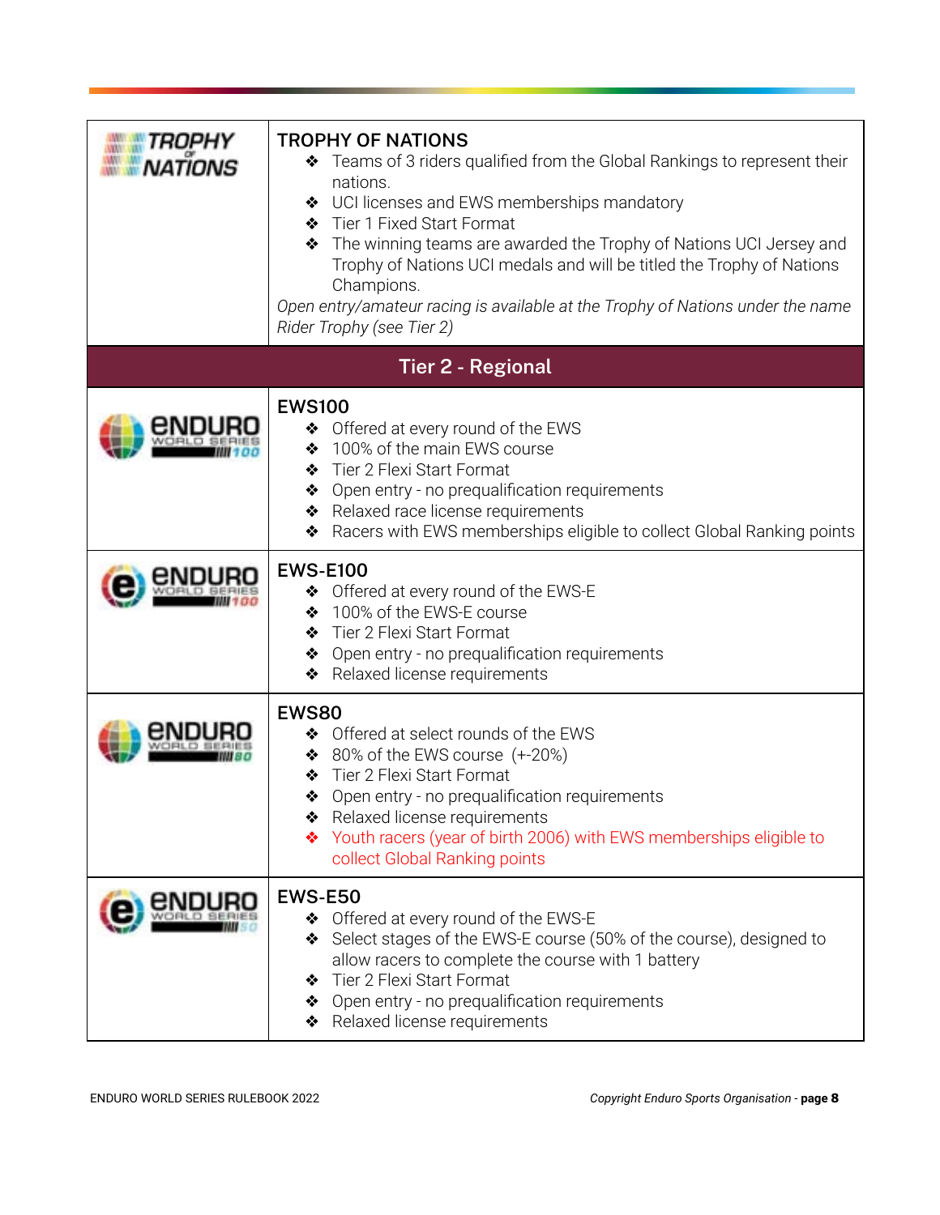| | |
|---|---|
| TROPHY of NATIONS | **TROPHY OF NATIONS**<br>❖ Teams of 3 riders qualified from the Global Rankings to represent their nations.<br>❖ UCI licenses and EWS memberships mandatory<br>❖ Tier 1 Fixed Start Format<br>❖ The winning teams are awarded the Trophy of Nations UCI Jersey and Trophy of Nations UCI medals and will be titled the Trophy of Nations Champions.<br>*Open entry/amateur racing is available at the Trophy of Nations under the name Rider Trophy (see Tier 2)* |
| **Tier 2 - Regional** | |
| ENDURO WORLD SERIES 100 | **EWS100**<br>❖ Offered at every round of the EWS<br>❖ 100% of the main EWS course<br>❖ Tier 2 Flexi Start Format<br>❖ Open entry - no prequalification requirements<br>❖ Relaxed race license requirements<br>❖ Racers with EWS memberships eligible to collect Global Ranking points |
| (e) ENDURO WORLD SERIES 100 | **EWS-E100**<br>❖ Offered at every round of the EWS-E<br>❖ 100% of the EWS-E course<br>❖ Tier 2 Flexi Start Format<br>❖ Open entry - no prequalification requirements<br>❖ Relaxed license requirements |
| ENDURO WORLD SERIES 80 | **EWS80**<br>❖ Offered at select rounds of the EWS<br>❖ 80% of the EWS course (+-20%)<br>❖ Tier 2 Flexi Start Format<br>❖ Open entry - no prequalification requirements<br>❖ Relaxed license requirements<br>❖ Youth racers (year of birth 2006) with EWS memberships eligible to collect Global Ranking points |
| (e) ENDURO WORLD SERIES 50 | **EWS-E50**<br>❖ Offered at every round of the EWS-E<br>❖ Select stages of the EWS-E course (50% of the course), designed to allow racers to complete the course with 1 battery<br>❖ Tier 2 Flexi Start Format<br>❖ Open entry - no prequalification requirements<br>❖ Relaxed license requirements |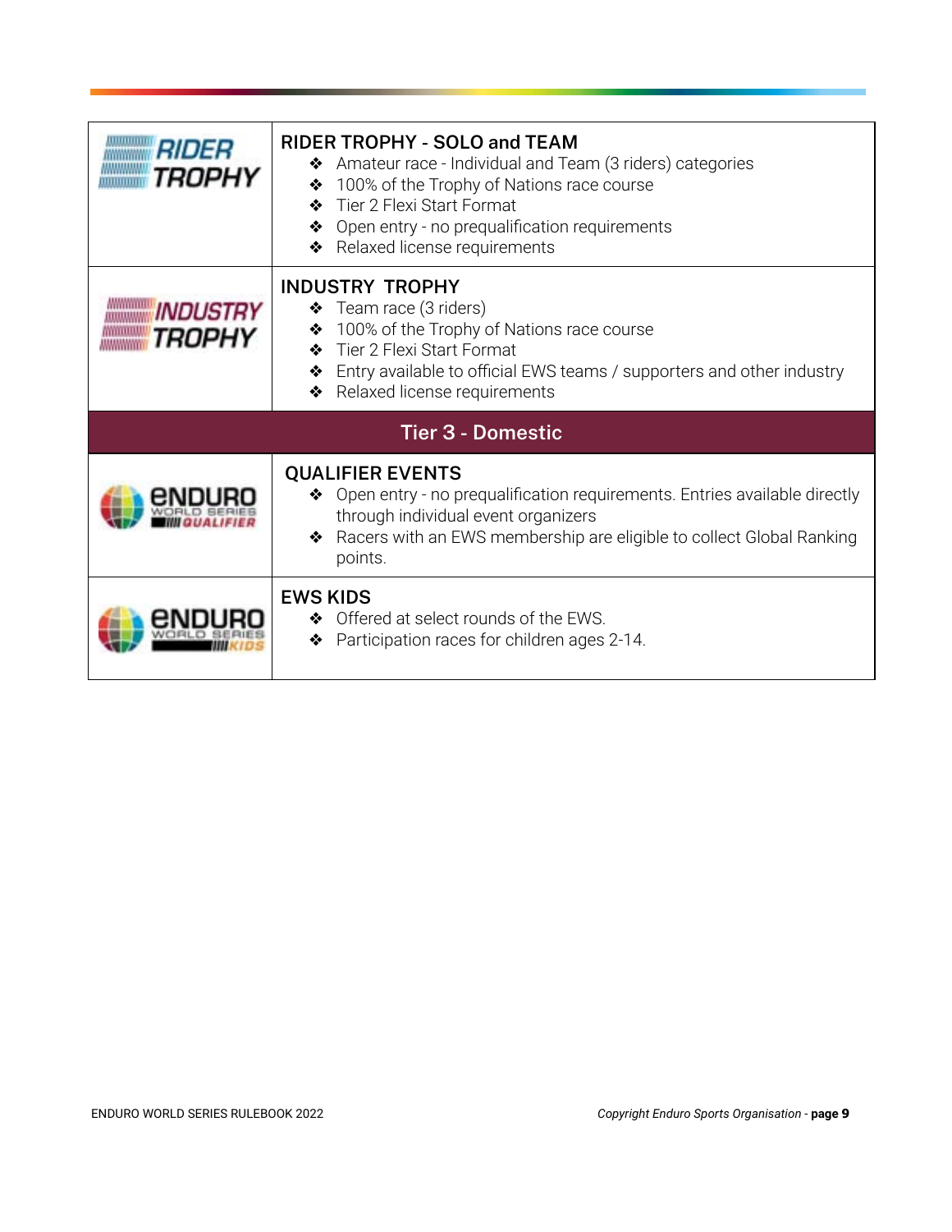| | |
|---|---|
| RIDER TROPHY | **RIDER TROPHY - SOLO and TEAM**<br>❖ Amateur race - Individual and Team (3 riders) categories<br>❖ 100% of the Trophy of Nations race course<br>❖ Tier 2 Flexi Start Format<br>❖ Open entry - no prequalification requirements<br>❖ Relaxed license requirements |
| INDUSTRY TROPHY | **INDUSTRY TROPHY**<br>❖ Team race (3 riders)<br>❖ 100% of the Trophy of Nations race course<br>❖ Tier 2 Flexi Start Format<br>❖ Entry available to official EWS teams / supporters and other industry<br>❖ Relaxed license requirements |
| **Tier 3 - Domestic** | |
| ENDURO WORLD SERIES QUALIFIER | **QUALIFIER EVENTS**<br>❖ Open entry - no prequalification requirements. Entries available directly through individual event organizers<br>❖ Racers with an EWS membership are eligible to collect Global Ranking points. |
| ENDURO WORLD SERIES KIDS | **EWS KIDS**<br>❖ Offered at select rounds of the EWS.<br>❖ Participation races for children ages 2-14. |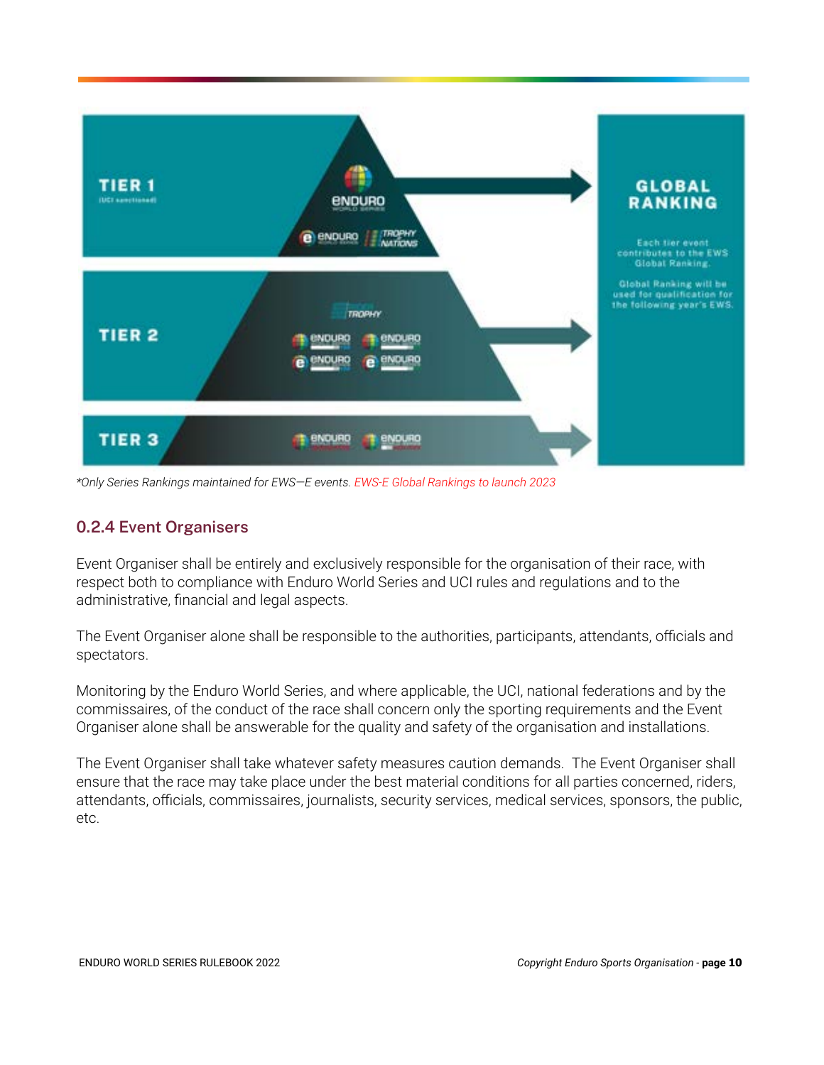TIER 1
(UCI sanctioned)

TIER 2

TIER 3

GLOBAL RANKING

Each tier event contributes to the EWS Global Ranking.

Global Ranking will be used for qualification for the following year's EWS.

*Only Series Rankings maintained for EWS—E events. EWS-E Global Rankings to launch 2023

### 0.2.4 Event Organisers

Event Organiser shall be entirely and exclusively responsible for the organisation of their race, with respect both to compliance with Enduro World Series and UCI rules and regulations and to the administrative, financial and legal aspects.

The Event Organiser alone shall be responsible to the authorities, participants, attendants, officials and spectators.

Monitoring by the Enduro World Series, and where applicable, the UCI, national federations and by the commissaires, of the conduct of the race shall concern only the sporting requirements and the Event Organiser alone shall be answerable for the quality and safety of the organisation and installations.

The Event Organiser shall take whatever safety measures caution demands. The Event Organiser shall ensure that the race may take place under the best material conditions for all parties concerned, riders, attendants, officials, commissaires, journalists, security services, medical services, sponsors, the public, etc.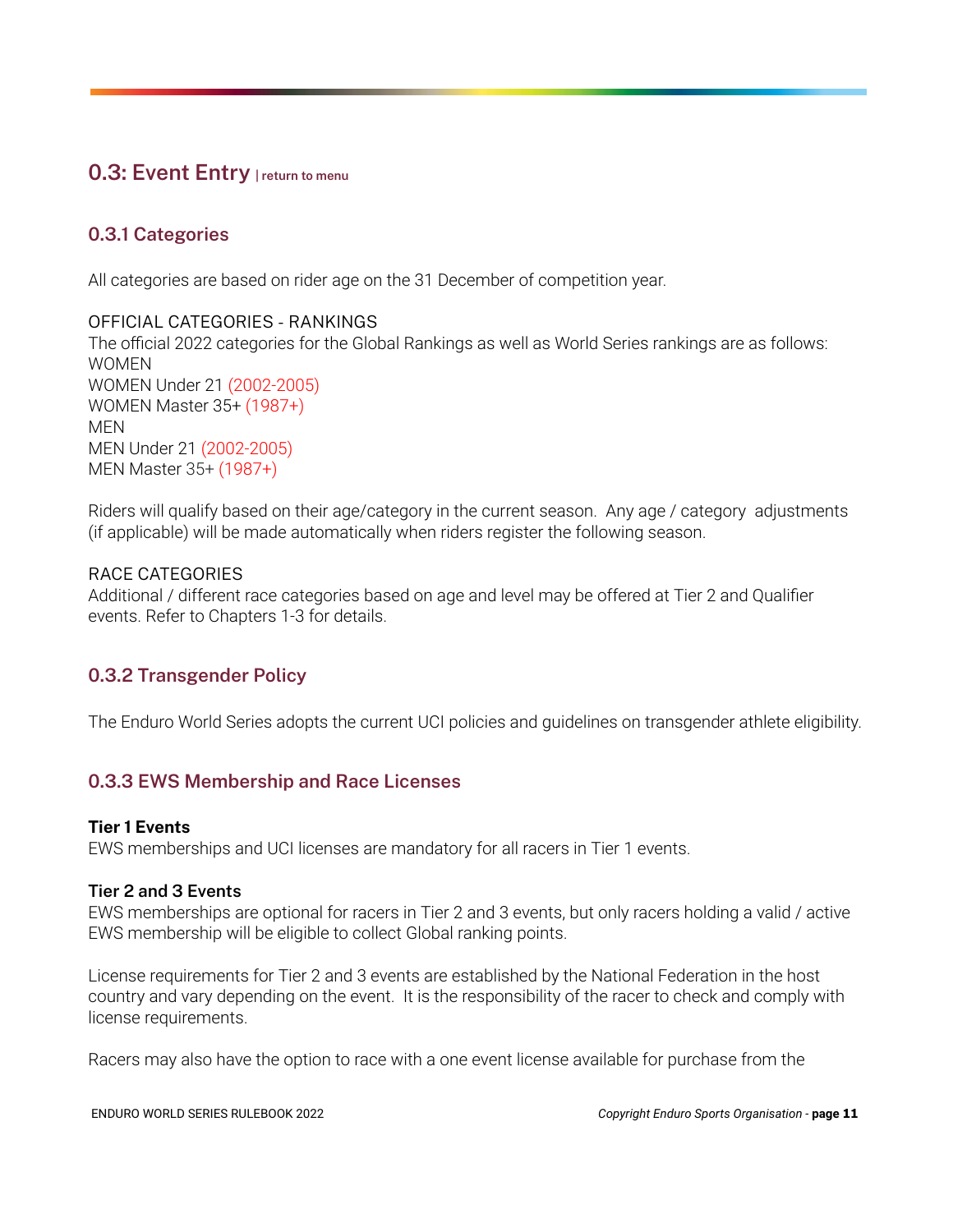## 0.3: Event Entry | return to menu

### 0.3.1 Categories

All categories are based on rider age on the 31 December of competition year.

OFFICIAL CATEGORIES - RANKINGS
The official 2022 categories for the Global Rankings as well as World Series rankings are as follows:
WOMEN
WOMEN Under 21 (2002-2005)
WOMEN Master 35+ (1987+)
MEN
MEN Under 21 (2002-2005)
MEN Master 35+ (1987+)

Riders will qualify based on their age/category in the current season. Any age / category adjustments (if applicable) will be made automatically when riders register the following season.

RACE CATEGORIES
Additional / different race categories based on age and level may be offered at Tier 2 and Qualifier events. Refer to Chapters 1-3 for details.

### 0.3.2 Transgender Policy

The Enduro World Series adopts the current UCI policies and guidelines on transgender athlete eligibility.

### 0.3.3 EWS Membership and Race Licenses

**Tier 1 Events**
EWS memberships and UCI licenses are mandatory for all racers in Tier 1 events.

**Tier 2 and 3 Events**
EWS memberships are optional for racers in Tier 2 and 3 events, but only racers holding a valid / active EWS membership will be eligible to collect Global ranking points.

License requirements for Tier 2 and 3 events are established by the National Federation in the host country and vary depending on the event. It is the responsibility of the racer to check and comply with license requirements.

Racers may also have the option to race with a one event license available for purchase from the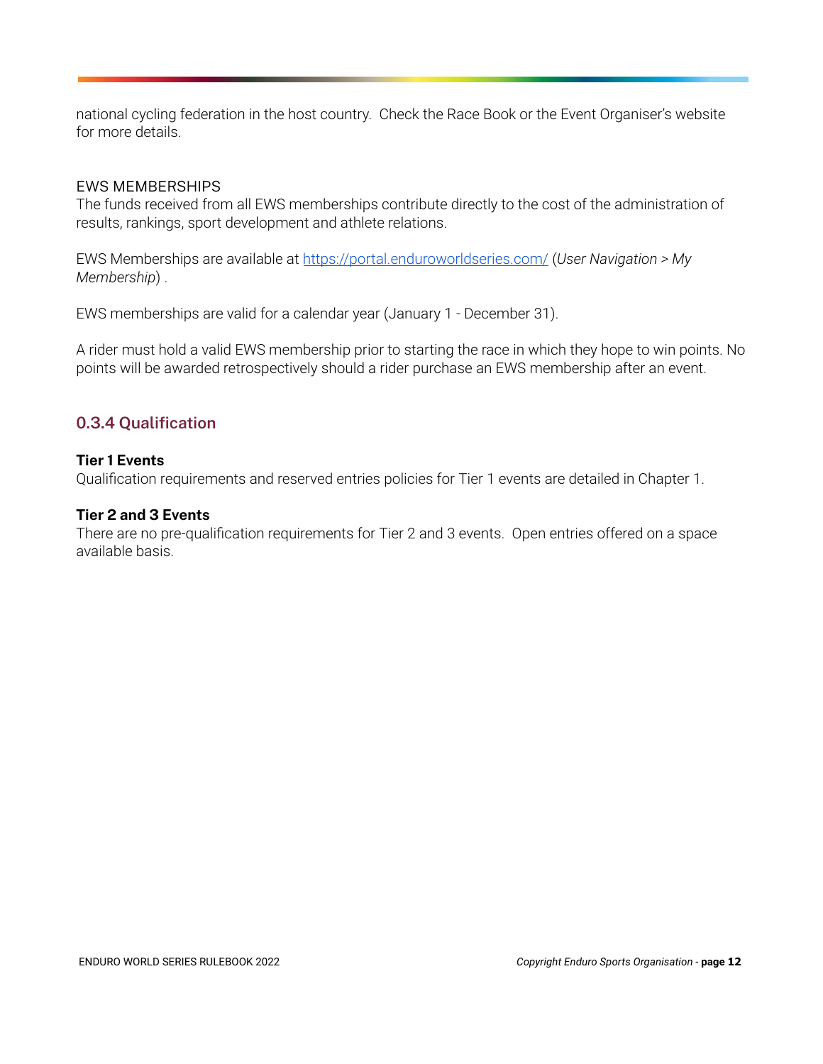national cycling federation in the host country. Check the Race Book or the Event Organiser's website for more details.

EWS MEMBERSHIPS

The funds received from all EWS memberships contribute directly to the cost of the administration of results, rankings, sport development and athlete relations.

EWS Memberships are available at [https://portal.enduroworldseries.com/](https://portal.enduroworldseries.com/) (*User Navigation > My Membership*) .

EWS memberships are valid for a calendar year (January 1 - December 31).

A rider must hold a valid EWS membership prior to starting the race in which they hope to win points. No points will be awarded retrospectively should a rider purchase an EWS membership after an event.

### 0.3.4 Qualification

**Tier 1 Events**

Qualification requirements and reserved entries policies for Tier 1 events are detailed in Chapter 1.

**Tier 2 and 3 Events**

There are no pre-qualification requirements for Tier 2 and 3 events. Open entries offered on a space available basis.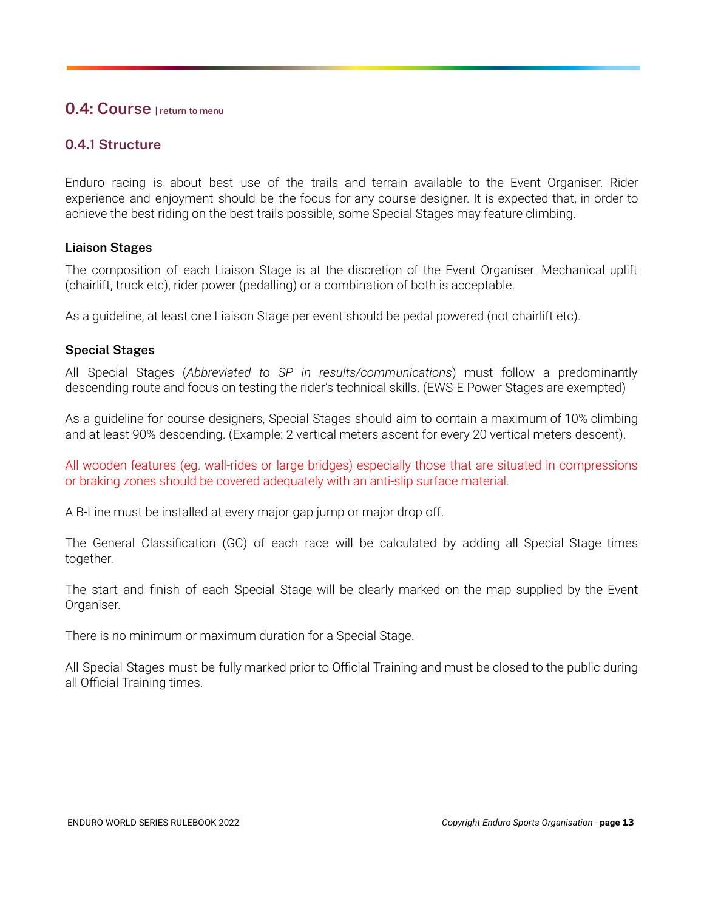## 0.4: Course | return to menu

### 0.4.1 Structure

Enduro racing is about best use of the trails and terrain available to the Event Organiser. Rider experience and enjoyment should be the focus for any course designer. It is expected that, in order to achieve the best riding on the best trails possible, some Special Stages may feature climbing.

**Liaison Stages**

The composition of each Liaison Stage is at the discretion of the Event Organiser. Mechanical uplift (chairlift, truck etc), rider power (pedalling) or a combination of both is acceptable.

As a guideline, at least one Liaison Stage per event should be pedal powered (not chairlift etc).

**Special Stages**

All Special Stages (*Abbreviated to SP in results/communications*) must follow a predominantly descending route and focus on testing the rider's technical skills. (EWS-E Power Stages are exempted)

As a guideline for course designers, Special Stages should aim to contain a maximum of 10% climbing and at least 90% descending. (Example: 2 vertical meters ascent for every 20 vertical meters descent).

All wooden features (eg. wall-rides or large bridges) especially those that are situated in compressions or braking zones should be covered adequately with an anti-slip surface material.

A B-Line must be installed at every major gap jump or major drop off.

The General Classification (GC) of each race will be calculated by adding all Special Stage times together.

The start and finish of each Special Stage will be clearly marked on the map supplied by the Event Organiser.

There is no minimum or maximum duration for a Special Stage.

All Special Stages must be fully marked prior to Official Training and must be closed to the public during all Official Training times.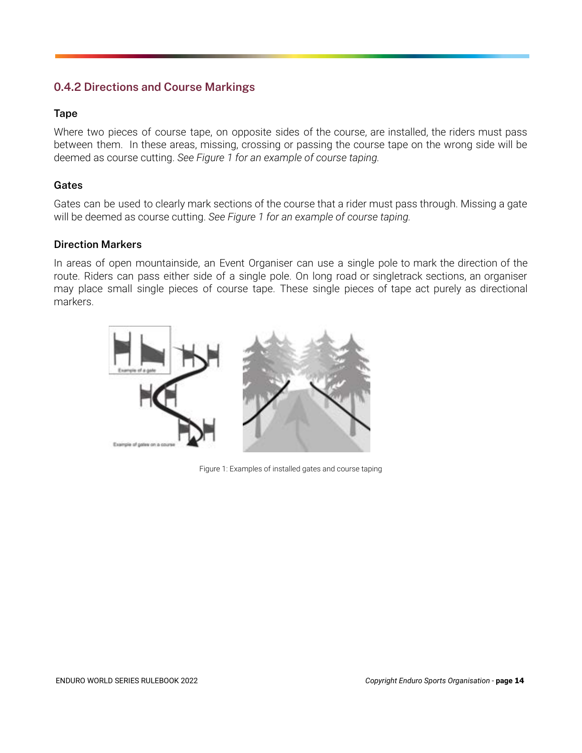### 0.4.2 Directions and Course Markings

#### Tape

Where two pieces of course tape, on opposite sides of the course, are installed, the riders must pass between them. In these areas, missing, crossing or passing the course tape on the wrong side will be deemed as course cutting. *See Figure 1 for an example of course taping.*

#### Gates

Gates can be used to clearly mark sections of the course that a rider must pass through. Missing a gate will be deemed as course cutting. *See Figure 1 for an example of course taping.*

#### Direction Markers

In areas of open mountainside, an Event Organiser can use a single pole to mark the direction of the route. Riders can pass either side of a single pole. On long road or singletrack sections, an organiser may place small single pieces of course tape. These single pieces of tape act purely as directional markers.

Figure 1: Examples of installed gates and course taping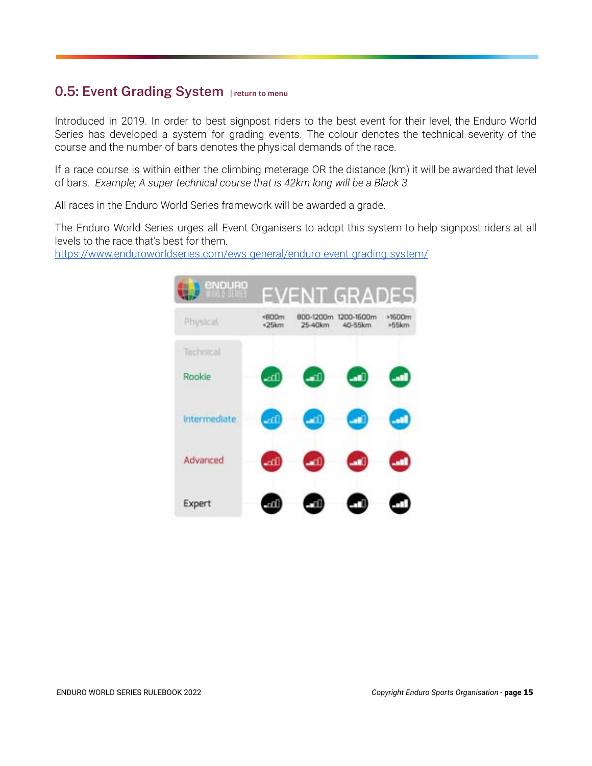## 0.5: Event Grading System | return to menu

Introduced in 2019. In order to best signpost riders to the best event for their level, the Enduro World Series has developed a system for grading events. The colour denotes the technical severity of the course and the number of bars denotes the physical demands of the race.

If a race course is within either the climbing meterage OR the distance (km) it will be awarded that level of bars. *Example; A super technical course that is 42km long will be a Black 3.*

All races in the Enduro World Series framework will be awarded a grade.

The Enduro World Series urges all Event Organisers to adopt this system to help signpost riders at all levels to the race that's best for them.
[https://www.enduroworldseries.com/ews-general/enduro-event-grading-system/](https://www.enduroworldseries.com/ews-general/enduro-event-grading-system/)

**ENDURO WORLD SERIES – EVENT GRADES**

| Physical / Technical | <800m <25km | 800-1200m 25-40km | 1200-1600m 40-55km | >1600m >55km |
|---|---|---|---|---|
| Rookie | Green 1 | Green 2 | Green 3 | Green 4 |
| Intermediate | Blue 1 | Blue 2 | Blue 3 | Blue 4 |
| Advanced | Red 1 | Red 2 | Red 3 | Red 4 |
| Expert | Black 1 | Black 2 | Black 3 | Black 4 |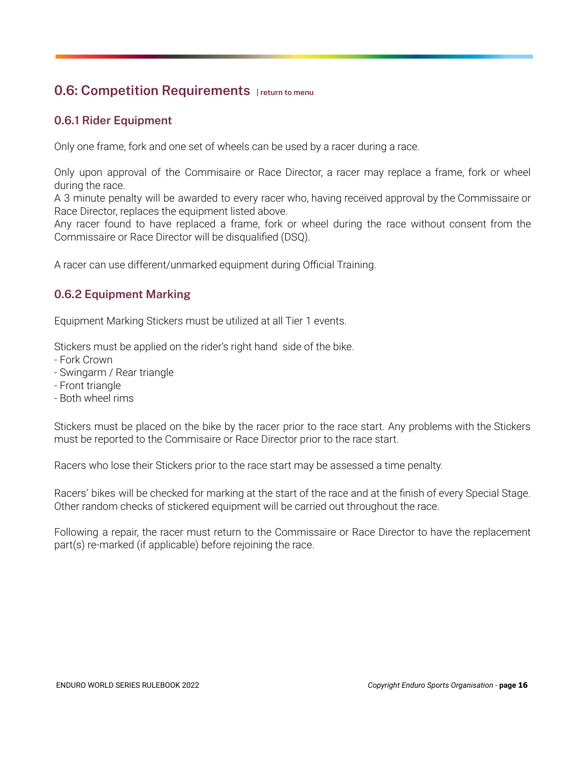## 0.6: Competition Requirements | return to menu

### 0.6.1 Rider Equipment

Only one frame, fork and one set of wheels can be used by a racer during a race.

Only upon approval of the Commisaire or Race Director, a racer may replace a frame, fork or wheel during the race.
A 3 minute penalty will be awarded to every racer who, having received approval by the Commissaire or Race Director, replaces the equipment listed above.
Any racer found to have replaced a frame, fork or wheel during the race without consent from the Commissaire or Race Director will be disqualified (DSQ).

A racer can use different/unmarked equipment during Official Training.

### 0.6.2 Equipment Marking

Equipment Marking Stickers must be utilized at all Tier 1 events.

Stickers must be applied on the rider's right hand side of the bike.
- Fork Crown
- Swingarm / Rear triangle
- Front triangle
- Both wheel rims

Stickers must be placed on the bike by the racer prior to the race start. Any problems with the Stickers must be reported to the Commisaire or Race Director prior to the race start.

Racers who lose their Stickers prior to the race start may be assessed a time penalty.

Racers' bikes will be checked for marking at the start of the race and at the finish of every Special Stage. Other random checks of stickered equipment will be carried out throughout the race.

Following a repair, the racer must return to the Commissaire or Race Director to have the replacement part(s) re-marked (if applicable) before rejoining the race.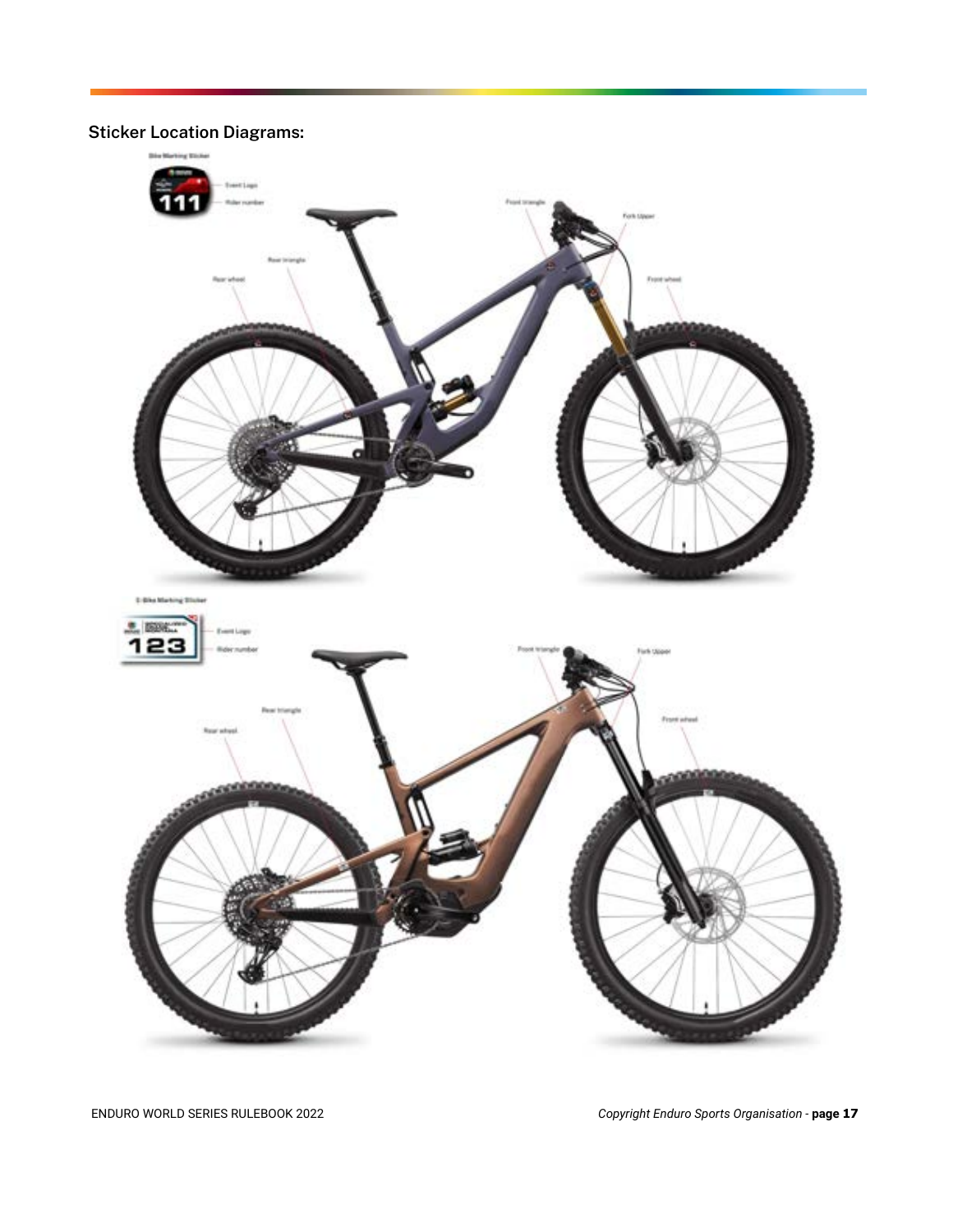## Sticker Location Diagrams:

Bike Marking Sticker

- Event Logo
- Rider number

Front triangle

Fork Upper

Rear triangle

Rear wheel

Front wheel

E-Bike Marking Sticker

- Event Logo
- Rider number

Front triangle

Fork Upper

Rear triangle

Rear wheel

Front wheel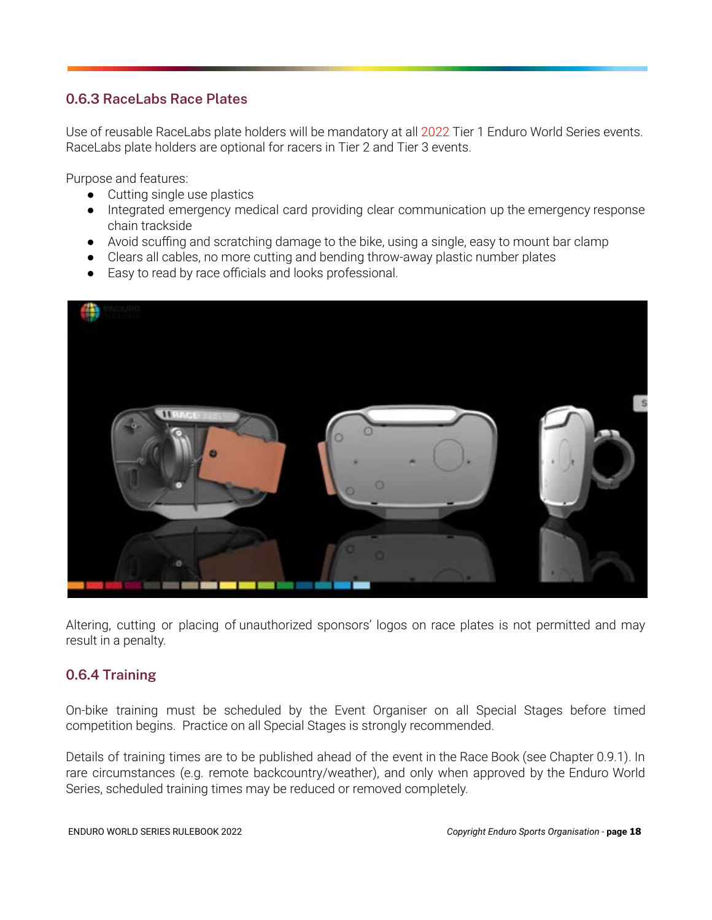## 0.6.3 RaceLabs Race Plates

Use of reusable RaceLabs plate holders will be mandatory at all 2022 Tier 1 Enduro World Series events. RaceLabs plate holders are optional for racers in Tier 2 and Tier 3 events.

Purpose and features:

- Cutting single use plastics
- Integrated emergency medical card providing clear communication up the emergency response chain trackside
- Avoid scuffing and scratching damage to the bike, using a single, easy to mount bar clamp
- Clears all cables, no more cutting and bending throw-away plastic number plates
- Easy to read by race officials and looks professional.

Altering, cutting or placing of unauthorized sponsors' logos on race plates is not permitted and may result in a penalty.

## 0.6.4 Training

On-bike training must be scheduled by the Event Organiser on all Special Stages before timed competition begins. Practice on all Special Stages is strongly recommended.

Details of training times are to be published ahead of the event in the Race Book (see Chapter 0.9.1). In rare circumstances (e.g. remote backcountry/weather), and only when approved by the Enduro World Series, scheduled training times may be reduced or removed completely.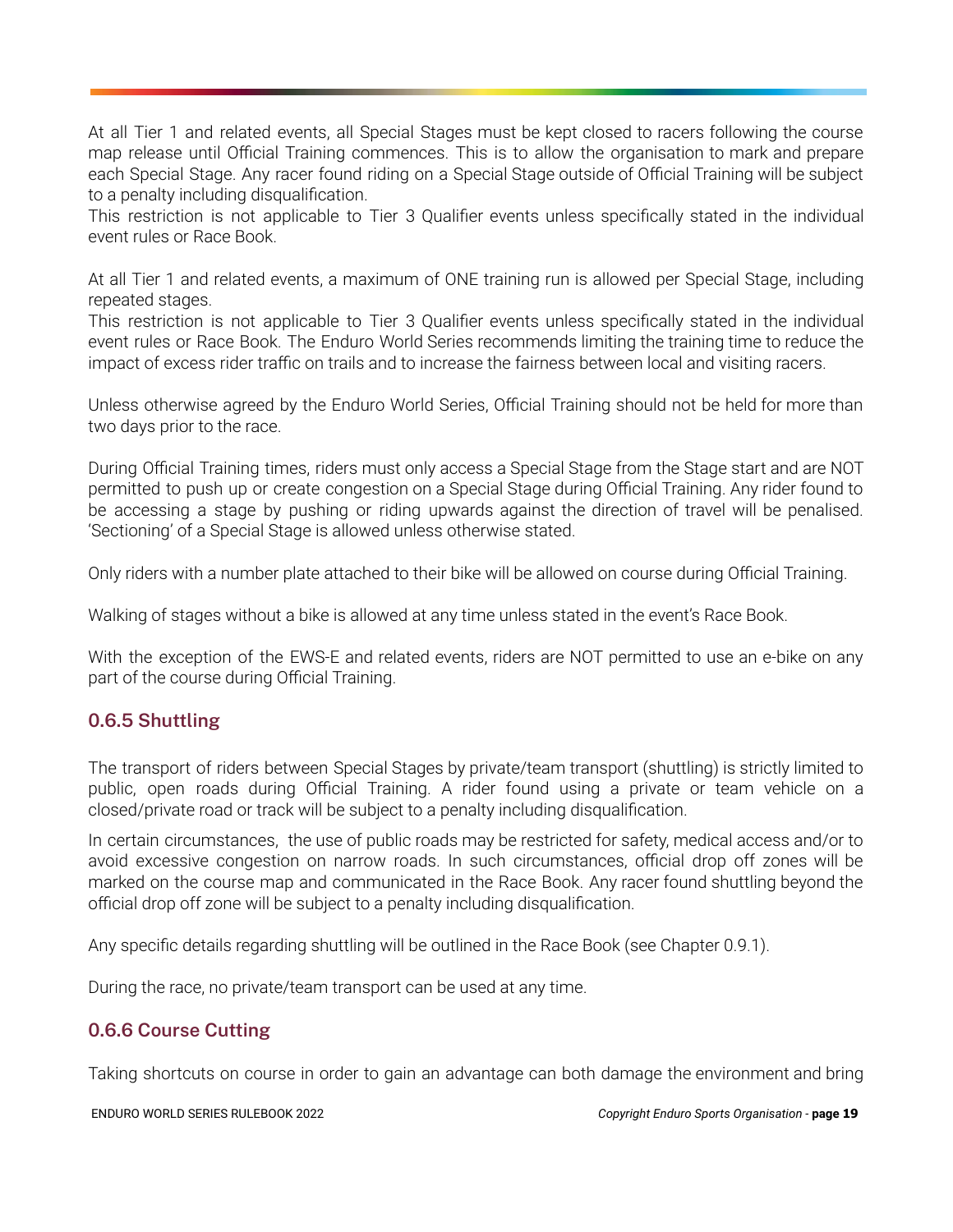At all Tier 1 and related events, all Special Stages must be kept closed to racers following the course map release until Official Training commences. This is to allow the organisation to mark and prepare each Special Stage. Any racer found riding on a Special Stage outside of Official Training will be subject to a penalty including disqualification.
This restriction is not applicable to Tier 3 Qualifier events unless specifically stated in the individual event rules or Race Book.

At all Tier 1 and related events, a maximum of ONE training run is allowed per Special Stage, including repeated stages.
This restriction is not applicable to Tier 3 Qualifier events unless specifically stated in the individual event rules or Race Book. The Enduro World Series recommends limiting the training time to reduce the impact of excess rider traffic on trails and to increase the fairness between local and visiting racers.

Unless otherwise agreed by the Enduro World Series, Official Training should not be held for more than two days prior to the race.

During Official Training times, riders must only access a Special Stage from the Stage start and are NOT permitted to push up or create congestion on a Special Stage during Official Training. Any rider found to be accessing a stage by pushing or riding upwards against the direction of travel will be penalised. 'Sectioning' of a Special Stage is allowed unless otherwise stated.

Only riders with a number plate attached to their bike will be allowed on course during Official Training.

Walking of stages without a bike is allowed at any time unless stated in the event's Race Book.

With the exception of the EWS-E and related events, riders are NOT permitted to use an e-bike on any part of the course during Official Training.

### 0.6.5 Shuttling

The transport of riders between Special Stages by private/team transport (shuttling) is strictly limited to public, open roads during Official Training. A rider found using a private or team vehicle on a closed/private road or track will be subject to a penalty including disqualification.

In certain circumstances, the use of public roads may be restricted for safety, medical access and/or to avoid excessive congestion on narrow roads. In such circumstances, official drop off zones will be marked on the course map and communicated in the Race Book. Any racer found shuttling beyond the official drop off zone will be subject to a penalty including disqualification.

Any specific details regarding shuttling will be outlined in the Race Book (see Chapter 0.9.1).

During the race, no private/team transport can be used at any time.

### 0.6.6 Course Cutting

Taking shortcuts on course in order to gain an advantage can both damage the environment and bring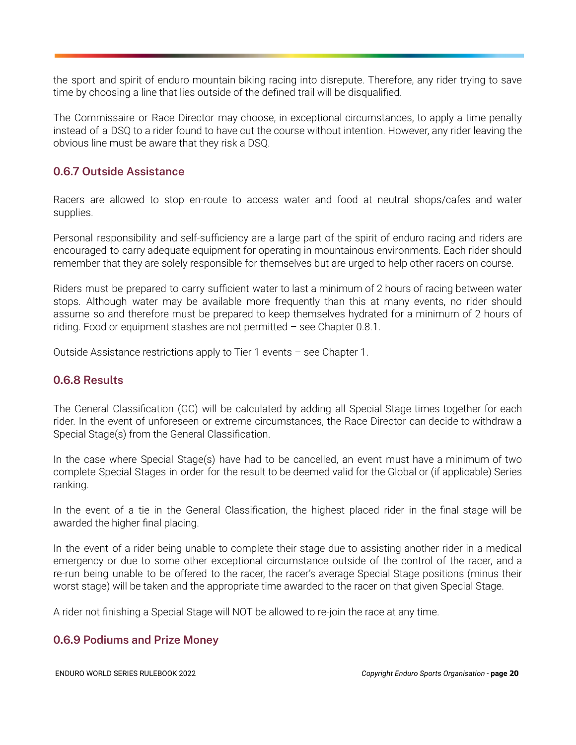the sport and spirit of enduro mountain biking racing into disrepute. Therefore, any rider trying to save time by choosing a line that lies outside of the defined trail will be disqualified.

The Commissaire or Race Director may choose, in exceptional circumstances, to apply a time penalty instead of a DSQ to a rider found to have cut the course without intention. However, any rider leaving the obvious line must be aware that they risk a DSQ.

### 0.6.7 Outside Assistance

Racers are allowed to stop en-route to access water and food at neutral shops/cafes and water supplies.

Personal responsibility and self-sufficiency are a large part of the spirit of enduro racing and riders are encouraged to carry adequate equipment for operating in mountainous environments. Each rider should remember that they are solely responsible for themselves but are urged to help other racers on course.

Riders must be prepared to carry sufficient water to last a minimum of 2 hours of racing between water stops. Although water may be available more frequently than this at many events, no rider should assume so and therefore must be prepared to keep themselves hydrated for a minimum of 2 hours of riding. Food or equipment stashes are not permitted – see Chapter 0.8.1.

Outside Assistance restrictions apply to Tier 1 events – see Chapter 1.

### 0.6.8 Results

The General Classification (GC) will be calculated by adding all Special Stage times together for each rider. In the event of unforeseen or extreme circumstances, the Race Director can decide to withdraw a Special Stage(s) from the General Classification.

In the case where Special Stage(s) have had to be cancelled, an event must have a minimum of two complete Special Stages in order for the result to be deemed valid for the Global or (if applicable) Series ranking.

In the event of a tie in the General Classification, the highest placed rider in the final stage will be awarded the higher final placing.

In the event of a rider being unable to complete their stage due to assisting another rider in a medical emergency or due to some other exceptional circumstance outside of the control of the racer, and a re-run being unable to be offered to the racer, the racer's average Special Stage positions (minus their worst stage) will be taken and the appropriate time awarded to the racer on that given Special Stage.

A rider not finishing a Special Stage will NOT be allowed to re-join the race at any time.

### 0.6.9 Podiums and Prize Money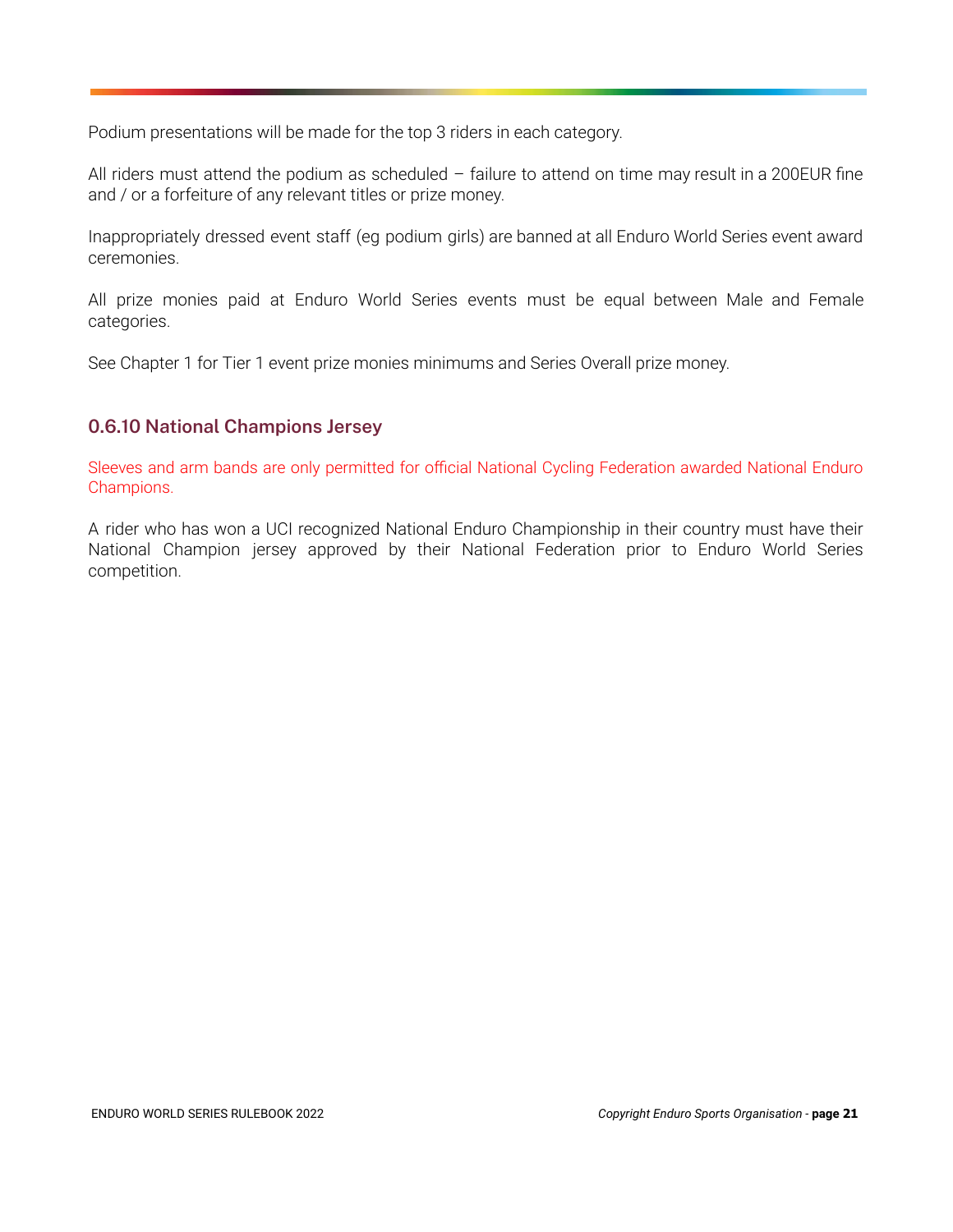Podium presentations will be made for the top 3 riders in each category.

All riders must attend the podium as scheduled – failure to attend on time may result in a 200EUR fine and / or a forfeiture of any relevant titles or prize money.

Inappropriately dressed event staff (eg podium girls) are banned at all Enduro World Series event award ceremonies.

All prize monies paid at Enduro World Series events must be equal between Male and Female categories.

See Chapter 1 for Tier 1 event prize monies minimums and Series Overall prize money.

### 0.6.10 National Champions Jersey

Sleeves and arm bands are only permitted for official National Cycling Federation awarded National Enduro Champions.

A rider who has won a UCI recognized National Enduro Championship in their country must have their National Champion jersey approved by their National Federation prior to Enduro World Series competition.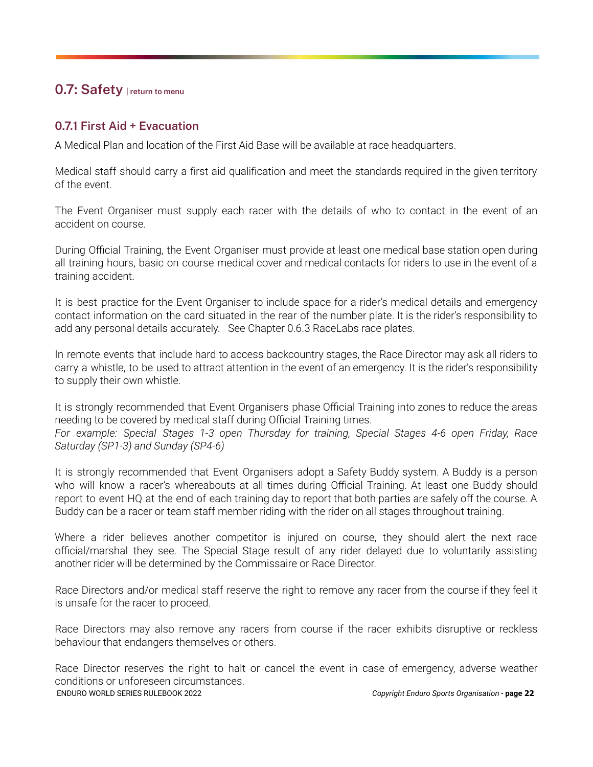## 0.7: Safety | return to menu

### 0.7.1 First Aid + Evacuation

A Medical Plan and location of the First Aid Base will be available at race headquarters.

Medical staff should carry a first aid qualification and meet the standards required in the given territory of the event.

The Event Organiser must supply each racer with the details of who to contact in the event of an accident on course.

During Official Training, the Event Organiser must provide at least one medical base station open during all training hours, basic on course medical cover and medical contacts for riders to use in the event of a training accident.

It is best practice for the Event Organiser to include space for a rider's medical details and emergency contact information on the card situated in the rear of the number plate. It is the rider's responsibility to add any personal details accurately. See Chapter 0.6.3 RaceLabs race plates.

In remote events that include hard to access backcountry stages, the Race Director may ask all riders to carry a whistle, to be used to attract attention in the event of an emergency. It is the rider's responsibility to supply their own whistle.

It is strongly recommended that Event Organisers phase Official Training into zones to reduce the areas needing to be covered by medical staff during Official Training times.
*For example: Special Stages 1-3 open Thursday for training, Special Stages 4-6 open Friday, Race Saturday (SP1-3) and Sunday (SP4-6)*

It is strongly recommended that Event Organisers adopt a Safety Buddy system. A Buddy is a person who will know a racer's whereabouts at all times during Official Training. At least one Buddy should report to event HQ at the end of each training day to report that both parties are safely off the course. A Buddy can be a racer or team staff member riding with the rider on all stages throughout training.

Where a rider believes another competitor is injured on course, they should alert the next race official/marshal they see. The Special Stage result of any rider delayed due to voluntarily assisting another rider will be determined by the Commissaire or Race Director.

Race Directors and/or medical staff reserve the right to remove any racer from the course if they feel it is unsafe for the racer to proceed.

Race Directors may also remove any racers from course if the racer exhibits disruptive or reckless behaviour that endangers themselves or others.

Race Director reserves the right to halt or cancel the event in case of emergency, adverse weather conditions or unforeseen circumstances.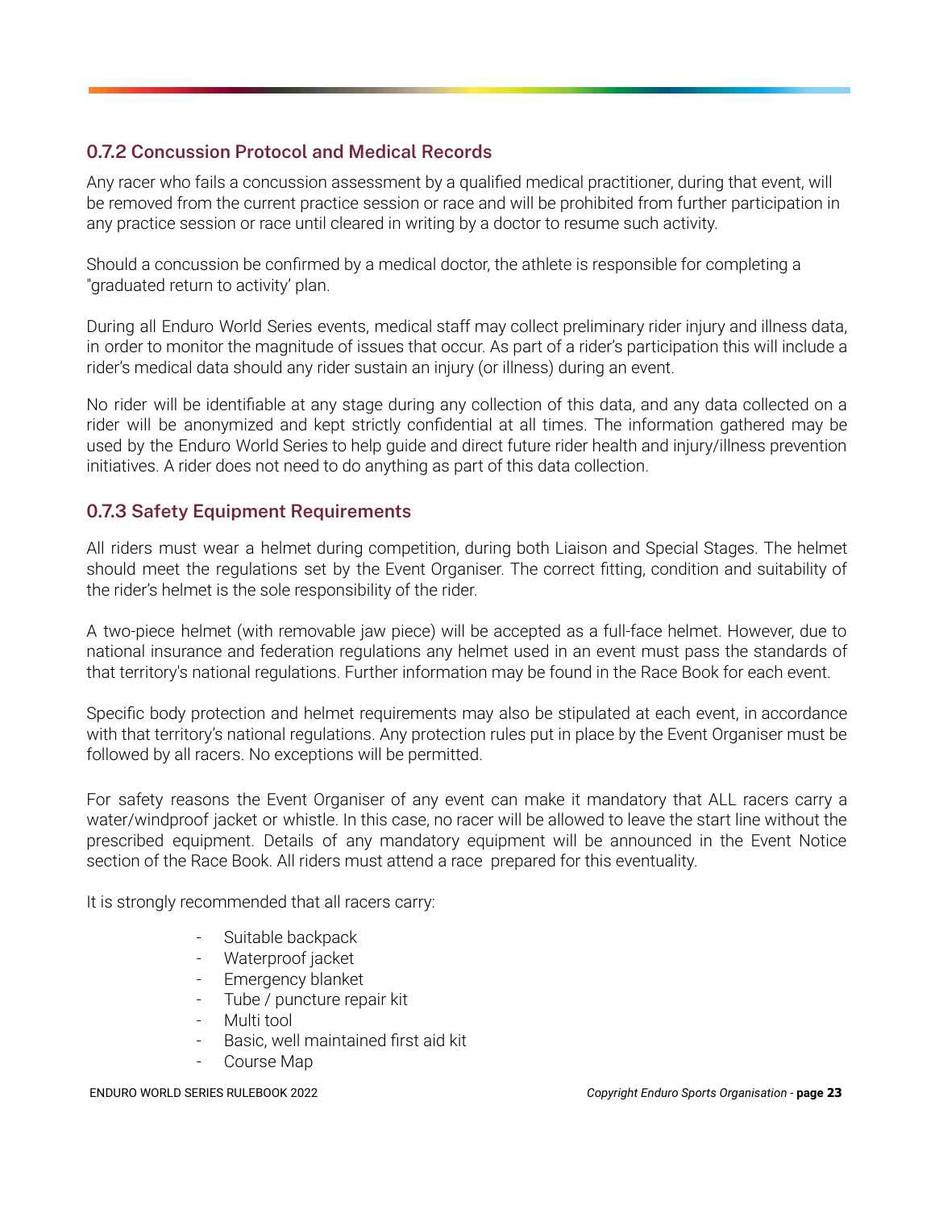### 0.7.2 Concussion Protocol and Medical Records

Any racer who fails a concussion assessment by a qualified medical practitioner, during that event, will be removed from the current practice session or race and will be prohibited from further participation in any practice session or race until cleared in writing by a doctor to resume such activity.

Should a concussion be confirmed by a medical doctor, the athlete is responsible for completing a "graduated return to activity' plan.

During all Enduro World Series events, medical staff may collect preliminary rider injury and illness data, in order to monitor the magnitude of issues that occur. As part of a rider's participation this will include a rider's medical data should any rider sustain an injury (or illness) during an event.

No rider will be identifiable at any stage during any collection of this data, and any data collected on a rider will be anonymized and kept strictly confidential at all times. The information gathered may be used by the Enduro World Series to help guide and direct future rider health and injury/illness prevention initiatives. A rider does not need to do anything as part of this data collection.

### 0.7.3 Safety Equipment Requirements

All riders must wear a helmet during competition, during both Liaison and Special Stages. The helmet should meet the regulations set by the Event Organiser. The correct fitting, condition and suitability of the rider's helmet is the sole responsibility of the rider.

A two-piece helmet (with removable jaw piece) will be accepted as a full-face helmet. However, due to national insurance and federation regulations any helmet used in an event must pass the standards of that territory's national regulations. Further information may be found in the Race Book for each event.

Specific body protection and helmet requirements may also be stipulated at each event, in accordance with that territory's national regulations. Any protection rules put in place by the Event Organiser must be followed by all racers. No exceptions will be permitted.

For safety reasons the Event Organiser of any event can make it mandatory that ALL racers carry a water/windproof jacket or whistle. In this case, no racer will be allowed to leave the start line without the prescribed equipment. Details of any mandatory equipment will be announced in the Event Notice section of the Race Book. All riders must attend a race prepared for this eventuality.

It is strongly recommended that all racers carry:

- Suitable backpack
- Waterproof jacket
- Emergency blanket
- Tube / puncture repair kit
- Multi tool
- Basic, well maintained first aid kit
- Course Map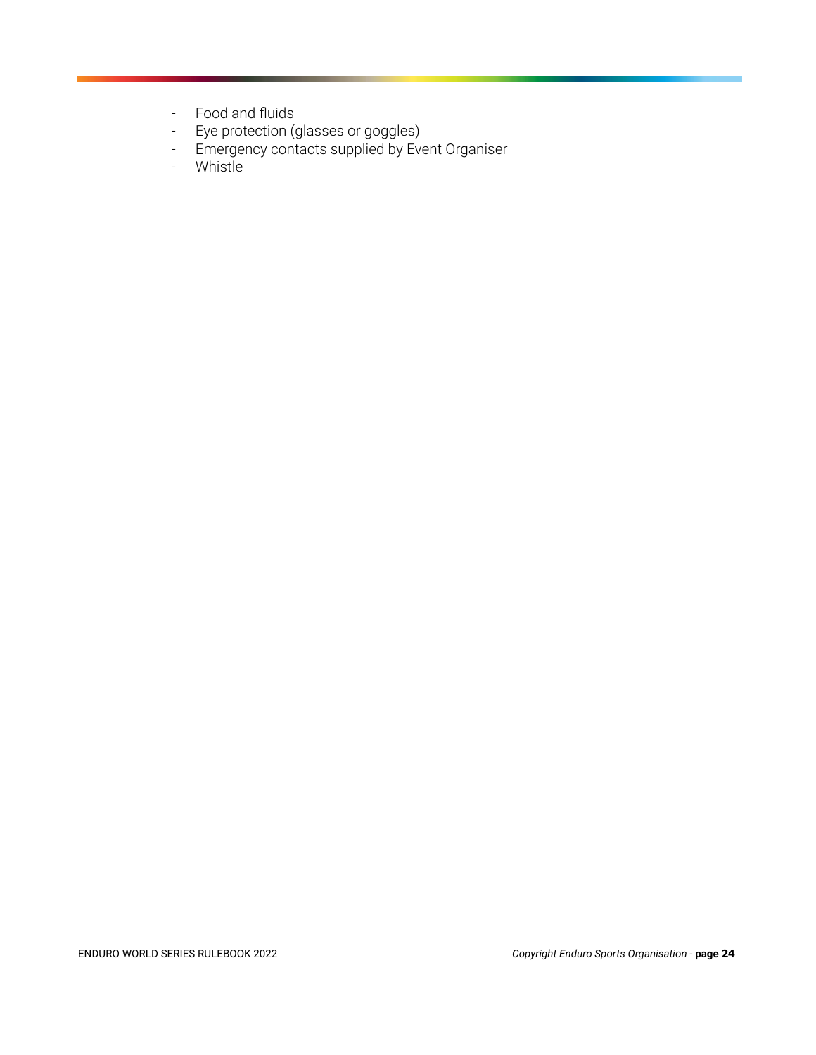- Food and fluids
- Eye protection (glasses or goggles)
- Emergency contacts supplied by Event Organiser
- Whistle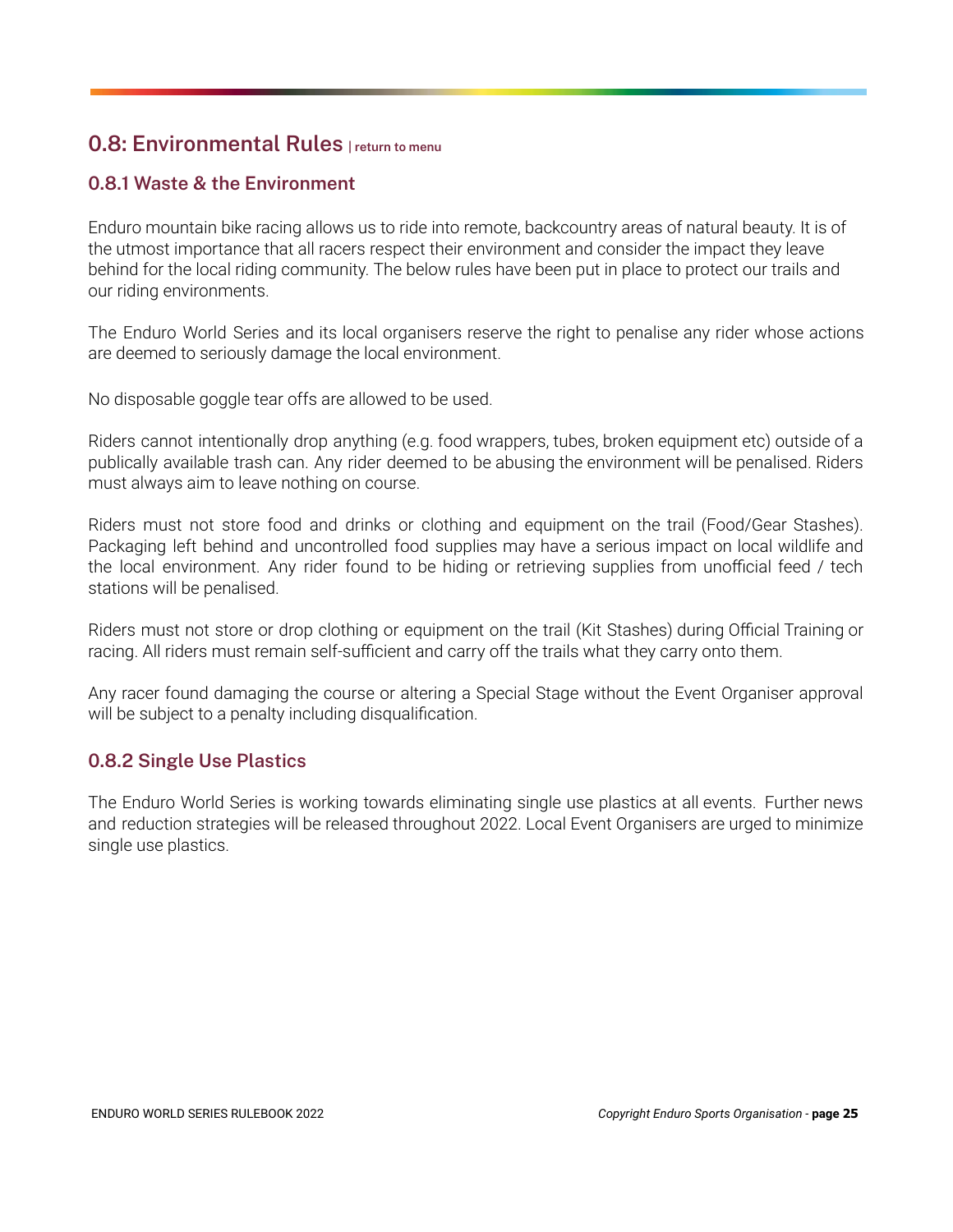## 0.8: Environmental Rules | return to menu

### 0.8.1 Waste & the Environment

Enduro mountain bike racing allows us to ride into remote, backcountry areas of natural beauty. It is of the utmost importance that all racers respect their environment and consider the impact they leave behind for the local riding community. The below rules have been put in place to protect our trails and our riding environments.

The Enduro World Series and its local organisers reserve the right to penalise any rider whose actions are deemed to seriously damage the local environment.

No disposable goggle tear offs are allowed to be used.

Riders cannot intentionally drop anything (e.g. food wrappers, tubes, broken equipment etc) outside of a publically available trash can. Any rider deemed to be abusing the environment will be penalised. Riders must always aim to leave nothing on course.

Riders must not store food and drinks or clothing and equipment on the trail (Food/Gear Stashes). Packaging left behind and uncontrolled food supplies may have a serious impact on local wildlife and the local environment. Any rider found to be hiding or retrieving supplies from unofficial feed / tech stations will be penalised.

Riders must not store or drop clothing or equipment on the trail (Kit Stashes) during Official Training or racing. All riders must remain self-sufficient and carry off the trails what they carry onto them.

Any racer found damaging the course or altering a Special Stage without the Event Organiser approval will be subject to a penalty including disqualification.

### 0.8.2 Single Use Plastics

The Enduro World Series is working towards eliminating single use plastics at all events. Further news and reduction strategies will be released throughout 2022. Local Event Organisers are urged to minimize single use plastics.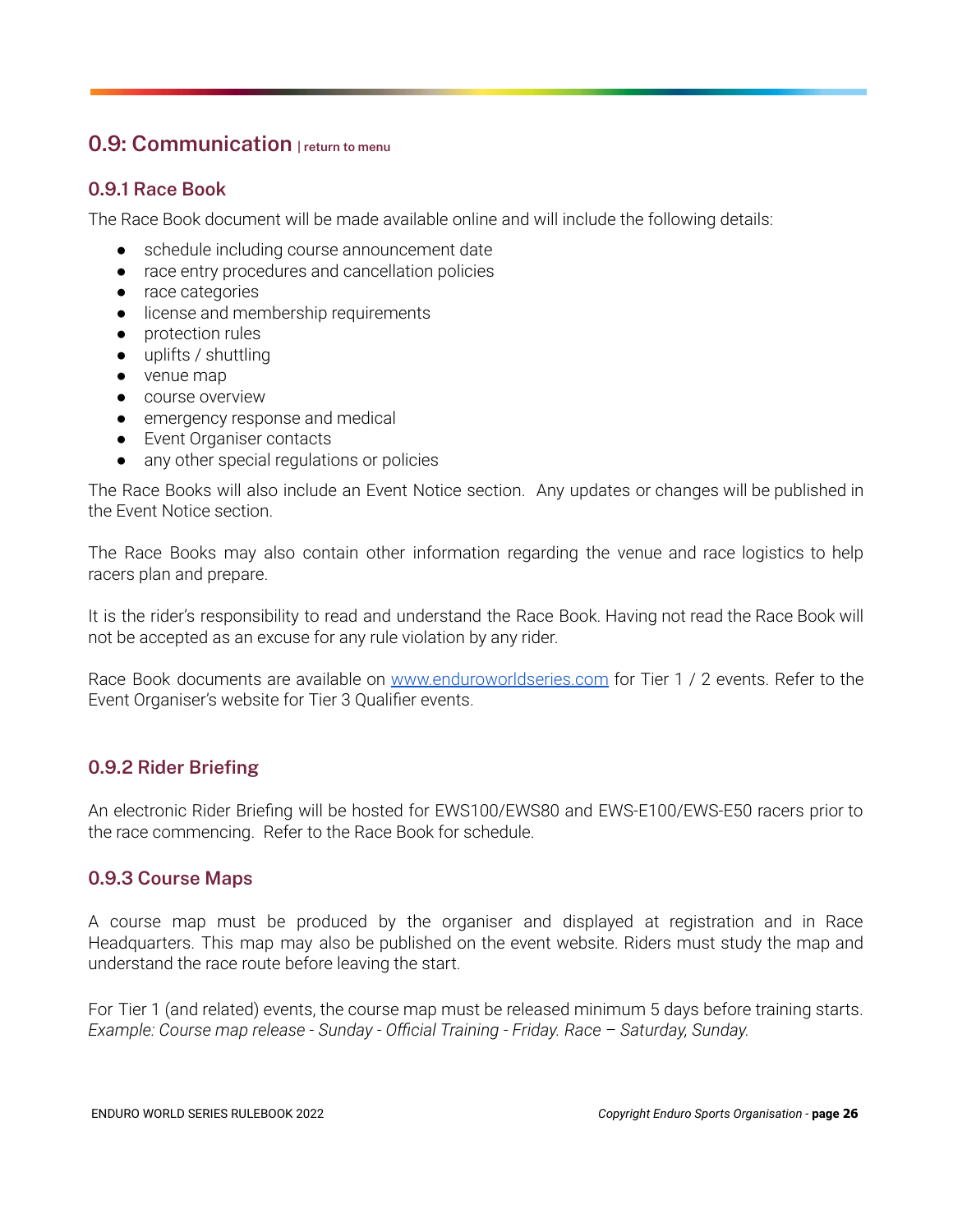## 0.9: Communication | return to menu

### 0.9.1 Race Book

The Race Book document will be made available online and will include the following details:

- schedule including course announcement date
- race entry procedures and cancellation policies
- race categories
- license and membership requirements
- protection rules
- uplifts / shuttling
- venue map
- course overview
- emergency response and medical
- Event Organiser contacts
- any other special regulations or policies

The Race Books will also include an Event Notice section. Any updates or changes will be published in the Event Notice section.

The Race Books may also contain other information regarding the venue and race logistics to help racers plan and prepare.

It is the rider's responsibility to read and understand the Race Book. Having not read the Race Book will not be accepted as an excuse for any rule violation by any rider.

Race Book documents are available on [www.enduroworldseries.com](http://www.enduroworldseries.com) for Tier 1 / 2 events. Refer to the Event Organiser's website for Tier 3 Qualifier events.

### 0.9.2 Rider Briefing

An electronic Rider Briefing will be hosted for EWS100/EWS80 and EWS-E100/EWS-E50 racers prior to the race commencing. Refer to the Race Book for schedule.

### 0.9.3 Course Maps

A course map must be produced by the organiser and displayed at registration and in Race Headquarters. This map may also be published on the event website. Riders must study the map and understand the race route before leaving the start.

For Tier 1 (and related) events, the course map must be released minimum 5 days before training starts. *Example: Course map release - Sunday - Official Training - Friday. Race – Saturday, Sunday.*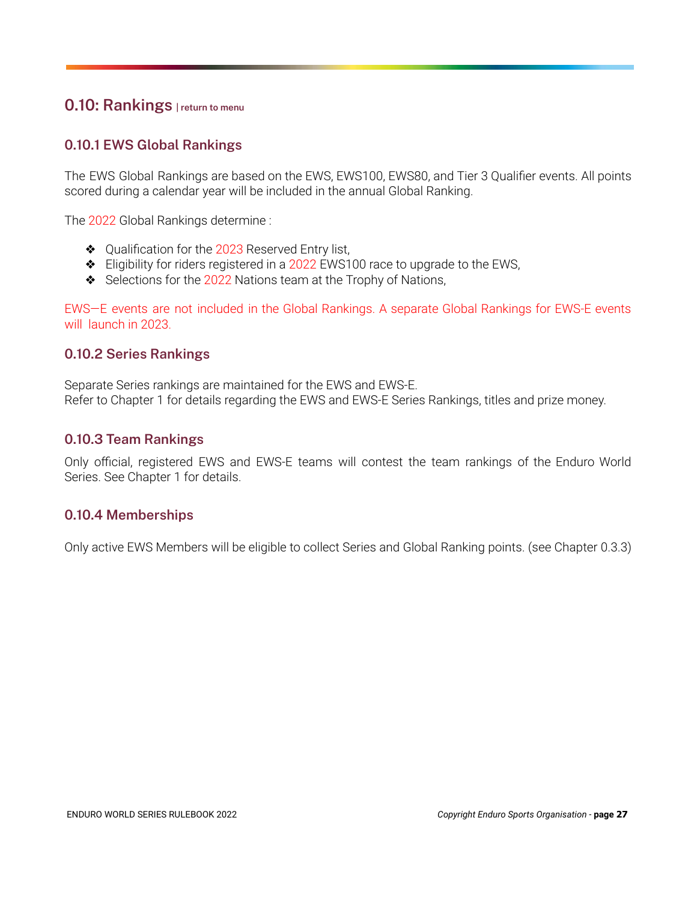## 0.10: Rankings | return to menu

### 0.10.1 EWS Global Rankings

The EWS Global Rankings are based on the EWS, EWS100, EWS80, and Tier 3 Qualifier events. All points scored during a calendar year will be included in the annual Global Ranking.

The 2022 Global Rankings determine :

- ❖ Qualification for the 2023 Reserved Entry list,
- ❖ Eligibility for riders registered in a 2022 EWS100 race to upgrade to the EWS,
- ❖ Selections for the 2022 Nations team at the Trophy of Nations,

EWS—E events are not included in the Global Rankings. A separate Global Rankings for EWS-E events will launch in 2023.

### 0.10.2 Series Rankings

Separate Series rankings are maintained for the EWS and EWS-E.
Refer to Chapter 1 for details regarding the EWS and EWS-E Series Rankings, titles and prize money.

### 0.10.3 Team Rankings

Only official, registered EWS and EWS-E teams will contest the team rankings of the Enduro World Series. See Chapter 1 for details.

### 0.10.4 Memberships

Only active EWS Members will be eligible to collect Series and Global Ranking points. (see Chapter 0.3.3)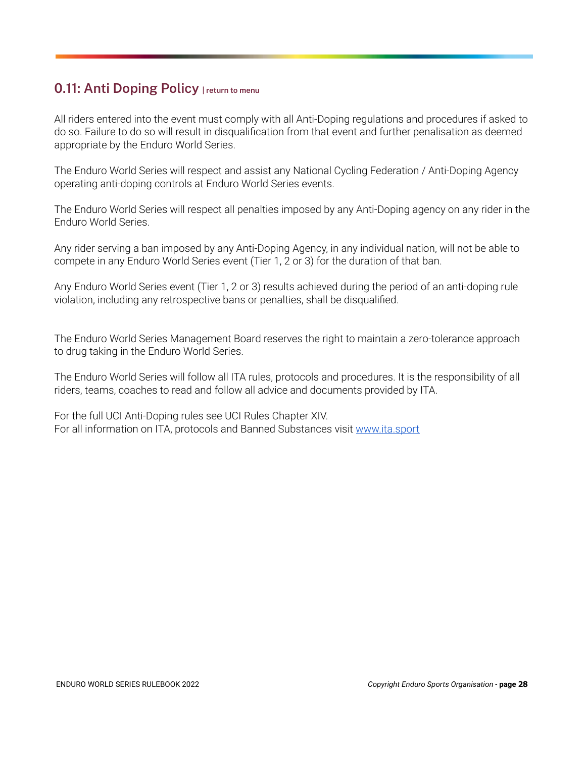## 0.11: Anti Doping Policy | return to menu

All riders entered into the event must comply with all Anti-Doping regulations and procedures if asked to do so. Failure to do so will result in disqualification from that event and further penalisation as deemed appropriate by the Enduro World Series.

The Enduro World Series will respect and assist any National Cycling Federation / Anti-Doping Agency operating anti-doping controls at Enduro World Series events.

The Enduro World Series will respect all penalties imposed by any Anti-Doping agency on any rider in the Enduro World Series.

Any rider serving a ban imposed by any Anti-Doping Agency, in any individual nation, will not be able to compete in any Enduro World Series event (Tier 1, 2 or 3) for the duration of that ban.

Any Enduro World Series event (Tier 1, 2 or 3) results achieved during the period of an anti-doping rule violation, including any retrospective bans or penalties, shall be disqualified.

The Enduro World Series Management Board reserves the right to maintain a zero-tolerance approach to drug taking in the Enduro World Series.

The Enduro World Series will follow all ITA rules, protocols and procedures. It is the responsibility of all riders, teams, coaches to read and follow all advice and documents provided by ITA.

For the full UCI Anti-Doping rules see UCI Rules Chapter XIV.
For all information on ITA, protocols and Banned Substances visit [www.ita.sport](http://www.ita.sport)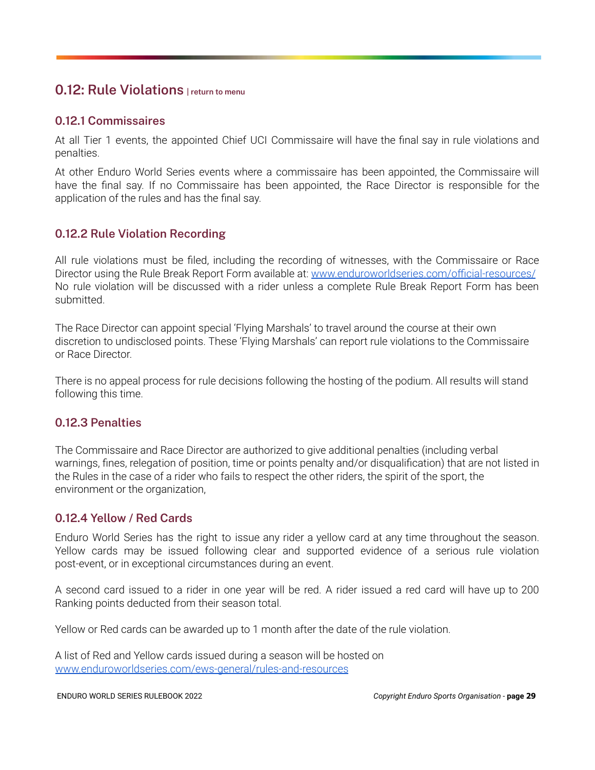## 0.12: Rule Violations | return to menu

### 0.12.1 Commissaires

At all Tier 1 events, the appointed Chief UCI Commissaire will have the final say in rule violations and penalties.

At other Enduro World Series events where a commissaire has been appointed, the Commissaire will have the final say. If no Commissaire has been appointed, the Race Director is responsible for the application of the rules and has the final say.

### 0.12.2 Rule Violation Recording

All rule violations must be filed, including the recording of witnesses, with the Commissaire or Race Director using the Rule Break Report Form available at: [www.enduroworldseries.com/official-resources/](www.enduroworldseries.com/official-resources/) No rule violation will be discussed with a rider unless a complete Rule Break Report Form has been submitted.

The Race Director can appoint special 'Flying Marshals' to travel around the course at their own discretion to undisclosed points. These 'Flying Marshals' can report rule violations to the Commissaire or Race Director.

There is no appeal process for rule decisions following the hosting of the podium. All results will stand following this time.

### 0.12.3 Penalties

The Commissaire and Race Director are authorized to give additional penalties (including verbal warnings, fines, relegation of position, time or points penalty and/or disqualification) that are not listed in the Rules in the case of a rider who fails to respect the other riders, the spirit of the sport, the environment or the organization,

### 0.12.4 Yellow / Red Cards

Enduro World Series has the right to issue any rider a yellow card at any time throughout the season. Yellow cards may be issued following clear and supported evidence of a serious rule violation post-event, or in exceptional circumstances during an event.

A second card issued to a rider in one year will be red. A rider issued a red card will have up to 200 Ranking points deducted from their season total.

Yellow or Red cards can be awarded up to 1 month after the date of the rule violation.

A list of Red and Yellow cards issued during a season will be hosted on [www.enduroworldseries.com/ews-general/rules-and-resources](www.enduroworldseries.com/ews-general/rules-and-resources)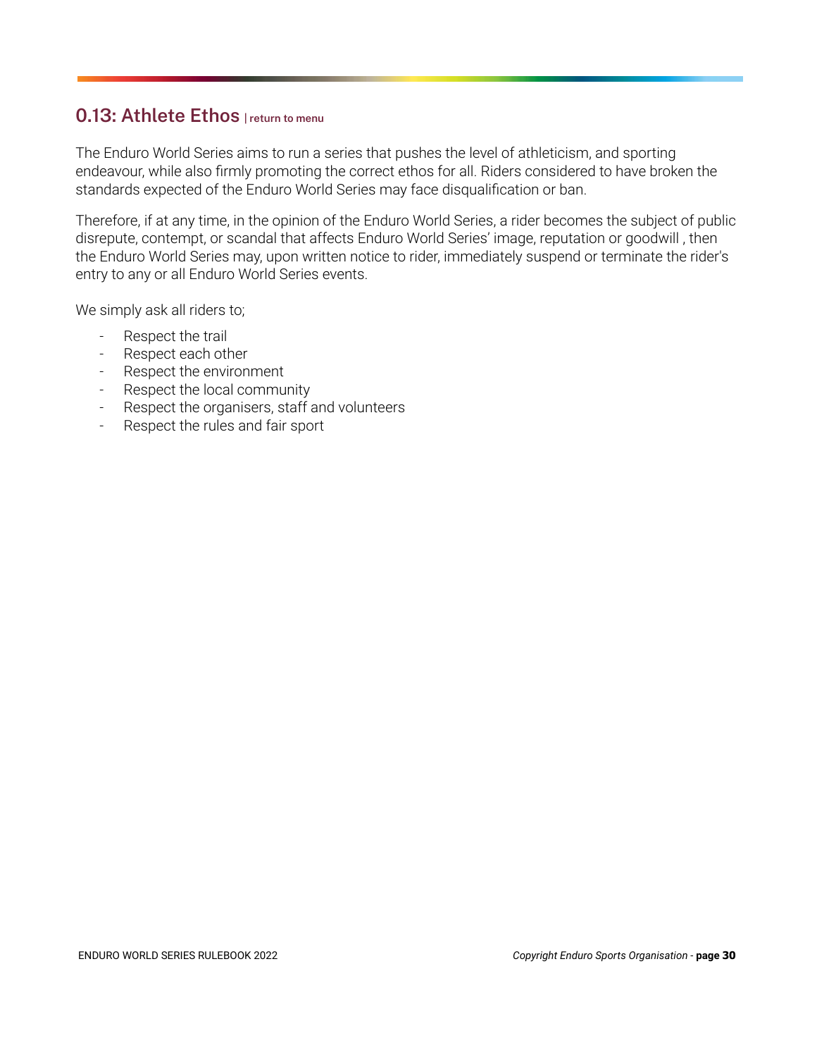## 0.13: Athlete Ethos | return to menu

The Enduro World Series aims to run a series that pushes the level of athleticism, and sporting endeavour, while also firmly promoting the correct ethos for all. Riders considered to have broken the standards expected of the Enduro World Series may face disqualification or ban.

Therefore, if at any time, in the opinion of the Enduro World Series, a rider becomes the subject of public disrepute, contempt, or scandal that affects Enduro World Series' image, reputation or goodwill , then the Enduro World Series may, upon written notice to rider, immediately suspend or terminate the rider's entry to any or all Enduro World Series events.

We simply ask all riders to;

- Respect the trail
- Respect each other
- Respect the environment
- Respect the local community
- Respect the organisers, staff and volunteers
- Respect the rules and fair sport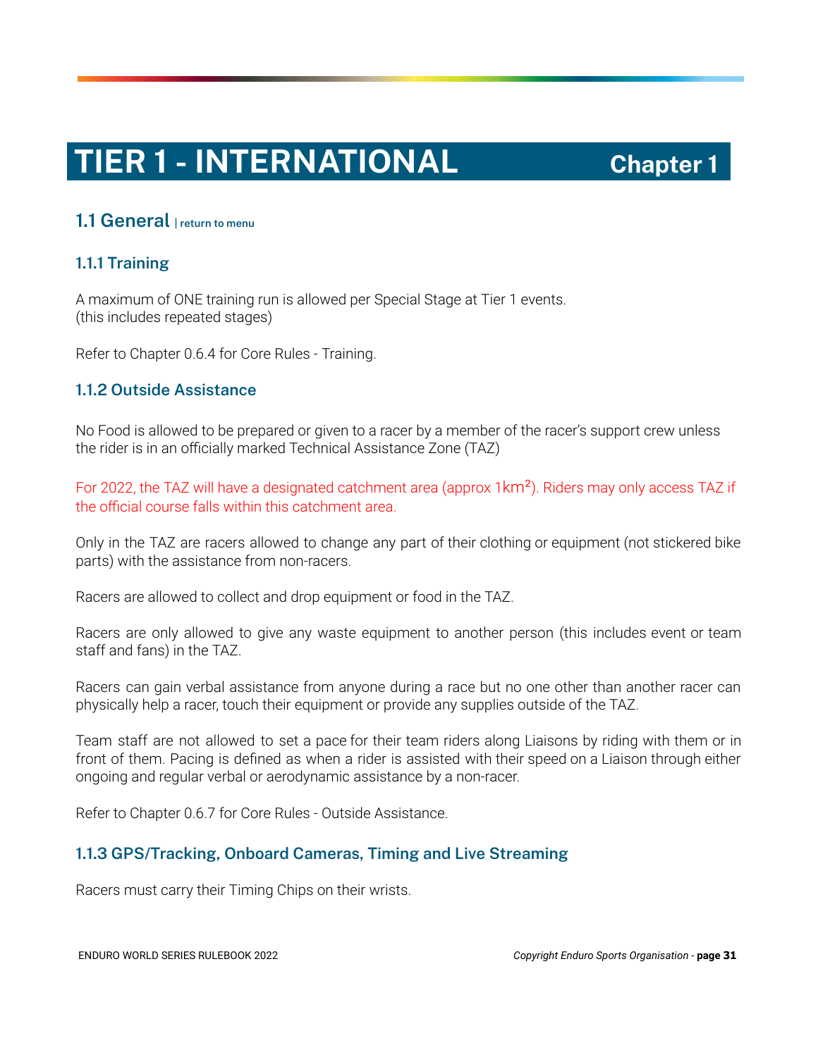# TIER 1 - INTERNATIONAL Chapter 1

## 1.1 General | return to menu

### 1.1.1 Training

A maximum of ONE training run is allowed per Special Stage at Tier 1 events. (this includes repeated stages)

Refer to Chapter 0.6.4 for Core Rules - Training.

### 1.1.2 Outside Assistance

No Food is allowed to be prepared or given to a racer by a member of the racer's support crew unless the rider is in an officially marked Technical Assistance Zone (TAZ)

For 2022, the TAZ will have a designated catchment area (approx 1km²). Riders may only access TAZ if the official course falls within this catchment area.

Only in the TAZ are racers allowed to change any part of their clothing or equipment (not stickered bike parts) with the assistance from non-racers.

Racers are allowed to collect and drop equipment or food in the TAZ.

Racers are only allowed to give any waste equipment to another person (this includes event or team staff and fans) in the TAZ.

Racers can gain verbal assistance from anyone during a race but no one other than another racer can physically help a racer, touch their equipment or provide any supplies outside of the TAZ.

Team staff are not allowed to set a pace for their team riders along Liaisons by riding with them or in front of them. Pacing is defined as when a rider is assisted with their speed on a Liaison through either ongoing and regular verbal or aerodynamic assistance by a non-racer.

Refer to Chapter 0.6.7 for Core Rules - Outside Assistance.

### 1.1.3 GPS/Tracking, Onboard Cameras, Timing and Live Streaming

Racers must carry their Timing Chips on their wrists.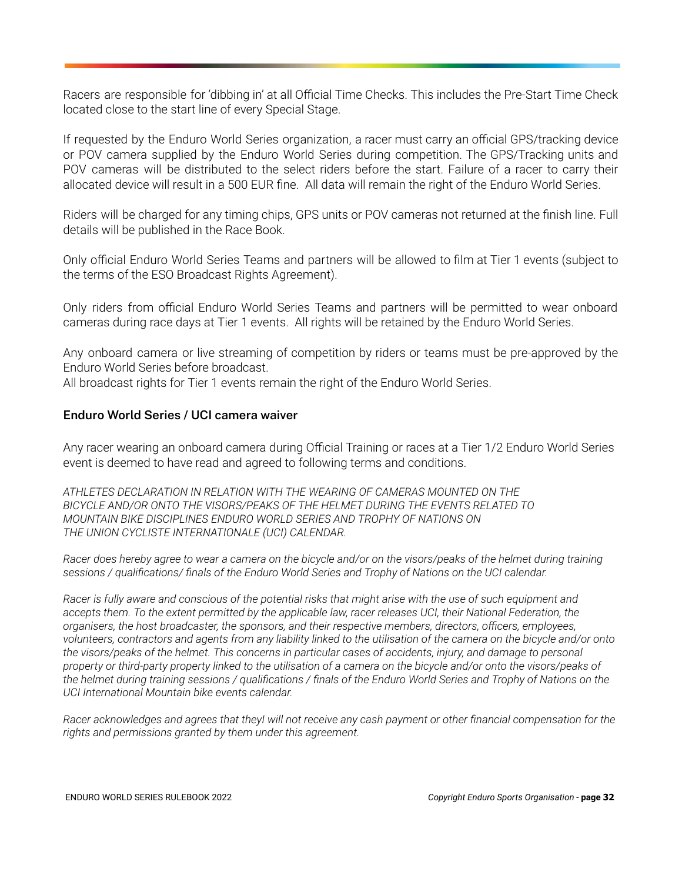Racers are responsible for 'dibbing in' at all Official Time Checks. This includes the Pre-Start Time Check located close to the start line of every Special Stage.

If requested by the Enduro World Series organization, a racer must carry an official GPS/tracking device or POV camera supplied by the Enduro World Series during competition. The GPS/Tracking units and POV cameras will be distributed to the select riders before the start. Failure of a racer to carry their allocated device will result in a 500 EUR fine. All data will remain the right of the Enduro World Series.

Riders will be charged for any timing chips, GPS units or POV cameras not returned at the finish line. Full details will be published in the Race Book.

Only official Enduro World Series Teams and partners will be allowed to film at Tier 1 events (subject to the terms of the ESO Broadcast Rights Agreement).

Only riders from official Enduro World Series Teams and partners will be permitted to wear onboard cameras during race days at Tier 1 events. All rights will be retained by the Enduro World Series.

Any onboard camera or live streaming of competition by riders or teams must be pre-approved by the Enduro World Series before broadcast.
All broadcast rights for Tier 1 events remain the right of the Enduro World Series.

### Enduro World Series / UCI camera waiver

Any racer wearing an onboard camera during Official Training or races at a Tier 1/2 Enduro World Series event is deemed to have read and agreed to following terms and conditions.

*ATHLETES DECLARATION IN RELATION WITH THE WEARING OF CAMERAS MOUNTED ON THE BICYCLE AND/OR ONTO THE VISORS/PEAKS OF THE HELMET DURING THE EVENTS RELATED TO MOUNTAIN BIKE DISCIPLINES ENDURO WORLD SERIES AND TROPHY OF NATIONS ON THE UNION CYCLISTE INTERNATIONALE (UCI) CALENDAR.*

*Racer does hereby agree to wear a camera on the bicycle and/or on the visors/peaks of the helmet during training sessions / qualifications/ finals of the Enduro World Series and Trophy of Nations on the UCI calendar.*

*Racer is fully aware and conscious of the potential risks that might arise with the use of such equipment and accepts them. To the extent permitted by the applicable law, racer releases UCI, their National Federation, the organisers, the host broadcaster, the sponsors, and their respective members, directors, officers, employees, volunteers, contractors and agents from any liability linked to the utilisation of the camera on the bicycle and/or onto the visors/peaks of the helmet. This concerns in particular cases of accidents, injury, and damage to personal property or third-party property linked to the utilisation of a camera on the bicycle and/or onto the visors/peaks of the helmet during training sessions / qualifications / finals of the Enduro World Series and Trophy of Nations on the UCI International Mountain bike events calendar.*

*Racer acknowledges and agrees that theyl will not receive any cash payment or other financial compensation for the rights and permissions granted by them under this agreement.*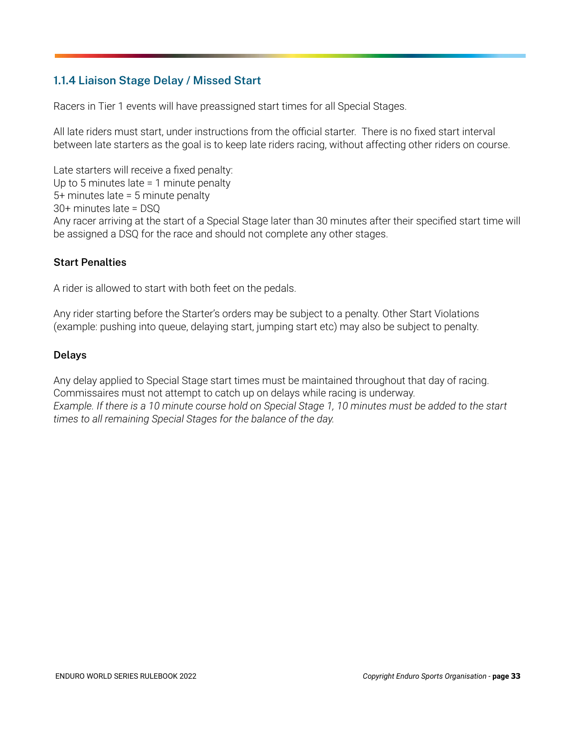### 1.1.4 Liaison Stage Delay / Missed Start

Racers in Tier 1 events will have preassigned start times for all Special Stages.

All late riders must start, under instructions from the official starter. There is no fixed start interval between late starters as the goal is to keep late riders racing, without affecting other riders on course.

Late starters will receive a fixed penalty:
Up to 5 minutes late = 1 minute penalty
5+ minutes late = 5 minute penalty
30+ minutes late = DSQ
Any racer arriving at the start of a Special Stage later than 30 minutes after their specified start time will be assigned a DSQ for the race and should not complete any other stages.

#### Start Penalties

A rider is allowed to start with both feet on the pedals.

Any rider starting before the Starter's orders may be subject to a penalty. Other Start Violations (example: pushing into queue, delaying start, jumping start etc) may also be subject to penalty.

#### Delays

Any delay applied to Special Stage start times must be maintained throughout that day of racing. Commissaires must not attempt to catch up on delays while racing is underway.
*Example. If there is a 10 minute course hold on Special Stage 1, 10 minutes must be added to the start times to all remaining Special Stages for the balance of the day.*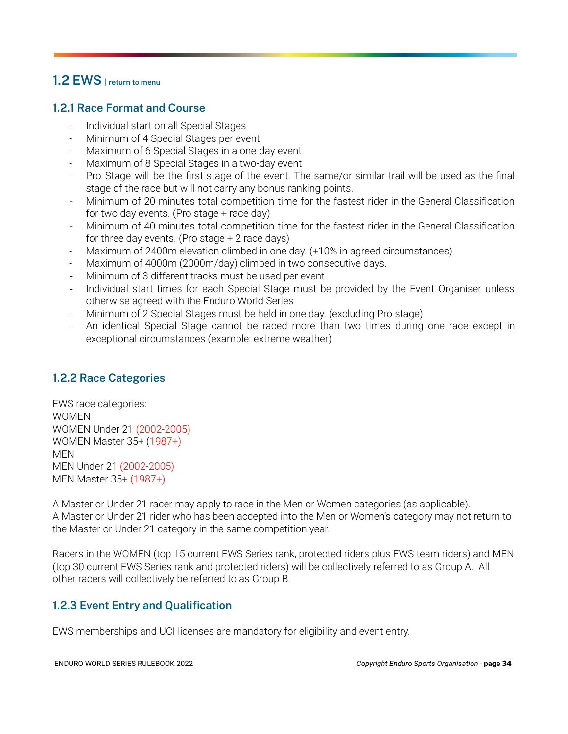## 1.2 EWS | return to menu

### 1.2.1 Race Format and Course

- Individual start on all Special Stages
- Minimum of 4 Special Stages per event
- Maximum of 6 Special Stages in a one-day event
- Maximum of 8 Special Stages in a two-day event
- Pro Stage will be the first stage of the event. The same/or similar trail will be used as the final stage of the race but will not carry any bonus ranking points.
- Minimum of 20 minutes total competition time for the fastest rider in the General Classification for two day events. (Pro stage + race day)
- Minimum of 40 minutes total competition time for the fastest rider in the General Classification for three day events. (Pro stage + 2 race days)
- Maximum of 2400m elevation climbed in one day. (+10% in agreed circumstances)
- Maximum of 4000m (2000m/day) climbed in two consecutive days.
- Minimum of 3 different tracks must be used per event
- Individual start times for each Special Stage must be provided by the Event Organiser unless otherwise agreed with the Enduro World Series
- Minimum of 2 Special Stages must be held in one day. (excluding Pro stage)
- An identical Special Stage cannot be raced more than two times during one race except in exceptional circumstances (example: extreme weather)

### 1.2.2 Race Categories

EWS race categories:
WOMEN
WOMEN Under 21 (2002-2005)
WOMEN Master 35+ (1987+)
MEN
MEN Under 21 (2002-2005)
MEN Master 35+ (1987+)

A Master or Under 21 racer may apply to race in the Men or Women categories (as applicable).
A Master or Under 21 rider who has been accepted into the Men or Women's category may not return to the Master or Under 21 category in the same competition year.

Racers in the WOMEN (top 15 current EWS Series rank, protected riders plus EWS team riders) and MEN (top 30 current EWS Series rank and protected riders) will be collectively referred to as Group A. All other racers will collectively be referred to as Group B.

### 1.2.3 Event Entry and Qualification

EWS memberships and UCI licenses are mandatory for eligibility and event entry.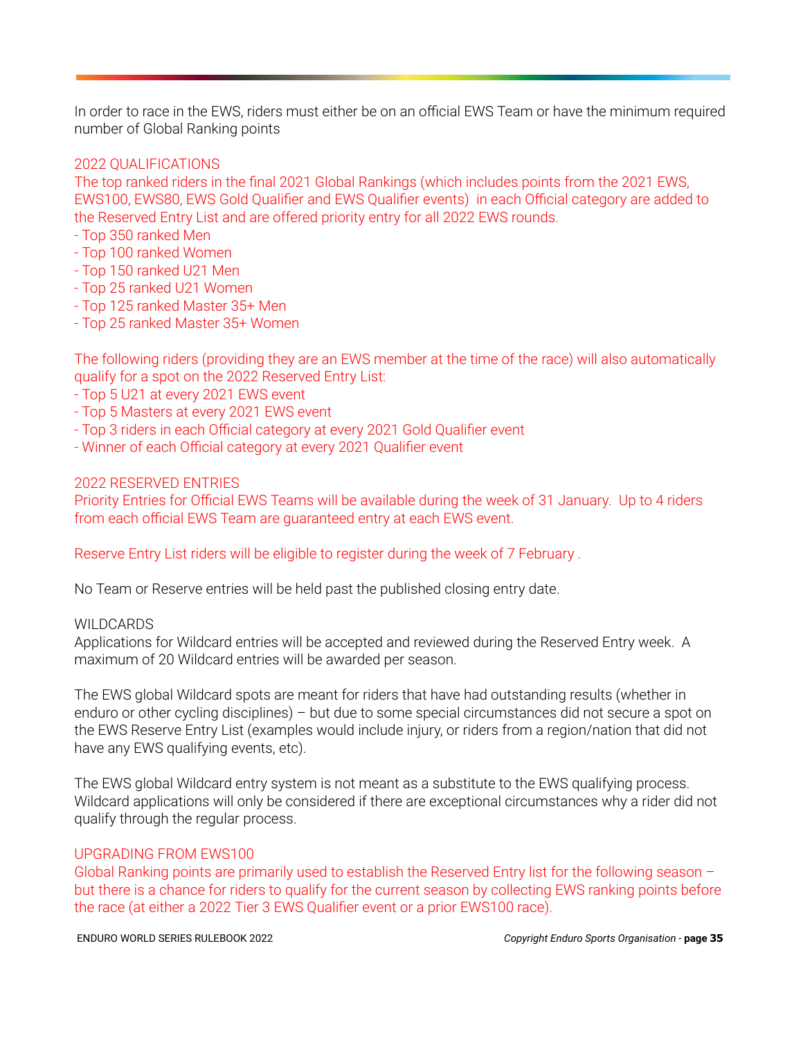In order to race in the EWS, riders must either be on an official EWS Team or have the minimum required number of Global Ranking points

## 2022 QUALIFICATIONS

The top ranked riders in the final 2021 Global Rankings (which includes points from the 2021 EWS, EWS100, EWS80, EWS Gold Qualifier and EWS Qualifier events) in each Official category are added to the Reserved Entry List and are offered priority entry for all 2022 EWS rounds.

- Top 350 ranked Men
- Top 100 ranked Women
- Top 150 ranked U21 Men
- Top 25 ranked U21 Women
- Top 125 ranked Master 35+ Men
- Top 25 ranked Master 35+ Women

The following riders (providing they are an EWS member at the time of the race) will also automatically qualify for a spot on the 2022 Reserved Entry List:

- Top 5 U21 at every 2021 EWS event
- Top 5 Masters at every 2021 EWS event
- Top 3 riders in each Official category at every 2021 Gold Qualifier event
- Winner of each Official category at every 2021 Qualifier event

## 2022 RESERVED ENTRIES

Priority Entries for Official EWS Teams will be available during the week of 31 January. Up to 4 riders from each official EWS Team are guaranteed entry at each EWS event.

Reserve Entry List riders will be eligible to register during the week of 7 February .

No Team or Reserve entries will be held past the published closing entry date.

## WILDCARDS

Applications for Wildcard entries will be accepted and reviewed during the Reserved Entry week. A maximum of 20 Wildcard entries will be awarded per season.

The EWS global Wildcard spots are meant for riders that have had outstanding results (whether in enduro or other cycling disciplines) – but due to some special circumstances did not secure a spot on the EWS Reserve Entry List (examples would include injury, or riders from a region/nation that did not have any EWS qualifying events, etc).

The EWS global Wildcard entry system is not meant as a substitute to the EWS qualifying process. Wildcard applications will only be considered if there are exceptional circumstances why a rider did not qualify through the regular process.

## UPGRADING FROM EWS100

Global Ranking points are primarily used to establish the Reserved Entry list for the following season – but there is a chance for riders to qualify for the current season by collecting EWS ranking points before the race (at either a 2022 Tier 3 EWS Qualifier event or a prior EWS100 race).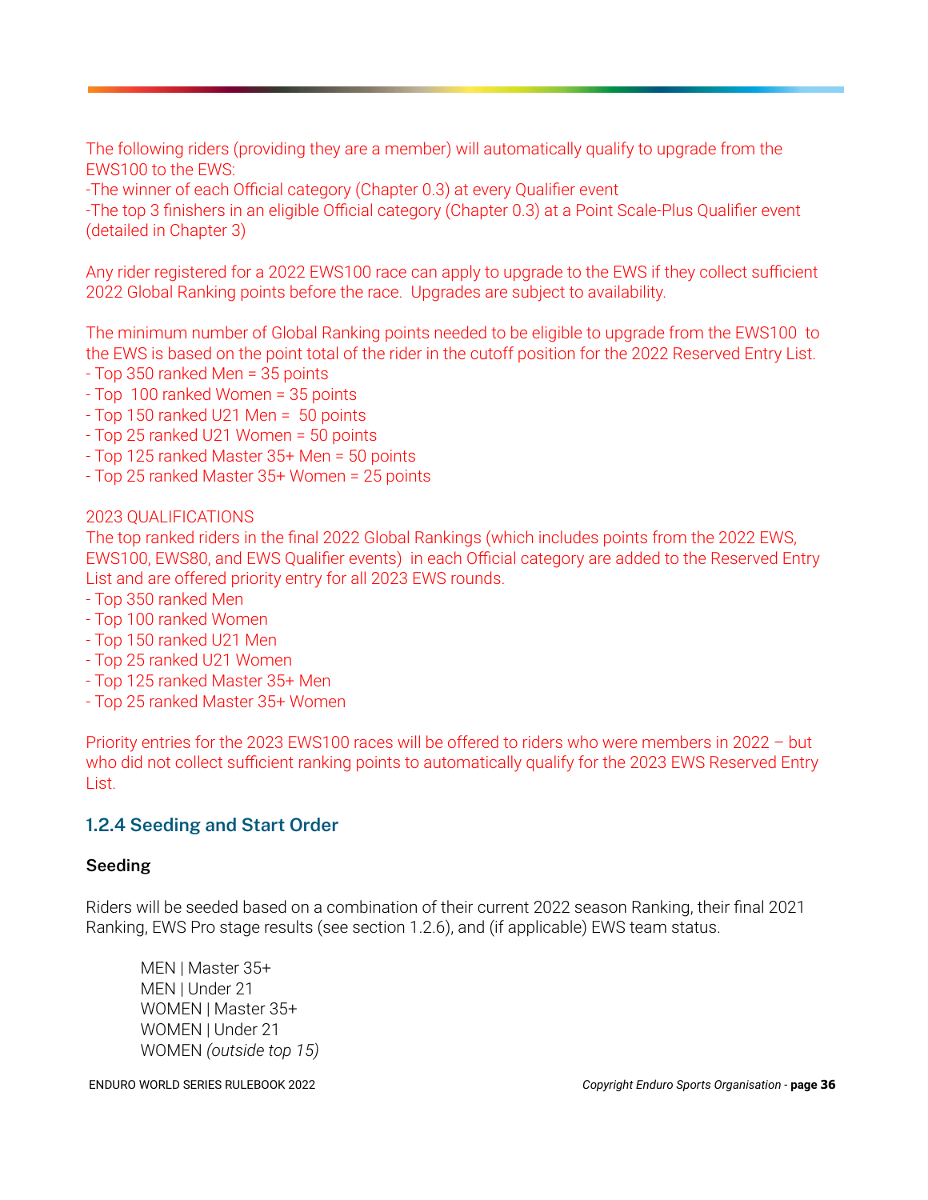The following riders (providing they are a member) will automatically qualify to upgrade from the EWS100 to the EWS:
-The winner of each Official category (Chapter 0.3) at every Qualifier event
-The top 3 finishers in an eligible Official category (Chapter 0.3) at a Point Scale-Plus Qualifier event (detailed in Chapter 3)

Any rider registered for a 2022 EWS100 race can apply to upgrade to the EWS if they collect sufficient 2022 Global Ranking points before the race. Upgrades are subject to availability.

The minimum number of Global Ranking points needed to be eligible to upgrade from the EWS100 to the EWS is based on the point total of the rider in the cutoff position for the 2022 Reserved Entry List.
- Top 350 ranked Men = 35 points
- Top 100 ranked Women = 35 points
- Top 150 ranked U21 Men = 50 points
- Top 25 ranked U21 Women = 50 points
- Top 125 ranked Master 35+ Men = 50 points
- Top 25 ranked Master 35+ Women = 25 points

2023 QUALIFICATIONS
The top ranked riders in the final 2022 Global Rankings (which includes points from the 2022 EWS, EWS100, EWS80, and EWS Qualifier events) in each Official category are added to the Reserved Entry List and are offered priority entry for all 2023 EWS rounds.
- Top 350 ranked Men
- Top 100 ranked Women
- Top 150 ranked U21 Men
- Top 25 ranked U21 Women
- Top 125 ranked Master 35+ Men
- Top 25 ranked Master 35+ Women

Priority entries for the 2023 EWS100 races will be offered to riders who were members in 2022 – but who did not collect sufficient ranking points to automatically qualify for the 2023 EWS Reserved Entry List.

### 1.2.4 Seeding and Start Order

**Seeding**

Riders will be seeded based on a combination of their current 2022 season Ranking, their final 2021 Ranking, EWS Pro stage results (see section 1.2.6), and (if applicable) EWS team status.

MEN | Master 35+
MEN | Under 21
WOMEN | Master 35+
WOMEN | Under 21
WOMEN *(outside top 15)*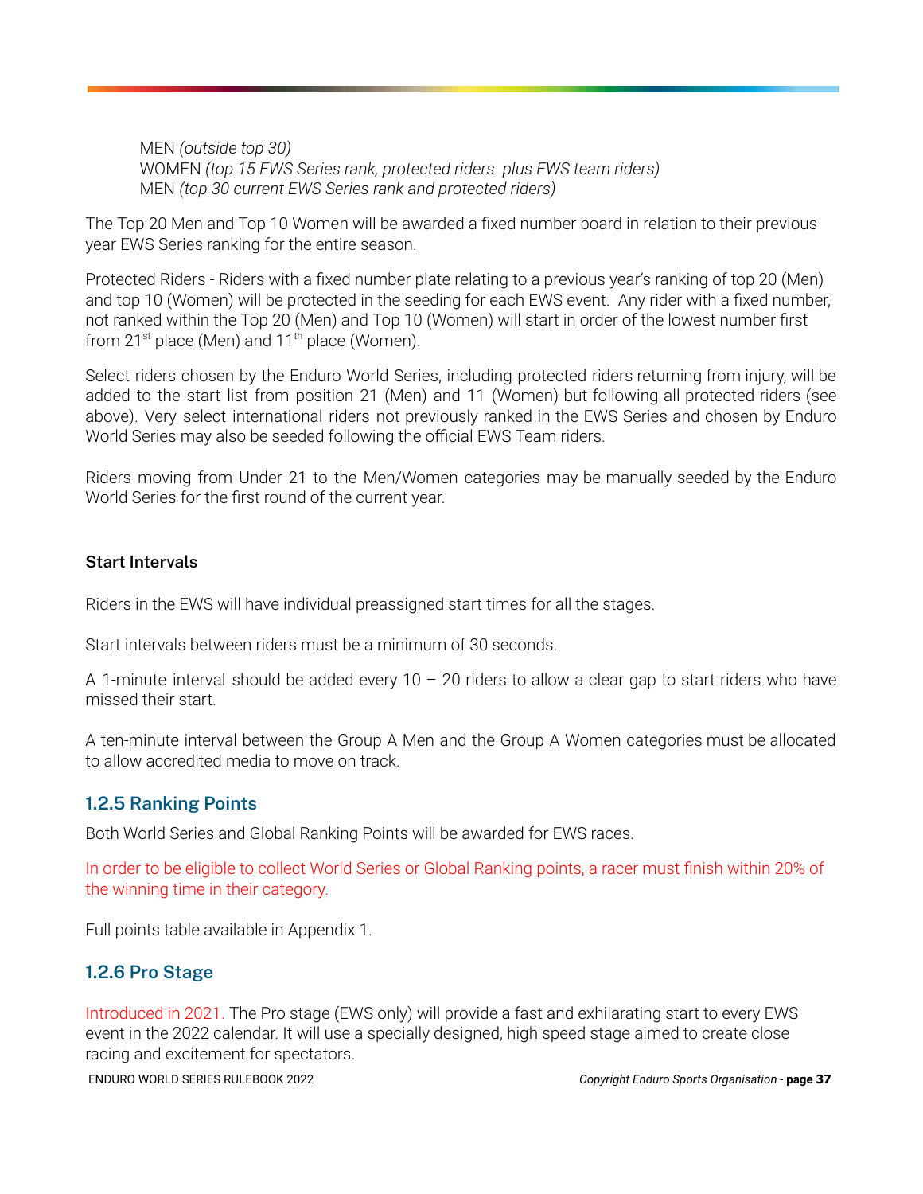MEN *(outside top 30)*
WOMEN *(top 15 EWS Series rank, protected riders plus EWS team riders)*
MEN *(top 30 current EWS Series rank and protected riders)*

The Top 20 Men and Top 10 Women will be awarded a fixed number board in relation to their previous year EWS Series ranking for the entire season.

Protected Riders - Riders with a fixed number plate relating to a previous year's ranking of top 20 (Men) and top 10 (Women) will be protected in the seeding for each EWS event. Any rider with a fixed number, not ranked within the Top 20 (Men) and Top 10 (Women) will start in order of the lowest number first from 21st place (Men) and 11th place (Women).

Select riders chosen by the Enduro World Series, including protected riders returning from injury, will be added to the start list from position 21 (Men) and 11 (Women) but following all protected riders (see above). Very select international riders not previously ranked in the EWS Series and chosen by Enduro World Series may also be seeded following the official EWS Team riders.

Riders moving from Under 21 to the Men/Women categories may be manually seeded by the Enduro World Series for the first round of the current year.

**Start Intervals**

Riders in the EWS will have individual preassigned start times for all the stages.

Start intervals between riders must be a minimum of 30 seconds.

A 1-minute interval should be added every 10 – 20 riders to allow a clear gap to start riders who have missed their start.

A ten-minute interval between the Group A Men and the Group A Women categories must be allocated to allow accredited media to move on track.

### 1.2.5 Ranking Points

Both World Series and Global Ranking Points will be awarded for EWS races.

In order to be eligible to collect World Series or Global Ranking points, a racer must finish within 20% of the winning time in their category.

Full points table available in Appendix 1.

### 1.2.6 Pro Stage

Introduced in 2021. The Pro stage (EWS only) will provide a fast and exhilarating start to every EWS event in the 2022 calendar. It will use a specially designed, high speed stage aimed to create close racing and excitement for spectators.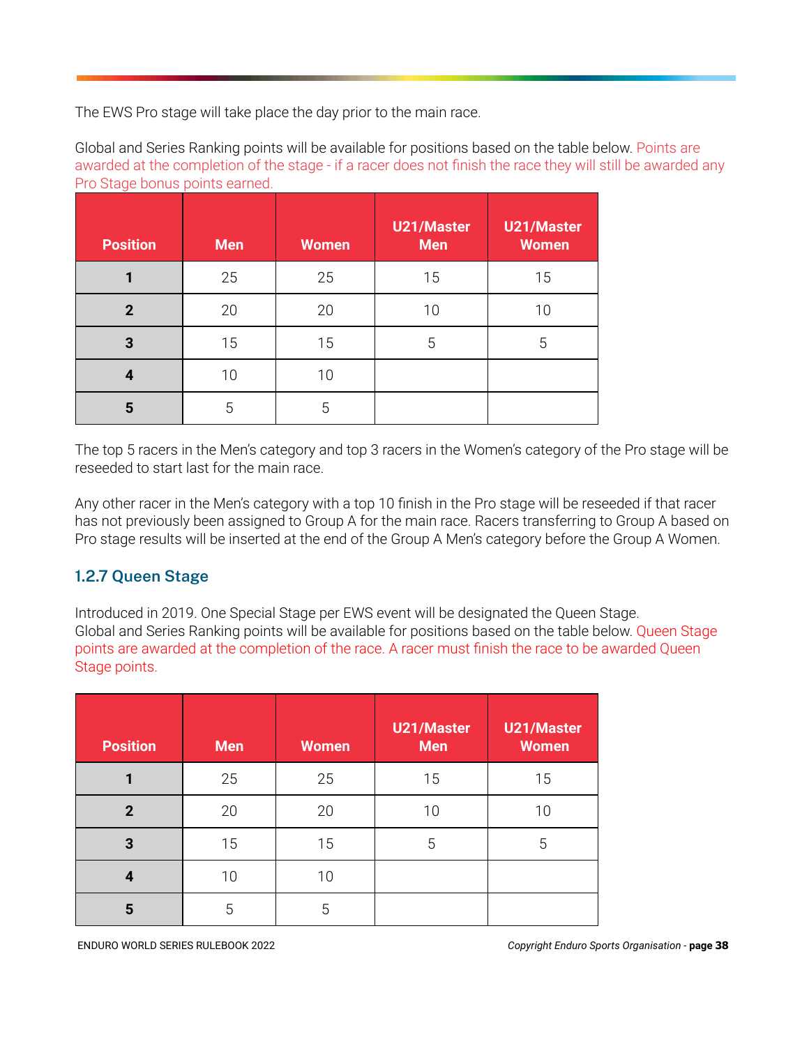The EWS Pro stage will take place the day prior to the main race.

Global and Series Ranking points will be available for positions based on the table below. Points are awarded at the completion of the stage - if a racer does not finish the race they will still be awarded any Pro Stage bonus points earned.

| Position | Men | Women | U21/Master Men | U21/Master Women |
|---|---|---|---|---|
| **1** | 25 | 25 | 15 | 15 |
| **2** | 20 | 20 | 10 | 10 |
| **3** | 15 | 15 | 5 | 5 |
| **4** | 10 | 10 | | |
| **5** | 5 | 5 | | |

The top 5 racers in the Men's category and top 3 racers in the Women's category of the Pro stage will be reseeded to start last for the main race.

Any other racer in the Men's category with a top 10 finish in the Pro stage will be reseeded if that racer has not previously been assigned to Group A for the main race. Racers transferring to Group A based on Pro stage results will be inserted at the end of the Group A Men's category before the Group A Women.

### 1.2.7 Queen Stage

Introduced in 2019. One Special Stage per EWS event will be designated the Queen Stage.
Global and Series Ranking points will be available for positions based on the table below. Queen Stage points are awarded at the completion of the race. A racer must finish the race to be awarded Queen Stage points.

| Position | Men | Women | U21/Master Men | U21/Master Women |
|---|---|---|---|---|
| **1** | 25 | 25 | 15 | 15 |
| **2** | 20 | 20 | 10 | 10 |
| **3** | 15 | 15 | 5 | 5 |
| **4** | 10 | 10 | | |
| **5** | 5 | 5 | | |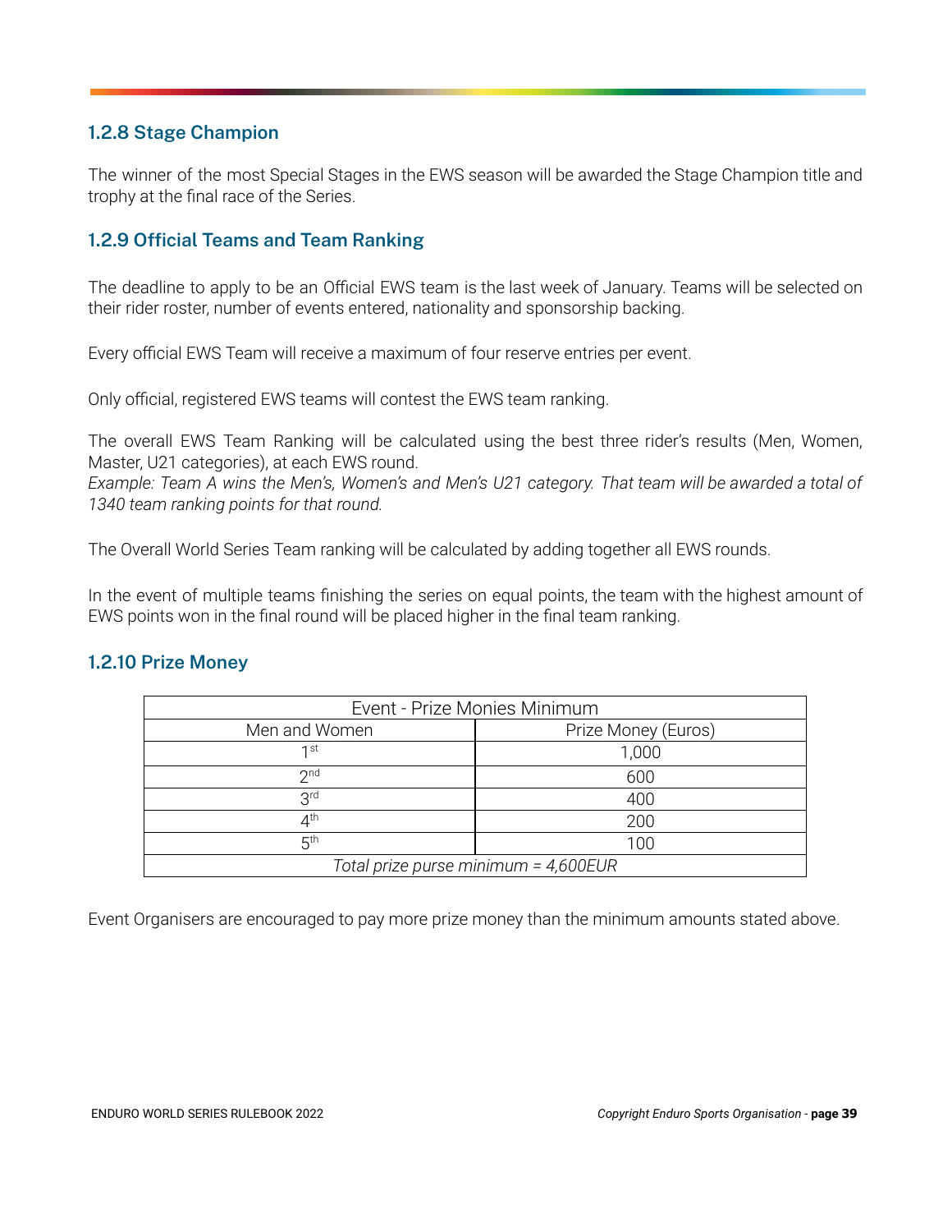### 1.2.8 Stage Champion

The winner of the most Special Stages in the EWS season will be awarded the Stage Champion title and trophy at the final race of the Series.

### 1.2.9 Official Teams and Team Ranking

The deadline to apply to be an Official EWS team is the last week of January. Teams will be selected on their rider roster, number of events entered, nationality and sponsorship backing.

Every official EWS Team will receive a maximum of four reserve entries per event.

Only official, registered EWS teams will contest the EWS team ranking.

The overall EWS Team Ranking will be calculated using the best three rider's results (Men, Women, Master, U21 categories), at each EWS round.
*Example: Team A wins the Men's, Women's and Men's U21 category. That team will be awarded a total of 1340 team ranking points for that round.*

The Overall World Series Team ranking will be calculated by adding together all EWS rounds.

In the event of multiple teams finishing the series on equal points, the team with the highest amount of EWS points won in the final round will be placed higher in the final team ranking.

### 1.2.10 Prize Money

| Event - Prize Monies Minimum | |
|---|---|
| Men and Women | Prize Money (Euros) |
| 1st | 1,000 |
| 2nd | 600 |
| 3rd | 400 |
| 4th | 200 |
| 5th | 100 |
| *Total prize purse minimum = 4,600EUR* | |

Event Organisers are encouraged to pay more prize money than the minimum amounts stated above.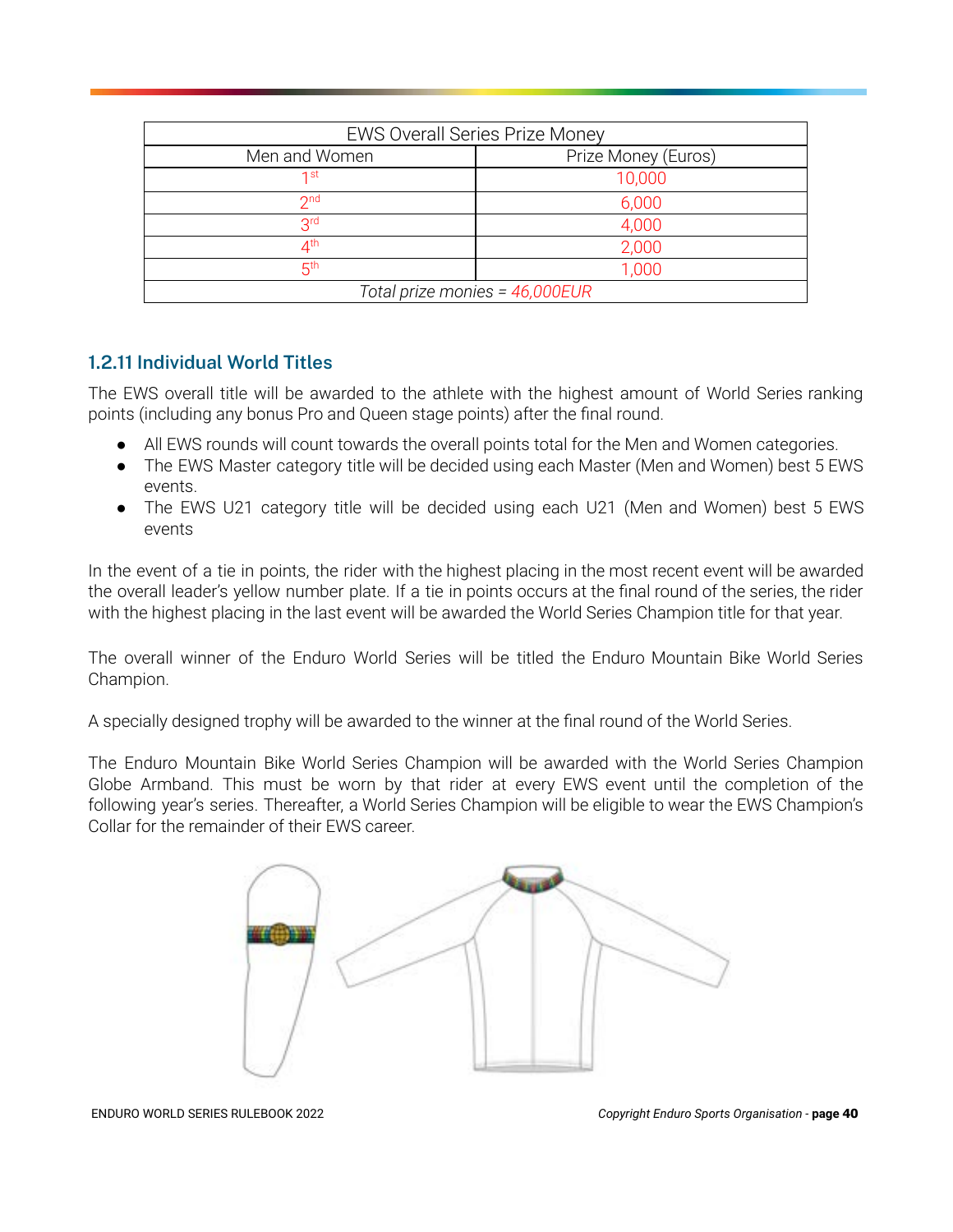| EWS Overall Series Prize Money | |
|---|---|
| Men and Women | Prize Money (Euros) |
| 1st | 10,000 |
| 2nd | 6,000 |
| 3rd | 4,000 |
| 4th | 2,000 |
| 5th | 1,000 |
| *Total prize monies = 46,000EUR* | |

### 1.2.11 Individual World Titles

The EWS overall title will be awarded to the athlete with the highest amount of World Series ranking points (including any bonus Pro and Queen stage points) after the final round.

- All EWS rounds will count towards the overall points total for the Men and Women categories.
- The EWS Master category title will be decided using each Master (Men and Women) best 5 EWS events.
- The EWS U21 category title will be decided using each U21 (Men and Women) best 5 EWS events

In the event of a tie in points, the rider with the highest placing in the most recent event will be awarded the overall leader's yellow number plate. If a tie in points occurs at the final round of the series, the rider with the highest placing in the last event will be awarded the World Series Champion title for that year.

The overall winner of the Enduro World Series will be titled the Enduro Mountain Bike World Series Champion.

A specially designed trophy will be awarded to the winner at the final round of the World Series.

The Enduro Mountain Bike World Series Champion will be awarded with the World Series Champion Globe Armband. This must be worn by that rider at every EWS event until the completion of the following year's series. Thereafter, a World Series Champion will be eligible to wear the EWS Champion's Collar for the remainder of their EWS career.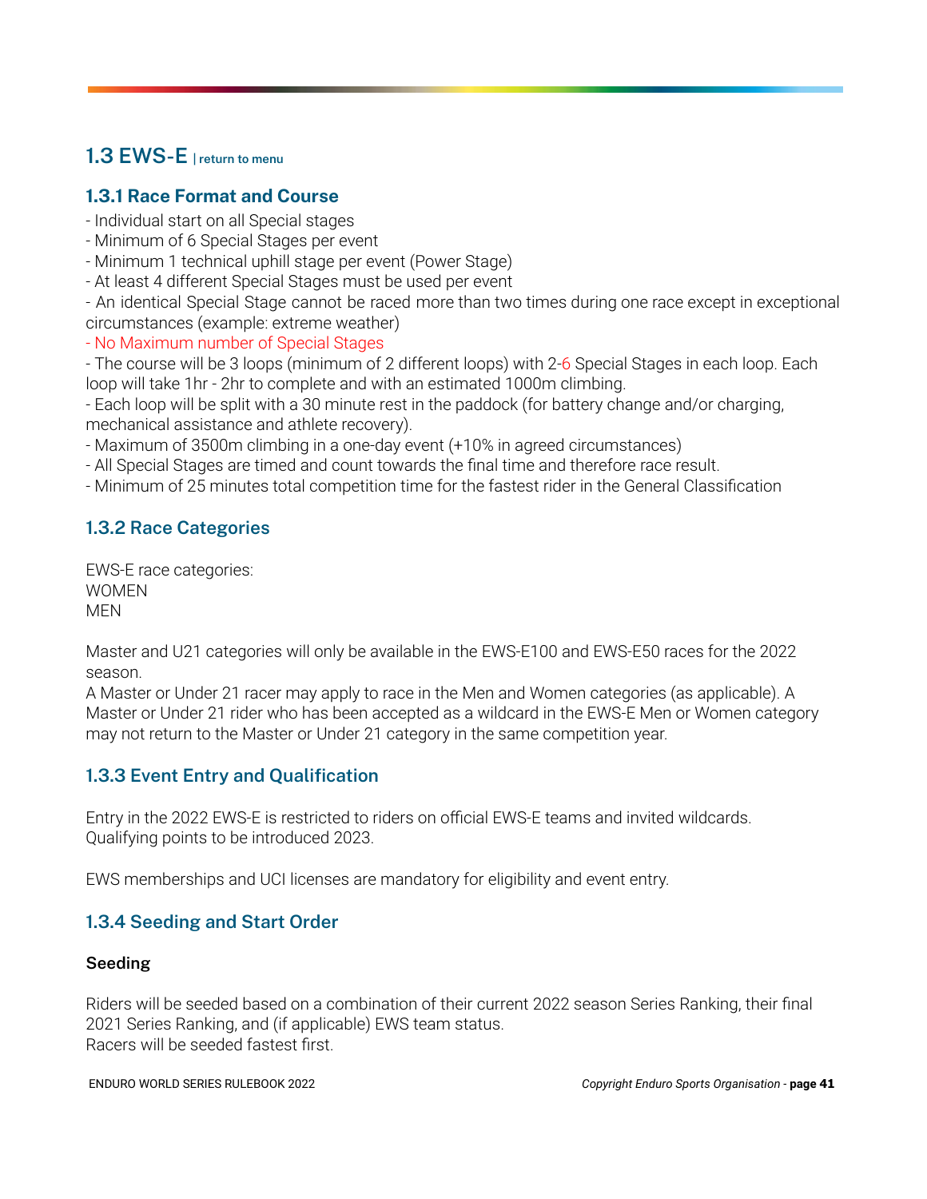## 1.3 EWS-E | return to menu

### 1.3.1 Race Format and Course

- Individual start on all Special stages
- Minimum of 6 Special Stages per event
- Minimum 1 technical uphill stage per event (Power Stage)
- At least 4 different Special Stages must be used per event
- An identical Special Stage cannot be raced more than two times during one race except in exceptional circumstances (example: extreme weather)
- No Maximum number of Special Stages
- The course will be 3 loops (minimum of 2 different loops) with 2-6 Special Stages in each loop. Each loop will take 1hr - 2hr to complete and with an estimated 1000m climbing.
- Each loop will be split with a 30 minute rest in the paddock (for battery change and/or charging, mechanical assistance and athlete recovery).
- Maximum of 3500m climbing in a one-day event (+10% in agreed circumstances)
- All Special Stages are timed and count towards the final time and therefore race result.
- Minimum of 25 minutes total competition time for the fastest rider in the General Classification

### 1.3.2 Race Categories

EWS-E race categories:
WOMEN
MEN

Master and U21 categories will only be available in the EWS-E100 and EWS-E50 races for the 2022 season.
A Master or Under 21 racer may apply to race in the Men and Women categories (as applicable). A Master or Under 21 rider who has been accepted as a wildcard in the EWS-E Men or Women category may not return to the Master or Under 21 category in the same competition year.

### 1.3.3 Event Entry and Qualification

Entry in the 2022 EWS-E is restricted to riders on official EWS-E teams and invited wildcards. Qualifying points to be introduced 2023.

EWS memberships and UCI licenses are mandatory for eligibility and event entry.

### 1.3.4 Seeding and Start Order

**Seeding**

Riders will be seeded based on a combination of their current 2022 season Series Ranking, their final 2021 Series Ranking, and (if applicable) EWS team status.
Racers will be seeded fastest first.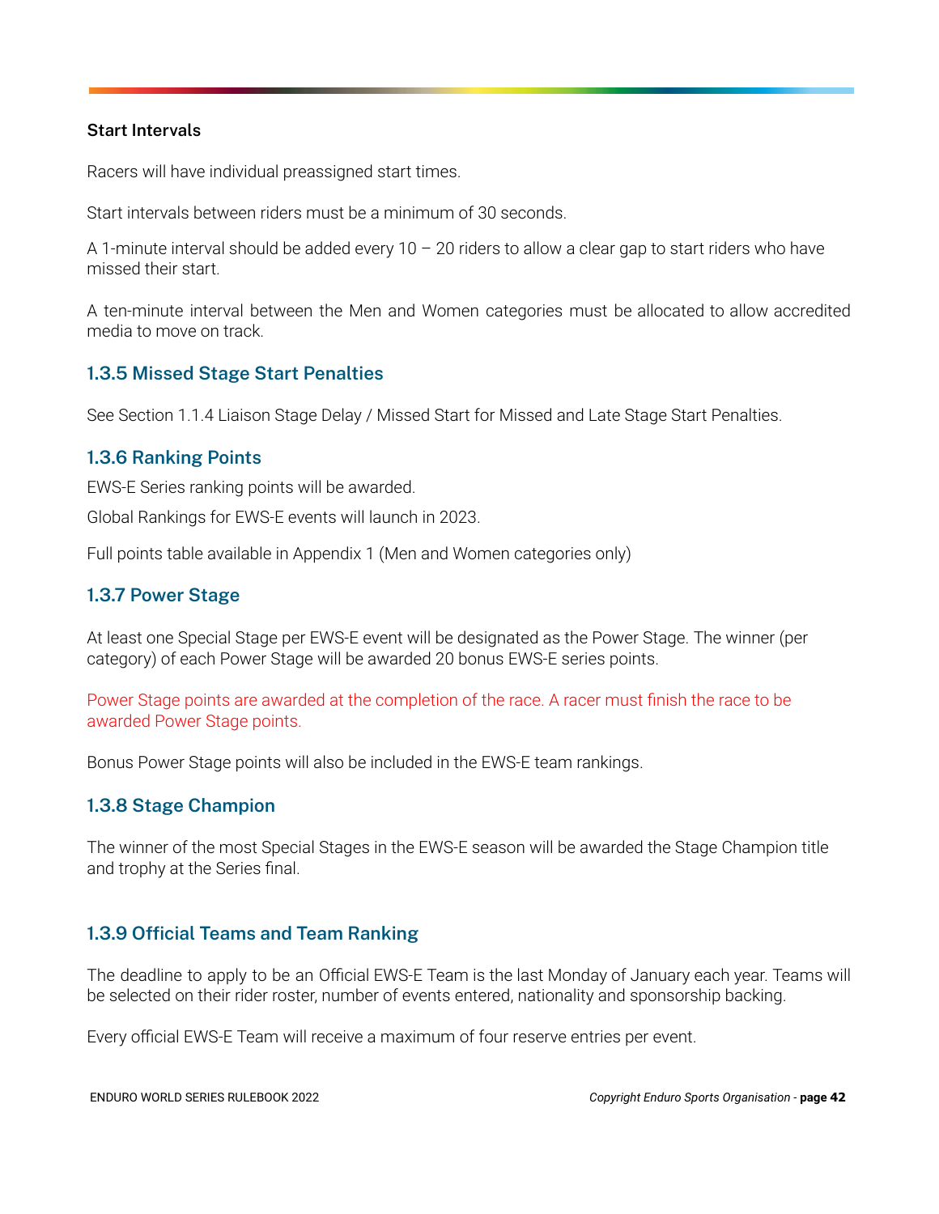**Start Intervals**

Racers will have individual preassigned start times.

Start intervals between riders must be a minimum of 30 seconds.

A 1-minute interval should be added every 10 – 20 riders to allow a clear gap to start riders who have missed their start.

A ten-minute interval between the Men and Women categories must be allocated to allow accredited media to move on track.

### 1.3.5 Missed Stage Start Penalties

See Section 1.1.4 Liaison Stage Delay / Missed Start for Missed and Late Stage Start Penalties.

### 1.3.6 Ranking Points

EWS-E Series ranking points will be awarded.

Global Rankings for EWS-E events will launch in 2023.

Full points table available in Appendix 1 (Men and Women categories only)

### 1.3.7 Power Stage

At least one Special Stage per EWS-E event will be designated as the Power Stage. The winner (per category) of each Power Stage will be awarded 20 bonus EWS-E series points.

Power Stage points are awarded at the completion of the race. A racer must finish the race to be awarded Power Stage points.

Bonus Power Stage points will also be included in the EWS-E team rankings.

### 1.3.8 Stage Champion

The winner of the most Special Stages in the EWS-E season will be awarded the Stage Champion title and trophy at the Series final.

### 1.3.9 Official Teams and Team Ranking

The deadline to apply to be an Official EWS-E Team is the last Monday of January each year. Teams will be selected on their rider roster, number of events entered, nationality and sponsorship backing.

Every official EWS-E Team will receive a maximum of four reserve entries per event.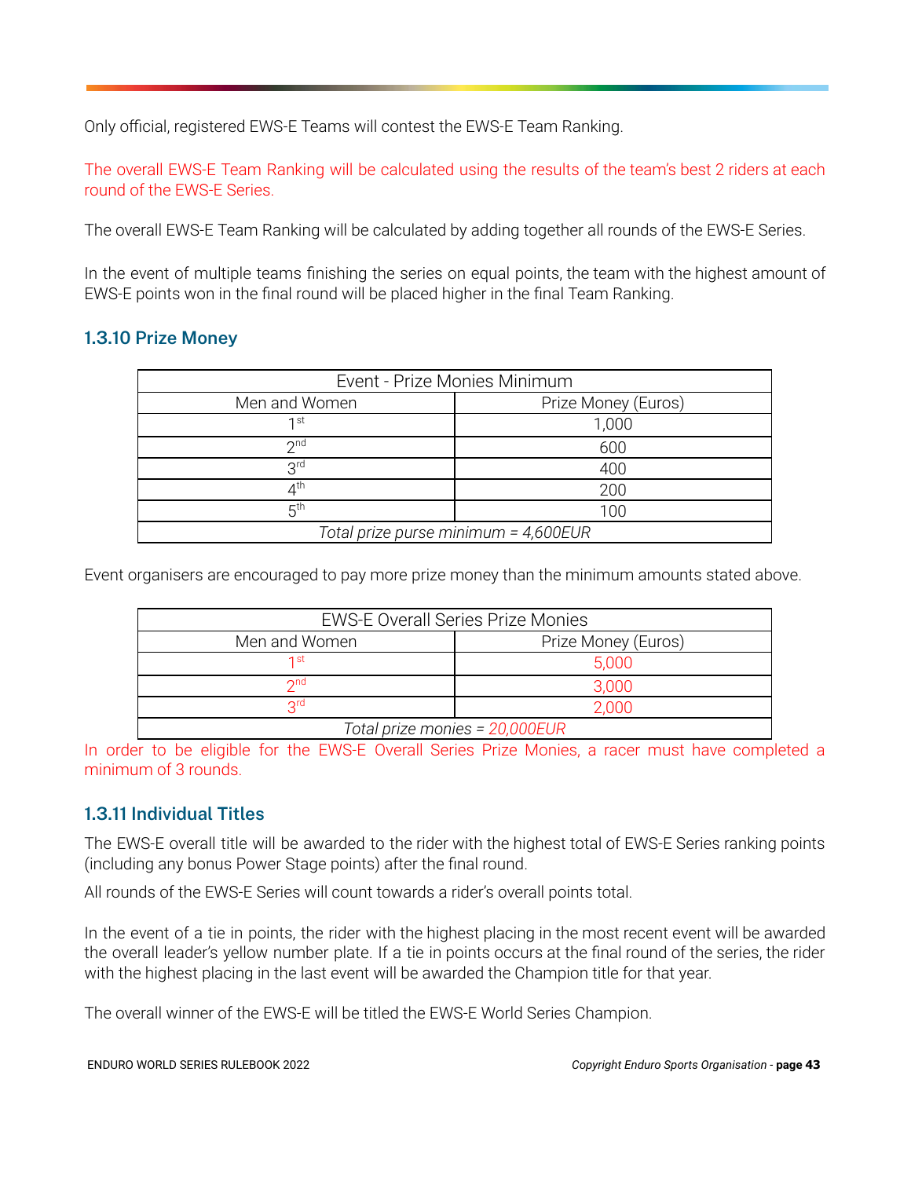Only official, registered EWS-E Teams will contest the EWS-E Team Ranking.

The overall EWS-E Team Ranking will be calculated using the results of the team's best 2 riders at each round of the EWS-E Series.

The overall EWS-E Team Ranking will be calculated by adding together all rounds of the EWS-E Series.

In the event of multiple teams finishing the series on equal points, the team with the highest amount of EWS-E points won in the final round will be placed higher in the final Team Ranking.

### 1.3.10 Prize Money

| Event - Prize Monies Minimum | |
|---|---|
| Men and Women | Prize Money (Euros) |
| 1st | 1,000 |
| 2nd | 600 |
| 3rd | 400 |
| 4th | 200 |
| 5th | 100 |
| *Total prize purse minimum = 4,600EUR* | |

Event organisers are encouraged to pay more prize money than the minimum amounts stated above.

| EWS-E Overall Series Prize Monies | |
|---|---|
| Men and Women | Prize Money (Euros) |
| 1st | 5,000 |
| 2nd | 3,000 |
| 3rd | 2,000 |
| *Total prize monies = 20,000EUR* | |

In order to be eligible for the EWS-E Overall Series Prize Monies, a racer must have completed a minimum of 3 rounds.

### 1.3.11 Individual Titles

The EWS-E overall title will be awarded to the rider with the highest total of EWS-E Series ranking points (including any bonus Power Stage points) after the final round.

All rounds of the EWS-E Series will count towards a rider's overall points total.

In the event of a tie in points, the rider with the highest placing in the most recent event will be awarded the overall leader's yellow number plate. If a tie in points occurs at the final round of the series, the rider with the highest placing in the last event will be awarded the Champion title for that year.

The overall winner of the EWS-E will be titled the EWS-E World Series Champion.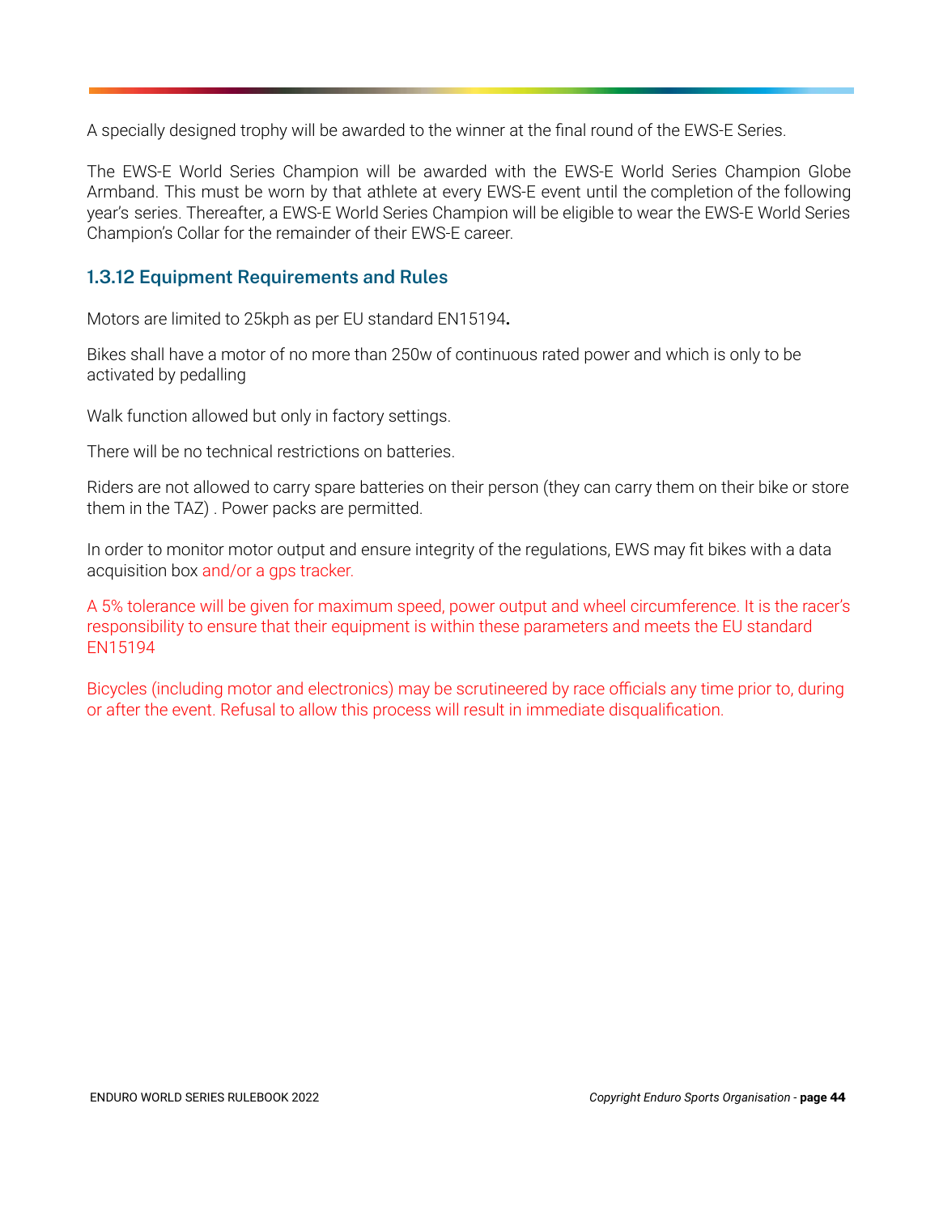A specially designed trophy will be awarded to the winner at the final round of the EWS-E Series.

The EWS-E World Series Champion will be awarded with the EWS-E World Series Champion Globe Armband. This must be worn by that athlete at every EWS-E event until the completion of the following year's series. Thereafter, a EWS-E World Series Champion will be eligible to wear the EWS-E World Series Champion's Collar for the remainder of their EWS-E career.

### 1.3.12 Equipment Requirements and Rules

Motors are limited to 25kph as per EU standard EN15194**.**

Bikes shall have a motor of no more than 250w of continuous rated power and which is only to be activated by pedalling

Walk function allowed but only in factory settings.

There will be no technical restrictions on batteries.

Riders are not allowed to carry spare batteries on their person (they can carry them on their bike or store them in the TAZ) . Power packs are permitted.

In order to monitor motor output and ensure integrity of the regulations, EWS may fit bikes with a data acquisition box and/or a gps tracker.

A 5% tolerance will be given for maximum speed, power output and wheel circumference. It is the racer's responsibility to ensure that their equipment is within these parameters and meets the EU standard EN15194

Bicycles (including motor and electronics) may be scrutineered by race officials any time prior to, during or after the event. Refusal to allow this process will result in immediate disqualification.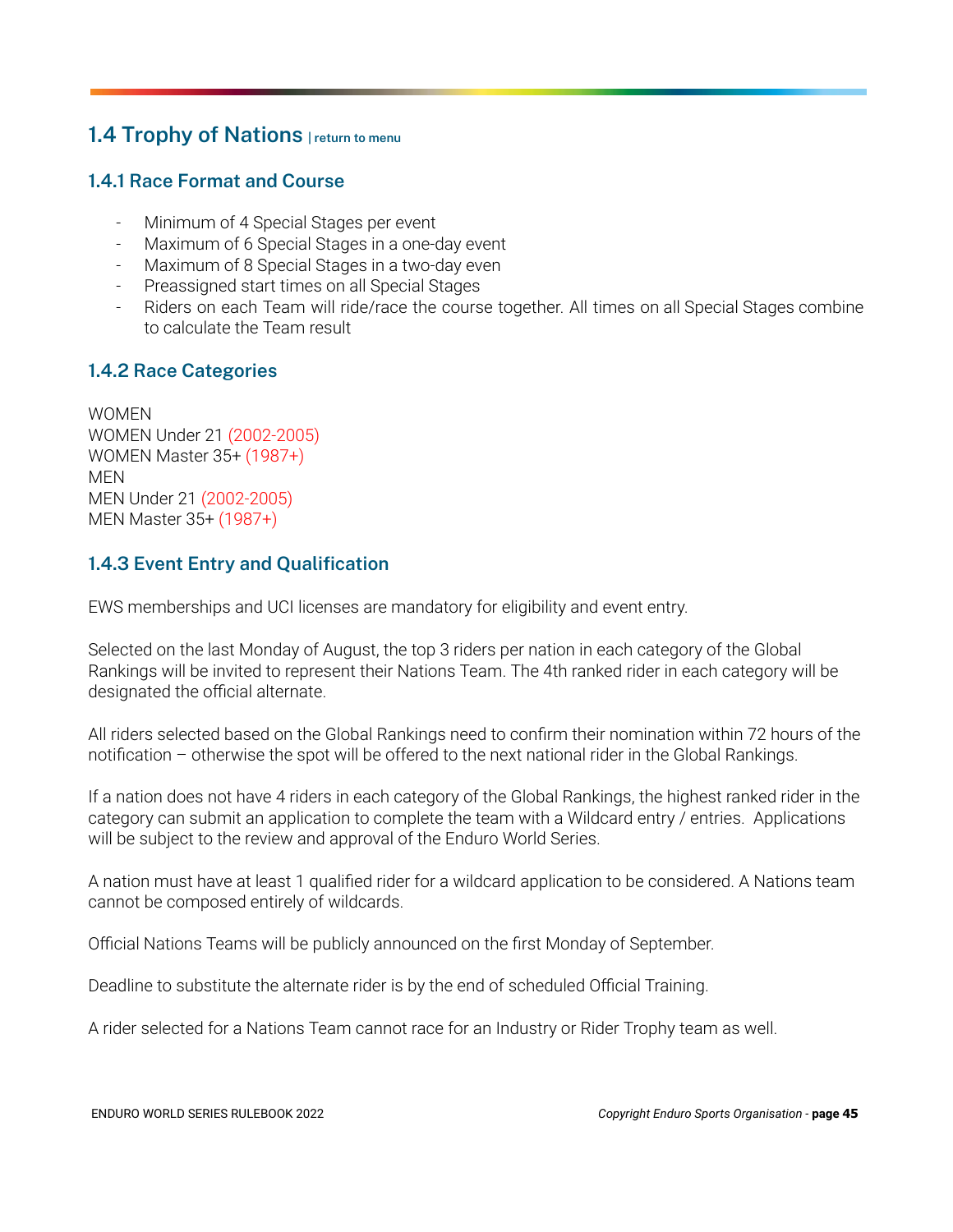## 1.4 Trophy of Nations | return to menu

### 1.4.1 Race Format and Course

- Minimum of 4 Special Stages per event
- Maximum of 6 Special Stages in a one-day event
- Maximum of 8 Special Stages in a two-day even
- Preassigned start times on all Special Stages
- Riders on each Team will ride/race the course together. All times on all Special Stages combine to calculate the Team result

### 1.4.2 Race Categories

WOMEN
WOMEN Under 21 (2002-2005)
WOMEN Master 35+ (1987+)
MEN
MEN Under 21 (2002-2005)
MEN Master 35+ (1987+)

### 1.4.3 Event Entry and Qualification

EWS memberships and UCI licenses are mandatory for eligibility and event entry.

Selected on the last Monday of August, the top 3 riders per nation in each category of the Global Rankings will be invited to represent their Nations Team. The 4th ranked rider in each category will be designated the official alternate.

All riders selected based on the Global Rankings need to confirm their nomination within 72 hours of the notification – otherwise the spot will be offered to the next national rider in the Global Rankings.

If a nation does not have 4 riders in each category of the Global Rankings, the highest ranked rider in the category can submit an application to complete the team with a Wildcard entry / entries. Applications will be subject to the review and approval of the Enduro World Series.

A nation must have at least 1 qualified rider for a wildcard application to be considered. A Nations team cannot be composed entirely of wildcards.

Official Nations Teams will be publicly announced on the first Monday of September.

Deadline to substitute the alternate rider is by the end of scheduled Official Training.

A rider selected for a Nations Team cannot race for an Industry or Rider Trophy team as well.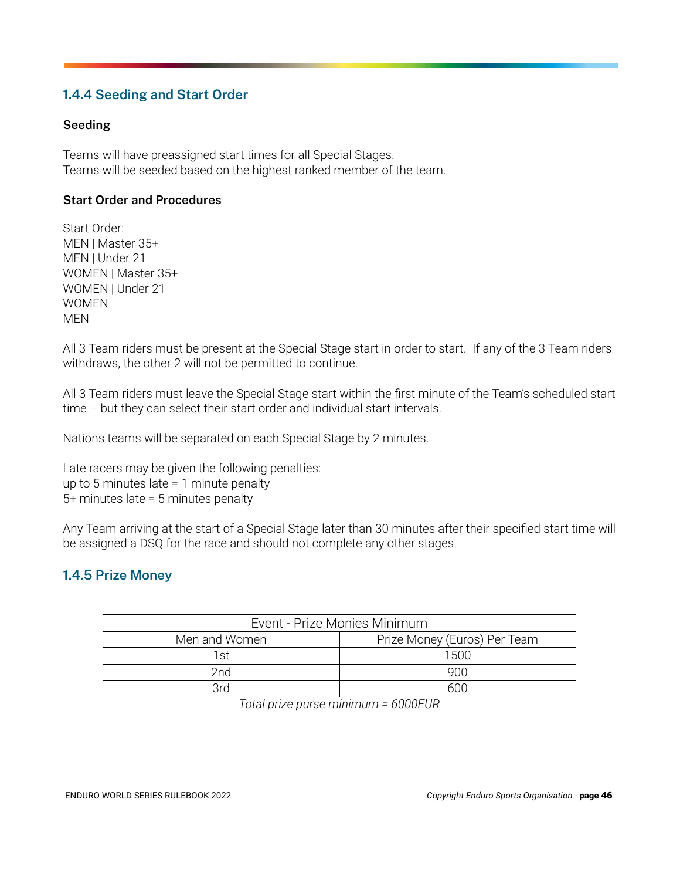### 1.4.4 Seeding and Start Order

**Seeding**

Teams will have preassigned start times for all Special Stages.
Teams will be seeded based on the highest ranked member of the team.

**Start Order and Procedures**

Start Order:
MEN | Master 35+
MEN | Under 21
WOMEN | Master 35+
WOMEN | Under 21
WOMEN
MEN

All 3 Team riders must be present at the Special Stage start in order to start. If any of the 3 Team riders withdraws, the other 2 will not be permitted to continue.

All 3 Team riders must leave the Special Stage start within the first minute of the Team's scheduled start time – but they can select their start order and individual start intervals.

Nations teams will be separated on each Special Stage by 2 minutes.

Late racers may be given the following penalties:
up to 5 minutes late = 1 minute penalty
5+ minutes late = 5 minutes penalty

Any Team arriving at the start of a Special Stage later than 30 minutes after their specified start time will be assigned a DSQ for the race and should not complete any other stages.

### 1.4.5 Prize Money

| Event - Prize Monies Minimum | |
|---|---|
| Men and Women | Prize Money (Euros) Per Team |
| 1st | 1500 |
| 2nd | 900 |
| 3rd | 600 |
| *Total prize purse minimum = 6000EUR* | |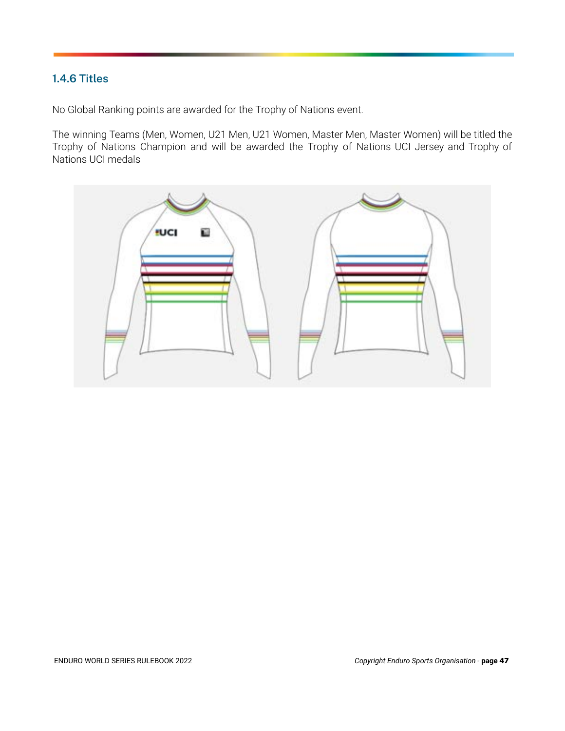### 1.4.6 Titles

No Global Ranking points are awarded for the Trophy of Nations event.

The winning Teams (Men, Women, U21 Men, U21 Women, Master Men, Master Women) will be titled the Trophy of Nations Champion and will be awarded the Trophy of Nations UCI Jersey and Trophy of Nations UCI medals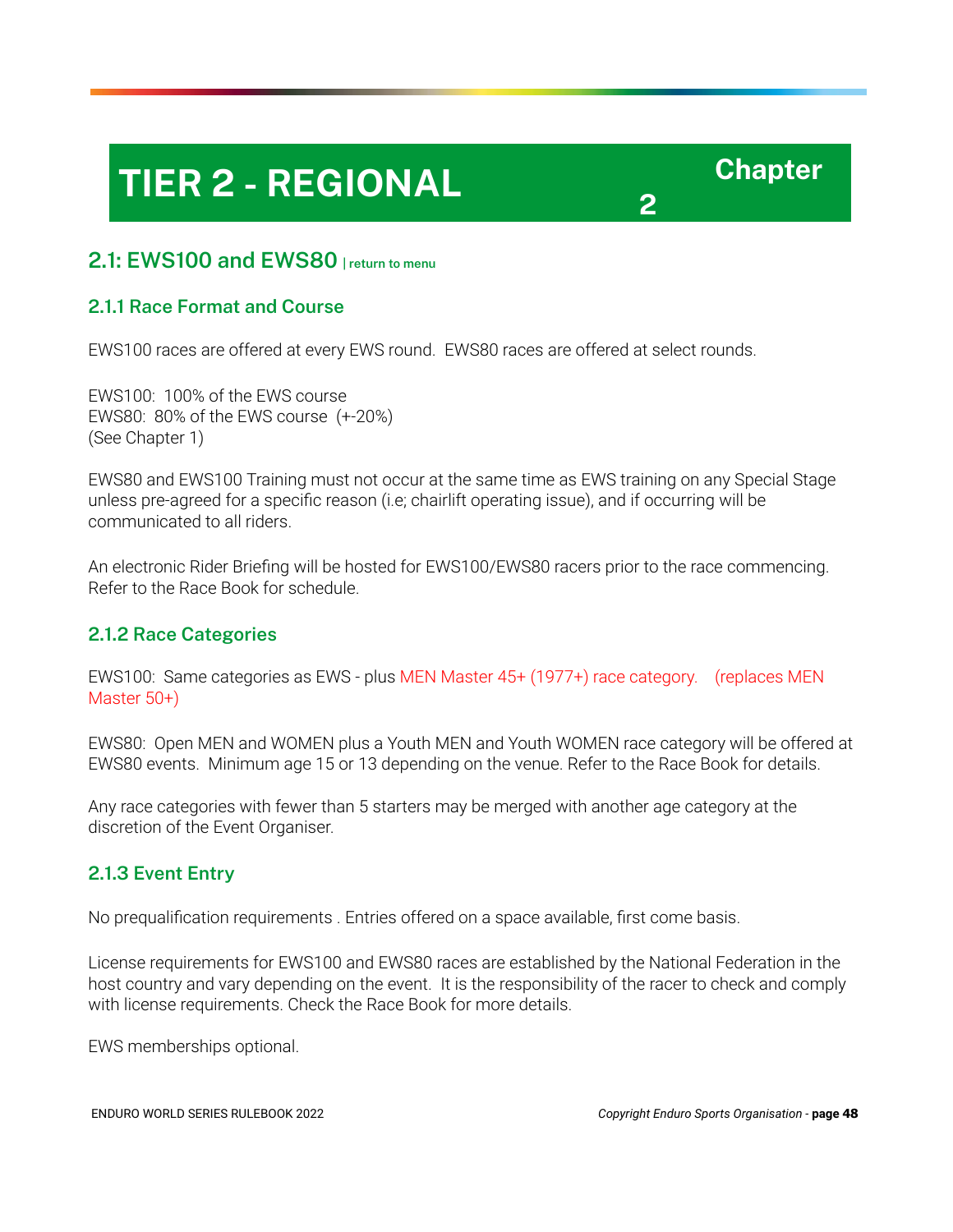# TIER 2 - REGIONAL

Chapter 2

## 2.1: EWS100 and EWS80 | return to menu

### 2.1.1 Race Format and Course

EWS100 races are offered at every EWS round. EWS80 races are offered at select rounds.

EWS100: 100% of the EWS course
EWS80: 80% of the EWS course (+-20%)
(See Chapter 1)

EWS80 and EWS100 Training must not occur at the same time as EWS training on any Special Stage unless pre-agreed for a specific reason (i.e; chairlift operating issue), and if occurring will be communicated to all riders.

An electronic Rider Briefing will be hosted for EWS100/EWS80 racers prior to the race commencing. Refer to the Race Book for schedule.

### 2.1.2 Race Categories

EWS100: Same categories as EWS - plus MEN Master 45+ (1977+) race category. (replaces MEN Master 50+)

EWS80: Open MEN and WOMEN plus a Youth MEN and Youth WOMEN race category will be offered at EWS80 events. Minimum age 15 or 13 depending on the venue. Refer to the Race Book for details.

Any race categories with fewer than 5 starters may be merged with another age category at the discretion of the Event Organiser.

### 2.1.3 Event Entry

No prequalification requirements . Entries offered on a space available, first come basis.

License requirements for EWS100 and EWS80 races are established by the National Federation in the host country and vary depending on the event. It is the responsibility of the racer to check and comply with license requirements. Check the Race Book for more details.

EWS memberships optional.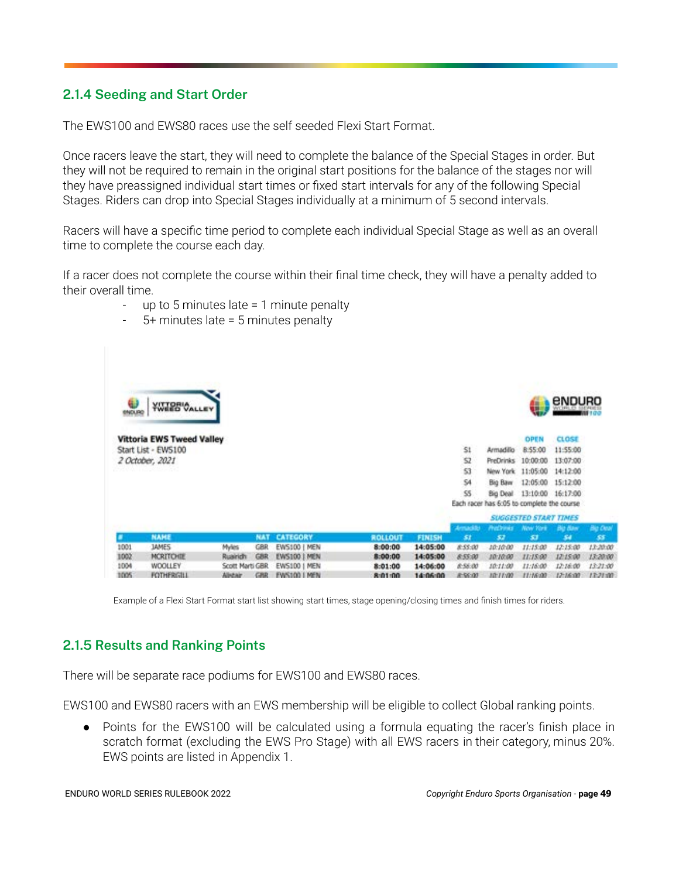### 2.1.4 Seeding and Start Order

The EWS100 and EWS80 races use the self seeded Flexi Start Format.

Once racers leave the start, they will need to complete the balance of the Special Stages in order. But they will not be required to remain in the original start positions for the balance of the stages nor will they have preassigned individual start times or fixed start intervals for any of the following Special Stages. Riders can drop into Special Stages individually at a minimum of 5 second intervals.

Racers will have a specific time period to complete each individual Special Stage as well as an overall time to complete the course each day.

If a racer does not complete the course within their final time check, they will have a penalty added to their overall time.

- up to 5 minutes late = 1 minute penalty
- 5+ minutes late = 5 minutes penalty

**Vittoria EWS Tweed Valley**
Start List - EWS100
*2 October, 2021*

| | | OPEN | CLOSE |
|---|---|---|---|
| S1 | Armadillo | 8:55:00 | 11:55:00 |
| S2 | PreDrinks | 10:00:00 | 13:07:00 |
| S3 | New York | 11:05:00 | 14:12:00 |
| S4 | Big Baw | 12:05:00 | 15:12:00 |
| S5 | Big Deal | 13:10:00 | 16:17:00 |

Each racer has 6:05 to complete the course

| # | NAME | | NAT | CATEGORY | ROLLOUT | FINISH | Armadillo S1 | PreDrinks S2 | New York S3 | Big Baw S4 | Big Deal S5 |
|---|---|---|---|---|---|---|---|---|---|---|---|
| 1001 | JAMES | Myles | GBR | EWS100 \| MEN | 8:00:00 | 14:05:00 | 8:55:00 | 10:10:00 | 11:15:00 | 12:15:00 | 13:20:00 |
| 1002 | MCRITCHIE | Ruairidh | GBR | EWS100 \| MEN | 8:00:00 | 14:05:00 | 8:55:00 | 10:10:00 | 11:15:00 | 12:15:00 | 13:20:00 |
| 1004 | WOOLLEY | Scott Marti | GBR | EWS100 \| MEN | 8:01:00 | 14:06:00 | 8:56:00 | 10:11:00 | 11:16:00 | 12:16:00 | 13:21:00 |
| 1005 | FOTHERGILL | Alistair | GBR | EWS100 \| MEN | 8:01:00 | 14:06:00 | 8:56:00 | 10:11:00 | 11:16:00 | 12:16:00 | 13:21:00 |

Example of a Flexi Start Format start list showing start times, stage opening/closing times and finish times for riders.

### 2.1.5 Results and Ranking Points

There will be separate race podiums for EWS100 and EWS80 races.

EWS100 and EWS80 racers with an EWS membership will be eligible to collect Global ranking points.

- Points for the EWS100 will be calculated using a formula equating the racer's finish place in scratch format (excluding the EWS Pro Stage) with all EWS racers in their category, minus 20%. EWS points are listed in Appendix 1.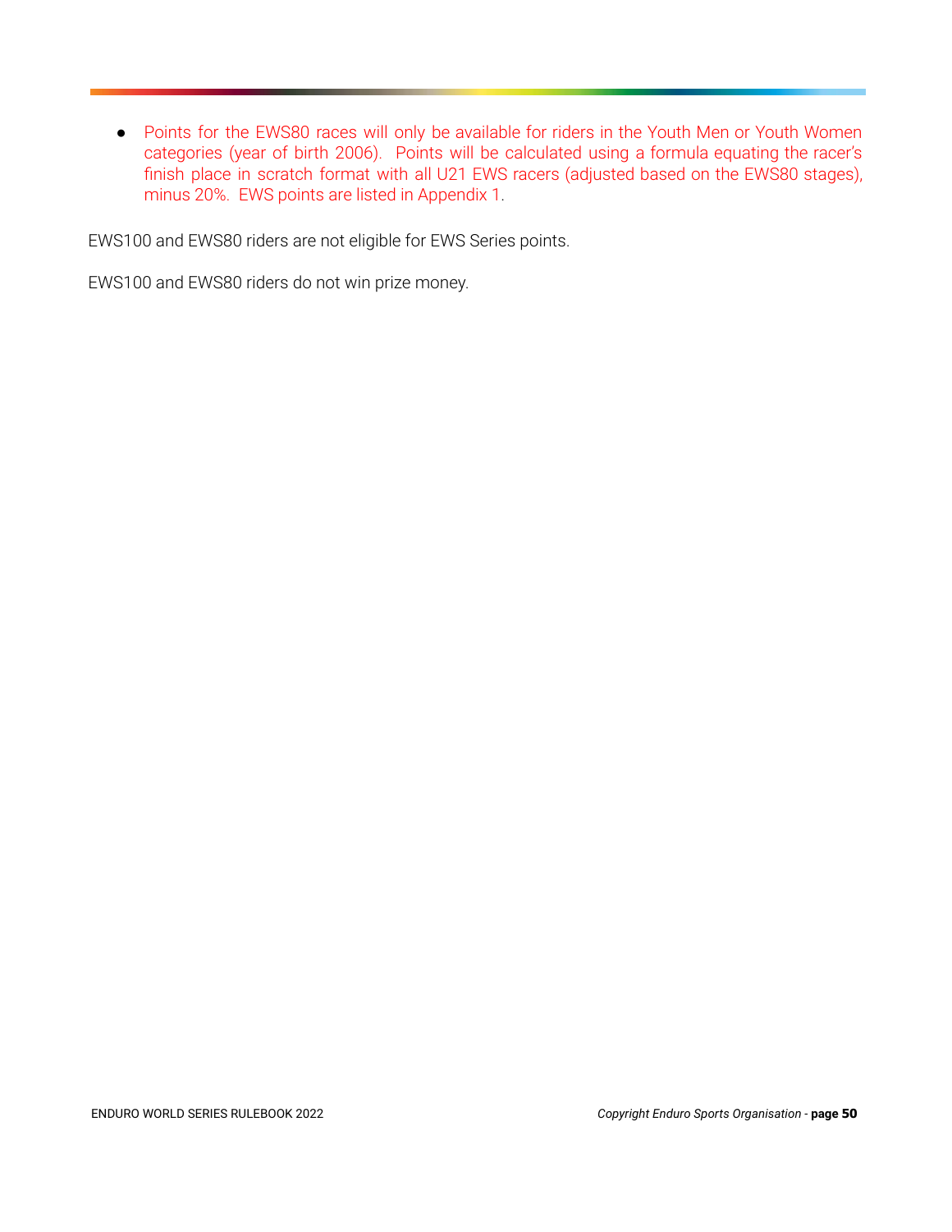- Points for the EWS80 races will only be available for riders in the Youth Men or Youth Women categories (year of birth 2006). Points will be calculated using a formula equating the racer's finish place in scratch format with all U21 EWS racers (adjusted based on the EWS80 stages), minus 20%. EWS points are listed in Appendix 1.

EWS100 and EWS80 riders are not eligible for EWS Series points.

EWS100 and EWS80 riders do not win prize money.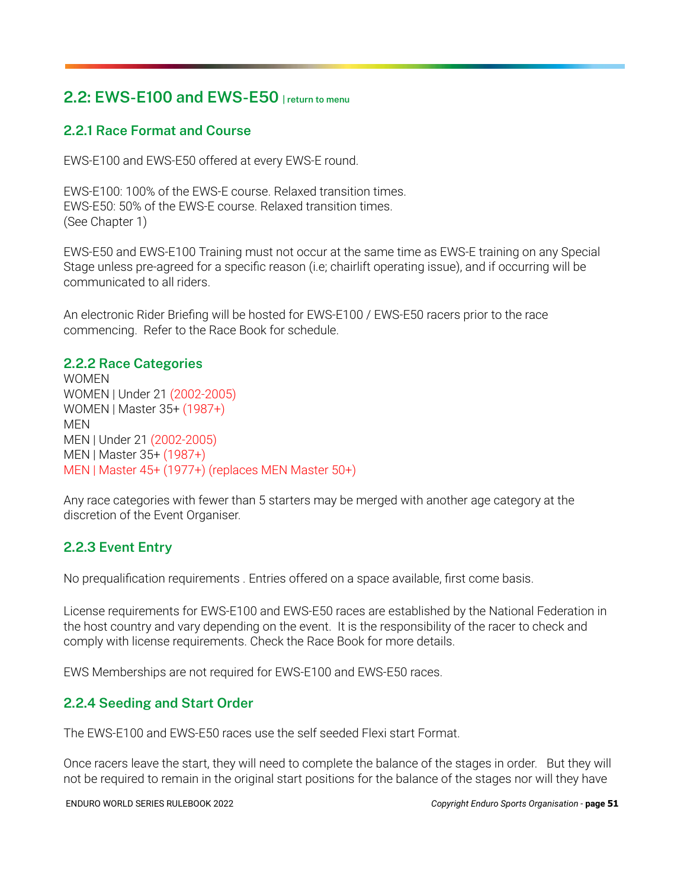## 2.2: EWS-E100 and EWS-E50 | return to menu

### 2.2.1 Race Format and Course

EWS-E100 and EWS-E50 offered at every EWS-E round.

EWS-E100: 100% of the EWS-E course. Relaxed transition times.
EWS-E50: 50% of the EWS-E course. Relaxed transition times.
(See Chapter 1)

EWS-E50 and EWS-E100 Training must not occur at the same time as EWS-E training on any Special Stage unless pre-agreed for a specific reason (i.e; chairlift operating issue), and if occurring will be communicated to all riders.

An electronic Rider Briefing will be hosted for EWS-E100 / EWS-E50 racers prior to the race commencing. Refer to the Race Book for schedule.

### 2.2.2 Race Categories

WOMEN
WOMEN | Under 21 (2002-2005)
WOMEN | Master 35+ (1987+)
MEN
MEN | Under 21 (2002-2005)
MEN | Master 35+ (1987+)
MEN | Master 45+ (1977+) (replaces MEN Master 50+)

Any race categories with fewer than 5 starters may be merged with another age category at the discretion of the Event Organiser.

### 2.2.3 Event Entry

No prequalification requirements . Entries offered on a space available, first come basis.

License requirements for EWS-E100 and EWS-E50 races are established by the National Federation in the host country and vary depending on the event. It is the responsibility of the racer to check and comply with license requirements. Check the Race Book for more details.

EWS Memberships are not required for EWS-E100 and EWS-E50 races.

### 2.2.4 Seeding and Start Order

The EWS-E100 and EWS-E50 races use the self seeded Flexi start Format.

Once racers leave the start, they will need to complete the balance of the stages in order. But they will not be required to remain in the original start positions for the balance of the stages nor will they have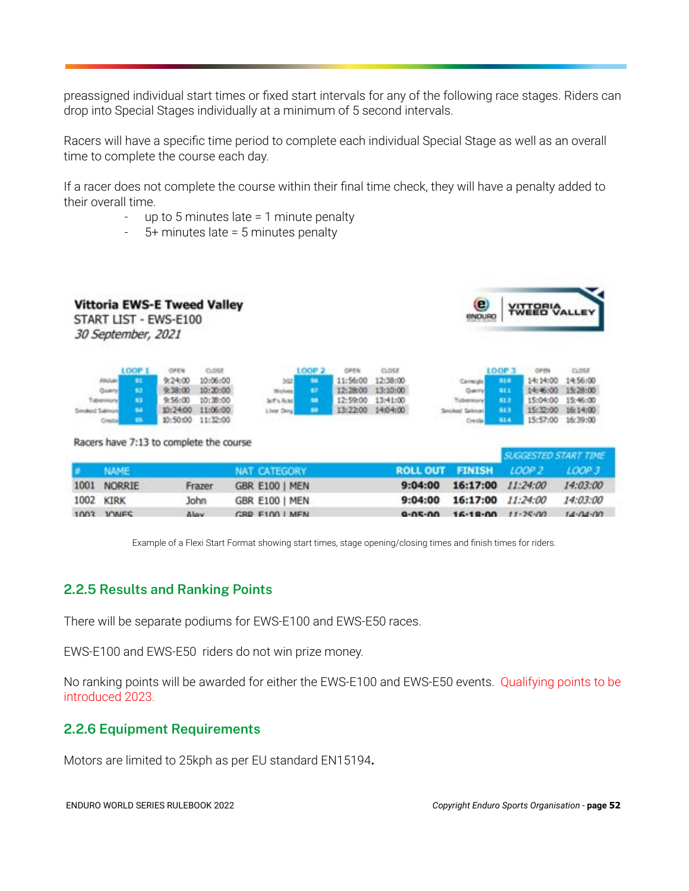preassigned individual start times or fixed start intervals for any of the following race stages. Riders can drop into Special Stages individually at a minimum of 5 second intervals.

Racers will have a specific time period to complete each individual Special Stage as well as an overall time to complete the course each day.

If a racer does not complete the course within their final time check, they will have a penalty added to their overall time.

- up to 5 minutes late = 1 minute penalty
- 5+ minutes late = 5 minutes penalty

**Vittoria EWS-E Tweed Valley**
START LIST - EWS-E100
*30 September, 2021*

| | LOOP 1 | OPEN | CLOSE |
|---|---|---|---|
| Alisdair | S1 | 9:24:00 | 10:06:00 |
| Quarry | S2 | 9:38:00 | 10:20:00 |
| Tobermory | S3 | 9:56:00 | 10:38:00 |
| Smoked Salmon | S4 | 10:24:00 | 11:06:00 |
| Cresta | S5 | 10:50:00 | 11:32:00 |

| | LOOP 2 | OPEN | CLOSE |
|---|---|---|---|
| 3G2 | S6 | 11:56:00 | 12:38:00 |
| Wolves | S7 | 12:28:00 | 13:10:00 |
| Jeff's Ride | S8 | 12:59:00 | 13:41:00 |
| Liver Dng | S9 | 13:22:00 | 14:04:00 |

| | LOOP 3 | OPEN | CLOSE |
|---|---|---|---|
| Carnegie | S10 | 14:14:00 | 14:56:00 |
| Quarry | S11 | 14:46:00 | 15:28:00 |
| Tobermory | S12 | 15:04:00 | 15:46:00 |
| Smoked Salmon | S13 | 15:32:00 | 16:14:00 |
| Cresta | S14 | 15:57:00 | 16:39:00 |

Racers have 7:13 to complete the course

| # | NAME | | NAT | CATEGORY | ROLL OUT | FINISH | SUGGESTED START TIME LOOP 2 | SUGGESTED START TIME LOOP 3 |
|---|---|---|---|---|---|---|---|---|
| 1001 | NORRIE | Frazer | GBR | E100 \| MEN | 9:04:00 | 16:17:00 | 11:24:00 | 14:03:00 |
| 1002 | KIRK | John | GBR | E100 \| MEN | 9:04:00 | 16:17:00 | 11:24:00 | 14:03:00 |
| 1003 | JONES | Alex | GBR | E100 \| MEN | 9:05:00 | 16:18:00 | 11:25:00 | 14:04:00 |

Example of a Flexi Start Format showing start times, stage opening/closing times and finish times for riders.

### 2.2.5 Results and Ranking Points

There will be separate podiums for EWS-E100 and EWS-E50 races.

EWS-E100 and EWS-E50 riders do not win prize money.

No ranking points will be awarded for either the EWS-E100 and EWS-E50 events. Qualifying points to be introduced 2023.

### 2.2.6 Equipment Requirements

Motors are limited to 25kph as per EU standard EN15194**.**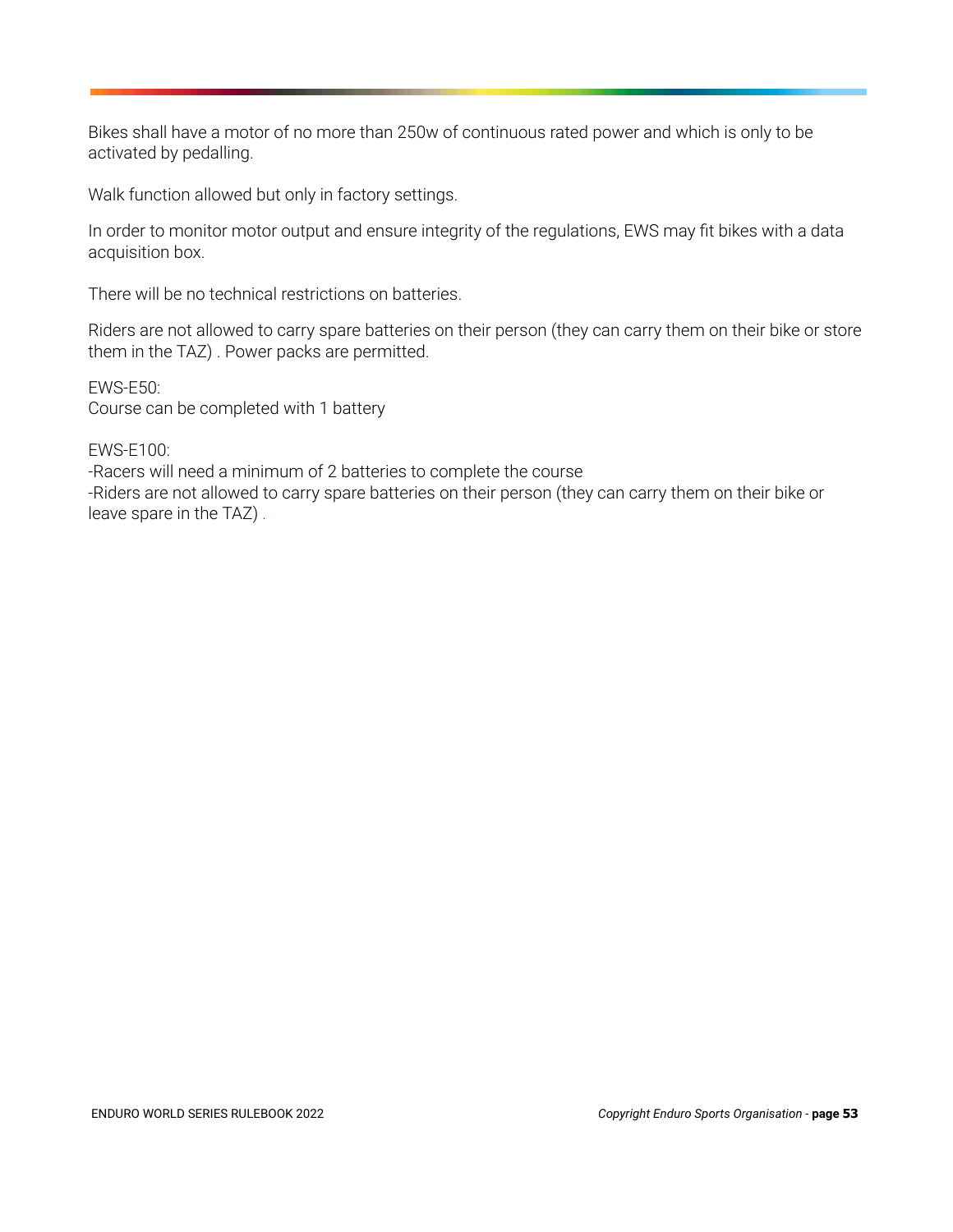Bikes shall have a motor of no more than 250w of continuous rated power and which is only to be activated by pedalling.

Walk function allowed but only in factory settings.

In order to monitor motor output and ensure integrity of the regulations, EWS may fit bikes with a data acquisition box.

There will be no technical restrictions on batteries.

Riders are not allowed to carry spare batteries on their person (they can carry them on their bike or store them in the TAZ) . Power packs are permitted.

EWS-E50:
Course can be completed with 1 battery

EWS-E100:
-Racers will need a minimum of 2 batteries to complete the course
-Riders are not allowed to carry spare batteries on their person (they can carry them on their bike or leave spare in the TAZ) .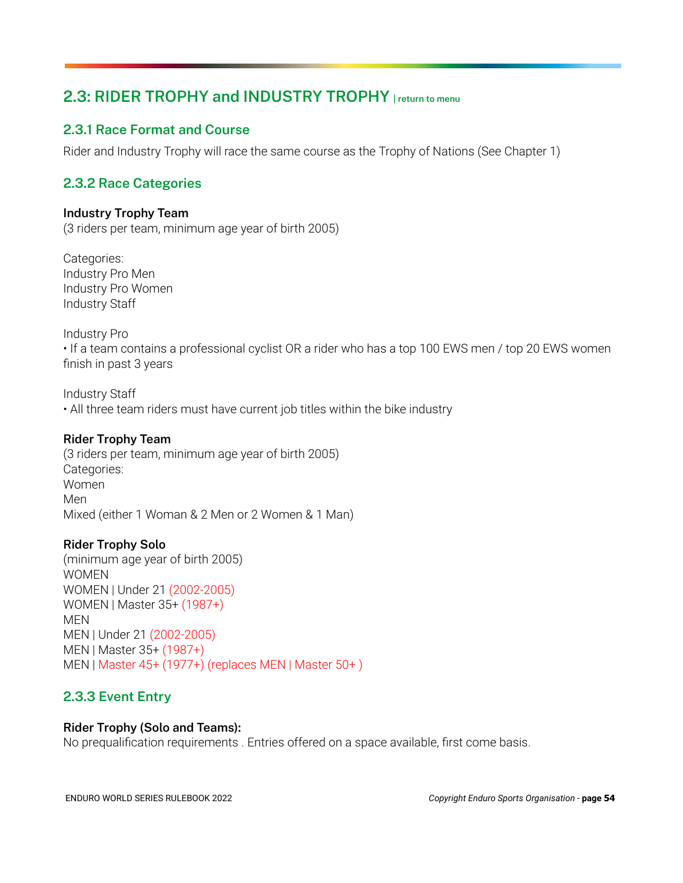## 2.3: RIDER TROPHY and INDUSTRY TROPHY | return to menu

### 2.3.1 Race Format and Course

Rider and Industry Trophy will race the same course as the Trophy of Nations (See Chapter 1)

### 2.3.2 Race Categories

**Industry Trophy Team**
(3 riders per team, minimum age year of birth 2005)

Categories:
Industry Pro Men
Industry Pro Women
Industry Staff

Industry Pro
• If a team contains a professional cyclist OR a rider who has a top 100 EWS men / top 20 EWS women finish in past 3 years

Industry Staff
• All three team riders must have current job titles within the bike industry

**Rider Trophy Team**
(3 riders per team, minimum age year of birth 2005)
Categories:
Women
Men
Mixed (either 1 Woman & 2 Men or 2 Women & 1 Man)

**Rider Trophy Solo**
(minimum age year of birth 2005)
WOMEN
WOMEN | Under 21 (2002-2005)
WOMEN | Master 35+ (1987+)
MEN
MEN | Under 21 (2002-2005)
MEN | Master 35+ (1987+)
MEN | Master 45+ (1977+) (replaces MEN | Master 50+ )

### 2.3.3 Event Entry

**Rider Trophy (Solo and Teams):**
No prequalification requirements . Entries offered on a space available, first come basis.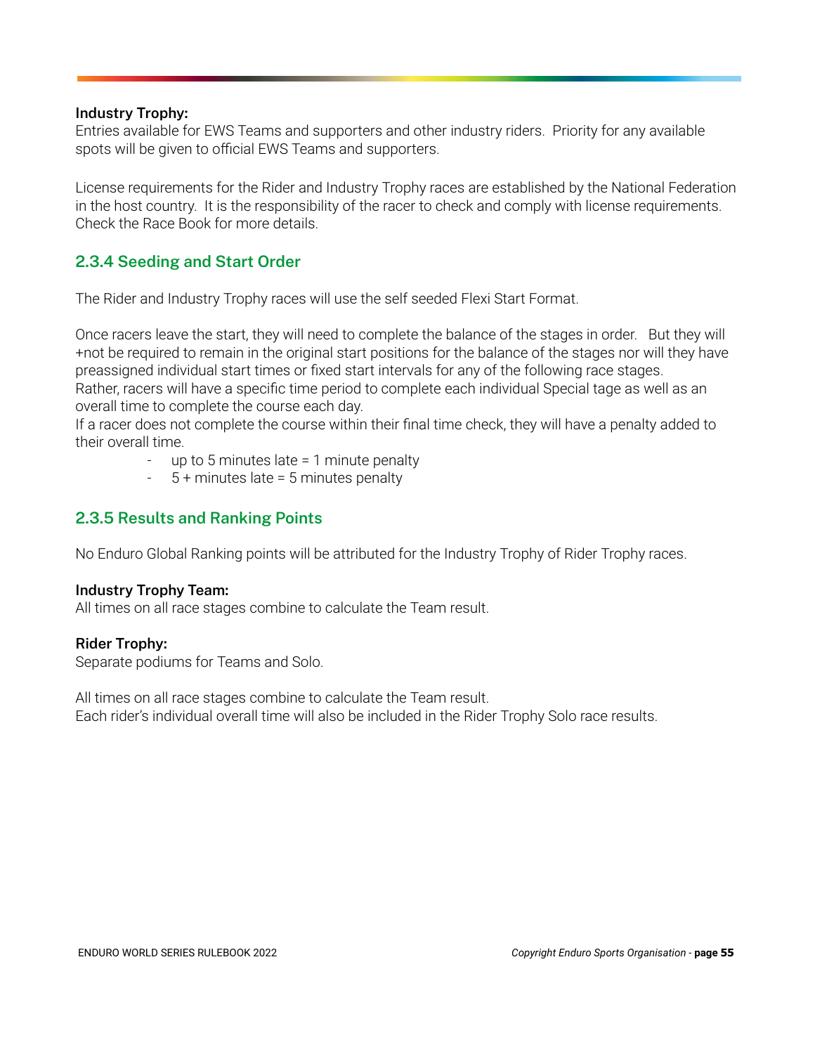**Industry Trophy:**
Entries available for EWS Teams and supporters and other industry riders. Priority for any available spots will be given to official EWS Teams and supporters.

License requirements for the Rider and Industry Trophy races are established by the National Federation in the host country. It is the responsibility of the racer to check and comply with license requirements. Check the Race Book for more details.

## 2.3.4 Seeding and Start Order

The Rider and Industry Trophy races will use the self seeded Flexi Start Format.

Once racers leave the start, they will need to complete the balance of the stages in order. But they will +not be required to remain in the original start positions for the balance of the stages nor will they have preassigned individual start times or fixed start intervals for any of the following race stages.
Rather, racers will have a specific time period to complete each individual Special tage as well as an overall time to complete the course each day.
If a racer does not complete the course within their final time check, they will have a penalty added to their overall time.

- up to 5 minutes late = 1 minute penalty
- 5 + minutes late = 5 minutes penalty

## 2.3.5 Results and Ranking Points

No Enduro Global Ranking points will be attributed for the Industry Trophy of Rider Trophy races.

**Industry Trophy Team:**
All times on all race stages combine to calculate the Team result.

**Rider Trophy:**
Separate podiums for Teams and Solo.

All times on all race stages combine to calculate the Team result.
Each rider's individual overall time will also be included in the Rider Trophy Solo race results.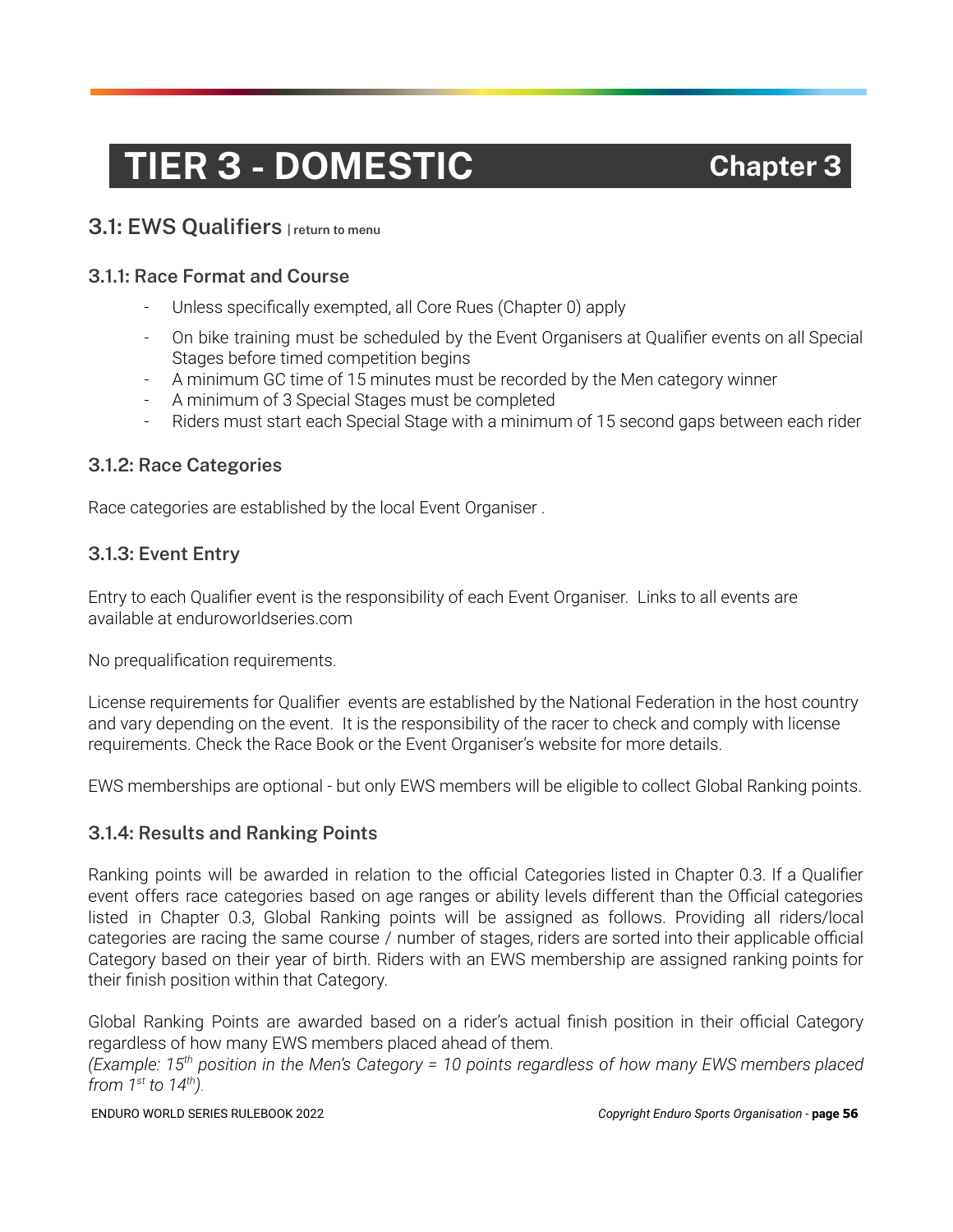# TIER 3 - DOMESTIC Chapter 3

## 3.1: EWS Qualifiers | return to menu

### 3.1.1: Race Format and Course

- Unless specifically exempted, all Core Rues (Chapter 0) apply
- On bike training must be scheduled by the Event Organisers at Qualifier events on all Special Stages before timed competition begins
- A minimum GC time of 15 minutes must be recorded by the Men category winner
- A minimum of 3 Special Stages must be completed
- Riders must start each Special Stage with a minimum of 15 second gaps between each rider

### 3.1.2: Race Categories

Race categories are established by the local Event Organiser .

### 3.1.3: Event Entry

Entry to each Qualifier event is the responsibility of each Event Organiser. Links to all events are available at enduroworldseries.com

No prequalification requirements.

License requirements for Qualifier events are established by the National Federation in the host country and vary depending on the event. It is the responsibility of the racer to check and comply with license requirements. Check the Race Book or the Event Organiser's website for more details.

EWS memberships are optional - but only EWS members will be eligible to collect Global Ranking points.

### 3.1.4: Results and Ranking Points

Ranking points will be awarded in relation to the official Categories listed in Chapter 0.3. If a Qualifier event offers race categories based on age ranges or ability levels different than the Official categories listed in Chapter 0.3, Global Ranking points will be assigned as follows. Providing all riders/local categories are racing the same course / number of stages, riders are sorted into their applicable official Category based on their year of birth. Riders with an EWS membership are assigned ranking points for their finish position within that Category.

Global Ranking Points are awarded based on a rider's actual finish position in their official Category regardless of how many EWS members placed ahead of them.
*(Example: 15th position in the Men's Category = 10 points regardless of how many EWS members placed from 1st to 14th).*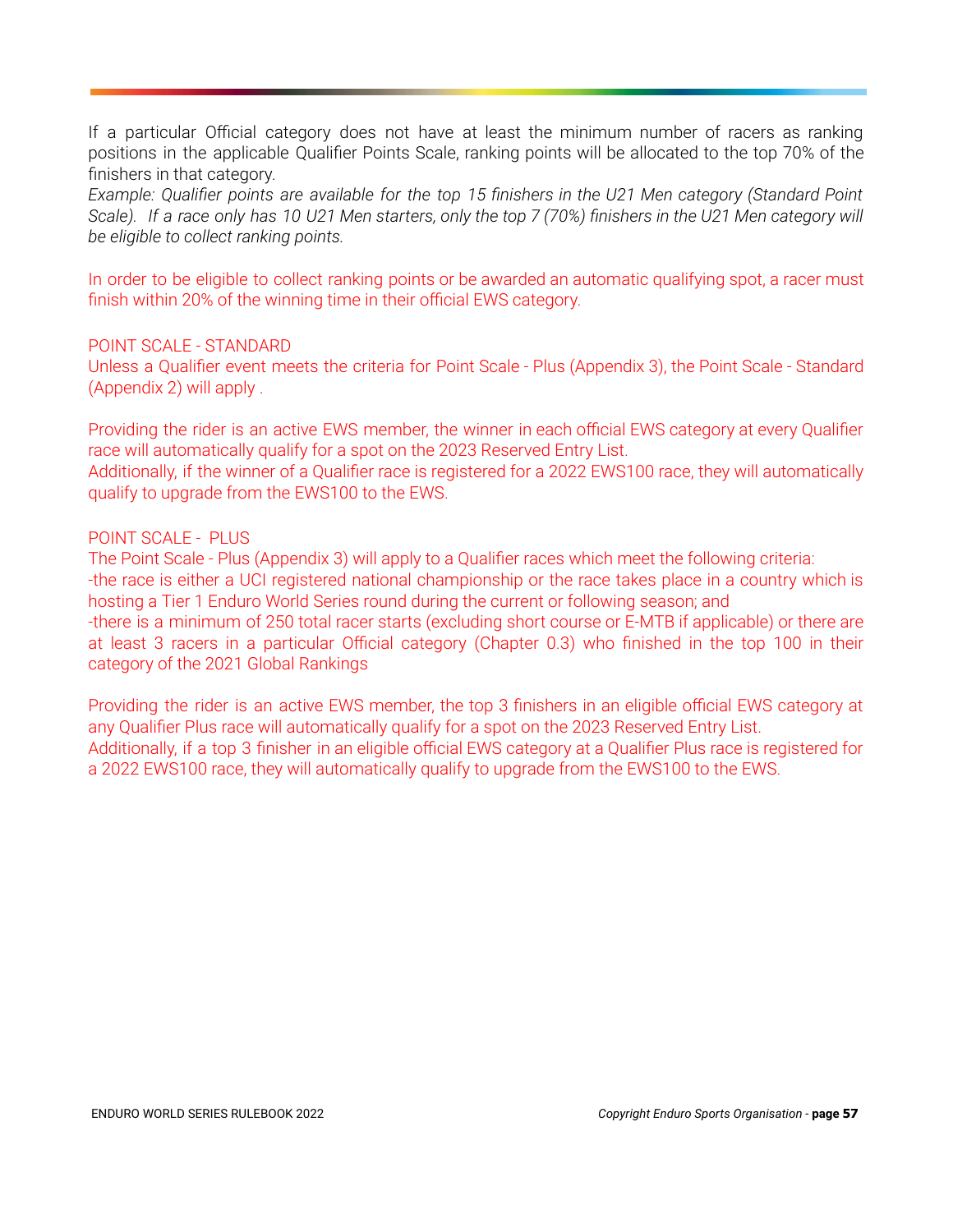If a particular Official category does not have at least the minimum number of racers as ranking positions in the applicable Qualifier Points Scale, ranking points will be allocated to the top 70% of the finishers in that category.

*Example: Qualifier points are available for the top 15 finishers in the U21 Men category (Standard Point Scale). If a race only has 10 U21 Men starters, only the top 7 (70%) finishers in the U21 Men category will be eligible to collect ranking points.*

In order to be eligible to collect ranking points or be awarded an automatic qualifying spot, a racer must finish within 20% of the winning time in their official EWS category.

POINT SCALE - STANDARD

Unless a Qualifier event meets the criteria for Point Scale - Plus (Appendix 3), the Point Scale - Standard (Appendix 2) will apply .

Providing the rider is an active EWS member, the winner in each official EWS category at every Qualifier race will automatically qualify for a spot on the 2023 Reserved Entry List.

Additionally, if the winner of a Qualifier race is registered for a 2022 EWS100 race, they will automatically qualify to upgrade from the EWS100 to the EWS.

POINT SCALE - PLUS

The Point Scale - Plus (Appendix 3) will apply to a Qualifier races which meet the following criteria:

-the race is either a UCI registered national championship or the race takes place in a country which is hosting a Tier 1 Enduro World Series round during the current or following season; and

-there is a minimum of 250 total racer starts (excluding short course or E-MTB if applicable) or there are at least 3 racers in a particular Official category (Chapter 0.3) who finished in the top 100 in their category of the 2021 Global Rankings

Providing the rider is an active EWS member, the top 3 finishers in an eligible official EWS category at any Qualifier Plus race will automatically qualify for a spot on the 2023 Reserved Entry List.

Additionally, if a top 3 finisher in an eligible official EWS category at a Qualifier Plus race is registered for a 2022 EWS100 race, they will automatically qualify to upgrade from the EWS100 to the EWS.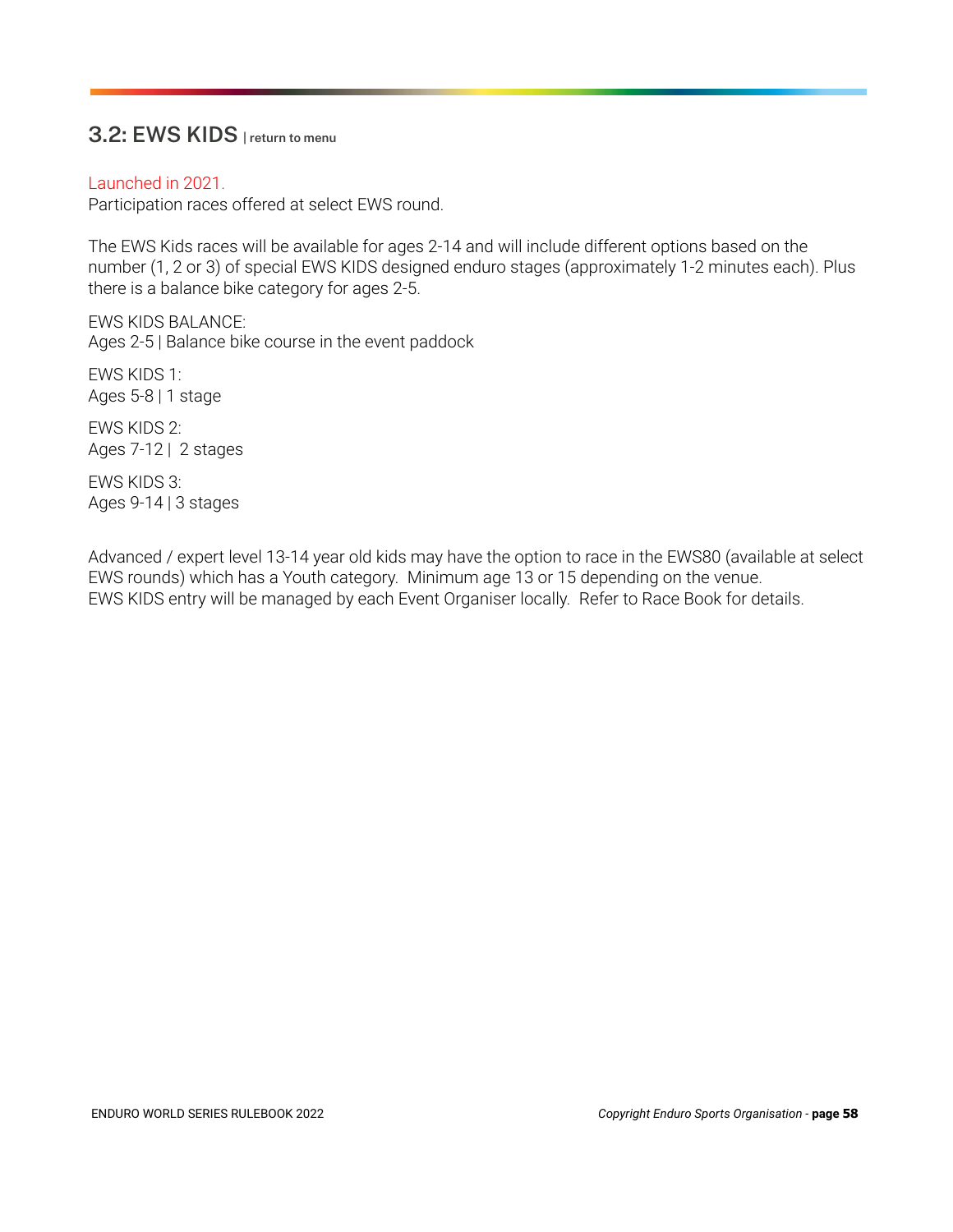## 3.2: EWS KIDS | return to menu

Launched in 2021.
Participation races offered at select EWS round.

The EWS Kids races will be available for ages 2-14 and will include different options based on the number (1, 2 or 3) of special EWS KIDS designed enduro stages (approximately 1-2 minutes each). Plus there is a balance bike category for ages 2-5.

EWS KIDS BALANCE:
Ages 2-5 | Balance bike course in the event paddock

EWS KIDS 1:
Ages 5-8 | 1 stage

EWS KIDS 2:
Ages 7-12 | 2 stages

EWS KIDS 3:
Ages 9-14 | 3 stages

Advanced / expert level 13-14 year old kids may have the option to race in the EWS80 (available at select EWS rounds) which has a Youth category. Minimum age 13 or 15 depending on the venue.
EWS KIDS entry will be managed by each Event Organiser locally. Refer to Race Book for details.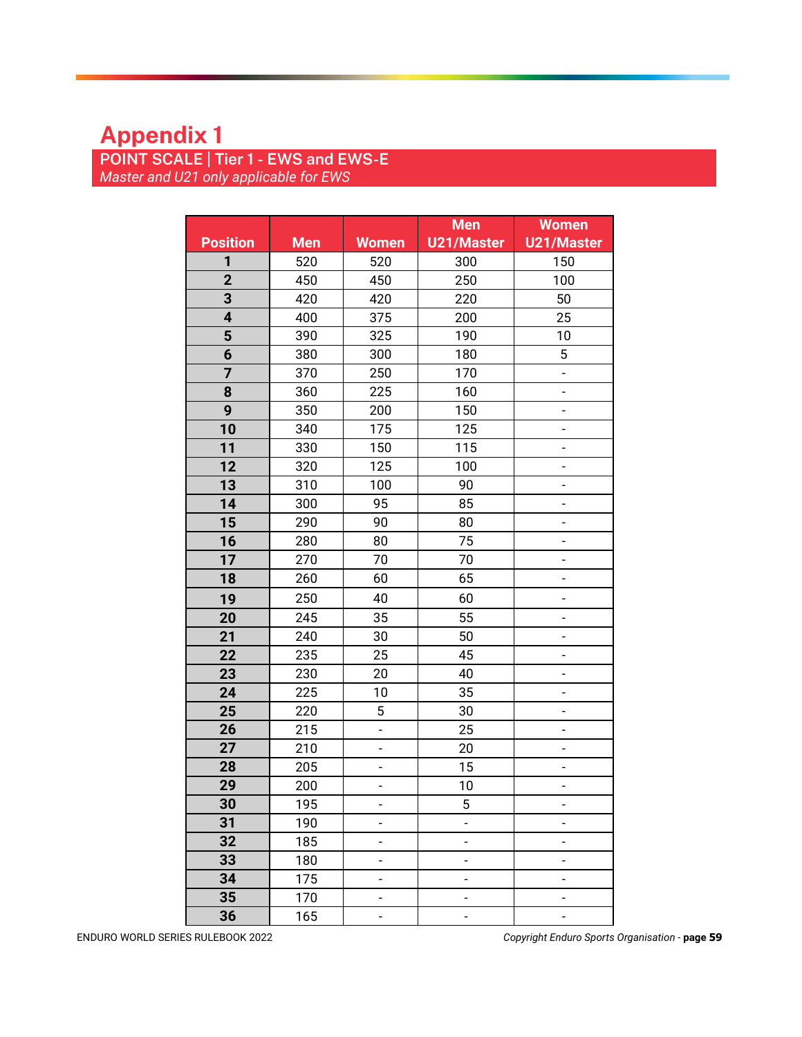# Appendix 1

## POINT SCALE | Tier 1 - EWS and EWS-E

*Master and U21 only applicable for EWS*

| Position | Men | Women | Men U21/Master | Women U21/Master |
|---|---|---|---|---|
| **1** | 520 | 520 | 300 | 150 |
| **2** | 450 | 450 | 250 | 100 |
| **3** | 420 | 420 | 220 | 50 |
| **4** | 400 | 375 | 200 | 25 |
| **5** | 390 | 325 | 190 | 10 |
| **6** | 380 | 300 | 180 | 5 |
| **7** | 370 | 250 | 170 | - |
| **8** | 360 | 225 | 160 | - |
| **9** | 350 | 200 | 150 | - |
| **10** | 340 | 175 | 125 | - |
| **11** | 330 | 150 | 115 | - |
| **12** | 320 | 125 | 100 | - |
| **13** | 310 | 100 | 90 | - |
| **14** | 300 | 95 | 85 | - |
| **15** | 290 | 90 | 80 | - |
| **16** | 280 | 80 | 75 | - |
| **17** | 270 | 70 | 70 | - |
| **18** | 260 | 60 | 65 | - |
| **19** | 250 | 40 | 60 | - |
| **20** | 245 | 35 | 55 | - |
| **21** | 240 | 30 | 50 | - |
| **22** | 235 | 25 | 45 | - |
| **23** | 230 | 20 | 40 | - |
| **24** | 225 | 10 | 35 | - |
| **25** | 220 | 5 | 30 | - |
| **26** | 215 | - | 25 | - |
| **27** | 210 | - | 20 | - |
| **28** | 205 | - | 15 | - |
| **29** | 200 | - | 10 | - |
| **30** | 195 | - | 5 | - |
| **31** | 190 | - | - | - |
| **32** | 185 | - | - | - |
| **33** | 180 | - | - | - |
| **34** | 175 | - | - | - |
| **35** | 170 | - | - | - |
| **36** | 165 | - | - | - |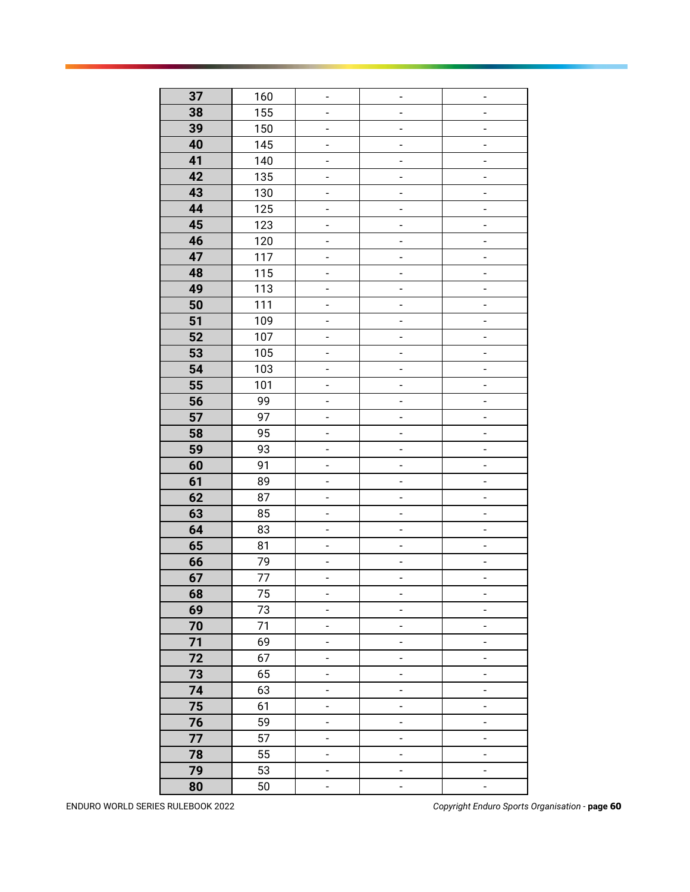| 37 | 160 | - | - | - |
|---|---|---|---|---|
| 38 | 155 | - | - | - |
| 39 | 150 | - | - | - |
| 40 | 145 | - | - | - |
| 41 | 140 | - | - | - |
| 42 | 135 | - | - | - |
| 43 | 130 | - | - | - |
| 44 | 125 | - | - | - |
| 45 | 123 | - | - | - |
| 46 | 120 | - | - | - |
| 47 | 117 | - | - | - |
| 48 | 115 | - | - | - |
| 49 | 113 | - | - | - |
| 50 | 111 | - | - | - |
| 51 | 109 | - | - | - |
| 52 | 107 | - | - | - |
| 53 | 105 | - | - | - |
| 54 | 103 | - | - | - |
| 55 | 101 | - | - | - |
| 56 | 99 | - | - | - |
| 57 | 97 | - | - | - |
| 58 | 95 | - | - | - |
| 59 | 93 | - | - | - |
| 60 | 91 | - | - | - |
| 61 | 89 | - | - | - |
| 62 | 87 | - | - | - |
| 63 | 85 | - | - | - |
| 64 | 83 | - | - | - |
| 65 | 81 | - | - | - |
| 66 | 79 | - | - | - |
| 67 | 77 | - | - | - |
| 68 | 75 | - | - | - |
| 69 | 73 | - | - | - |
| 70 | 71 | - | - | - |
| 71 | 69 | - | - | - |
| 72 | 67 | - | - | - |
| 73 | 65 | - | - | - |
| 74 | 63 | - | - | - |
| 75 | 61 | - | - | - |
| 76 | 59 | - | - | - |
| 77 | 57 | - | - | - |
| 78 | 55 | - | - | - |
| 79 | 53 | - | - | - |
| 80 | 50 | - | - | - |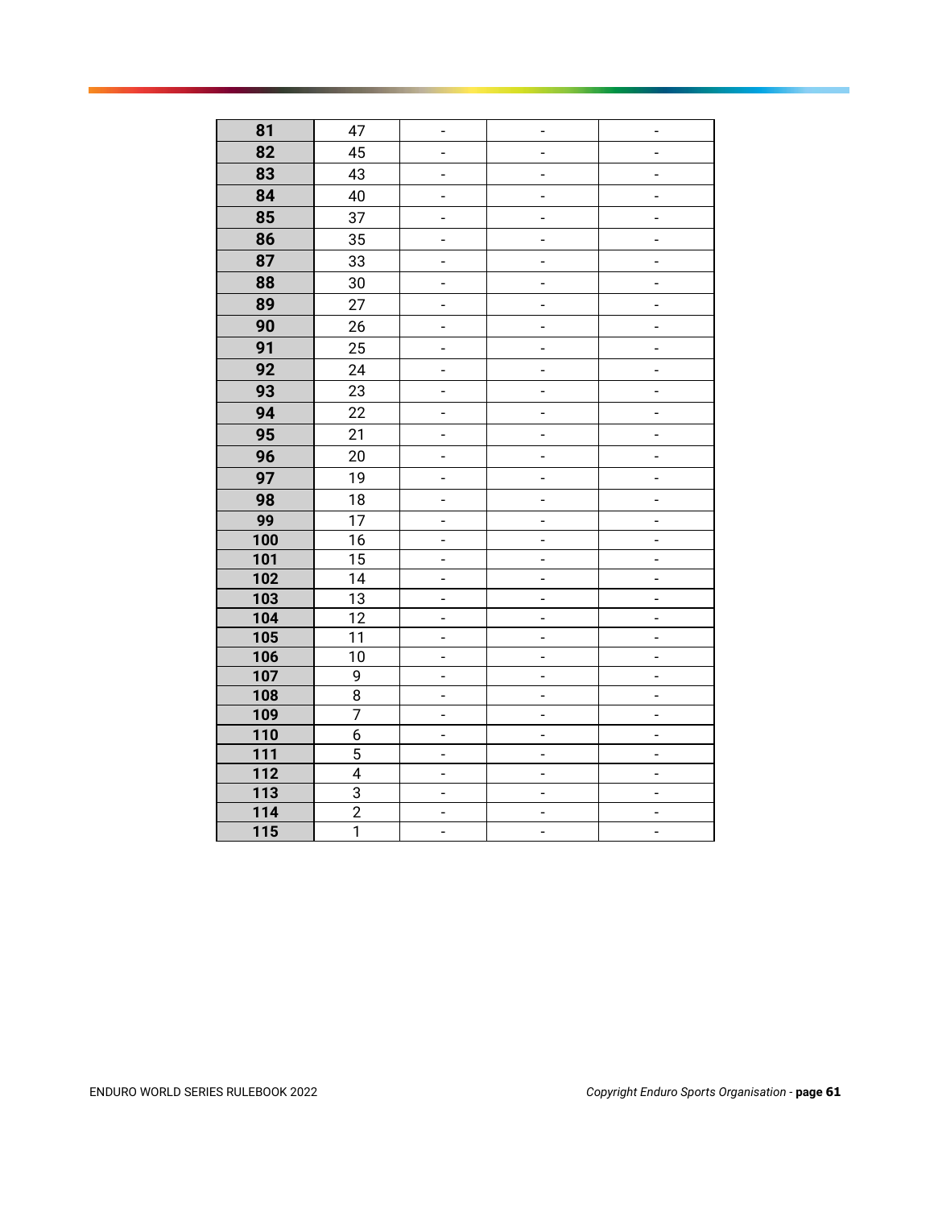| 81 | 47 | - | - | - |
|---|---|---|---|---|
| 82 | 45 | - | - | - |
| 83 | 43 | - | - | - |
| 84 | 40 | - | - | - |
| 85 | 37 | - | - | - |
| 86 | 35 | - | - | - |
| 87 | 33 | - | - | - |
| 88 | 30 | - | - | - |
| 89 | 27 | - | - | - |
| 90 | 26 | - | - | - |
| 91 | 25 | - | - | - |
| 92 | 24 | - | - | - |
| 93 | 23 | - | - | - |
| 94 | 22 | - | - | - |
| 95 | 21 | - | - | - |
| 96 | 20 | - | - | - |
| 97 | 19 | - | - | - |
| 98 | 18 | - | - | - |
| 99 | 17 | - | - | - |
| 100 | 16 | - | - | - |
| 101 | 15 | - | - | - |
| 102 | 14 | - | - | - |
| 103 | 13 | - | - | - |
| 104 | 12 | - | - | - |
| 105 | 11 | - | - | - |
| 106 | 10 | - | - | - |
| 107 | 9 | - | - | - |
| 108 | 8 | - | - | - |
| 109 | 7 | - | - | - |
| 110 | 6 | - | - | - |
| 111 | 5 | - | - | - |
| 112 | 4 | - | - | - |
| 113 | 3 | - | - | - |
| 114 | 2 | - | - | - |
| 115 | 1 | - | - | - |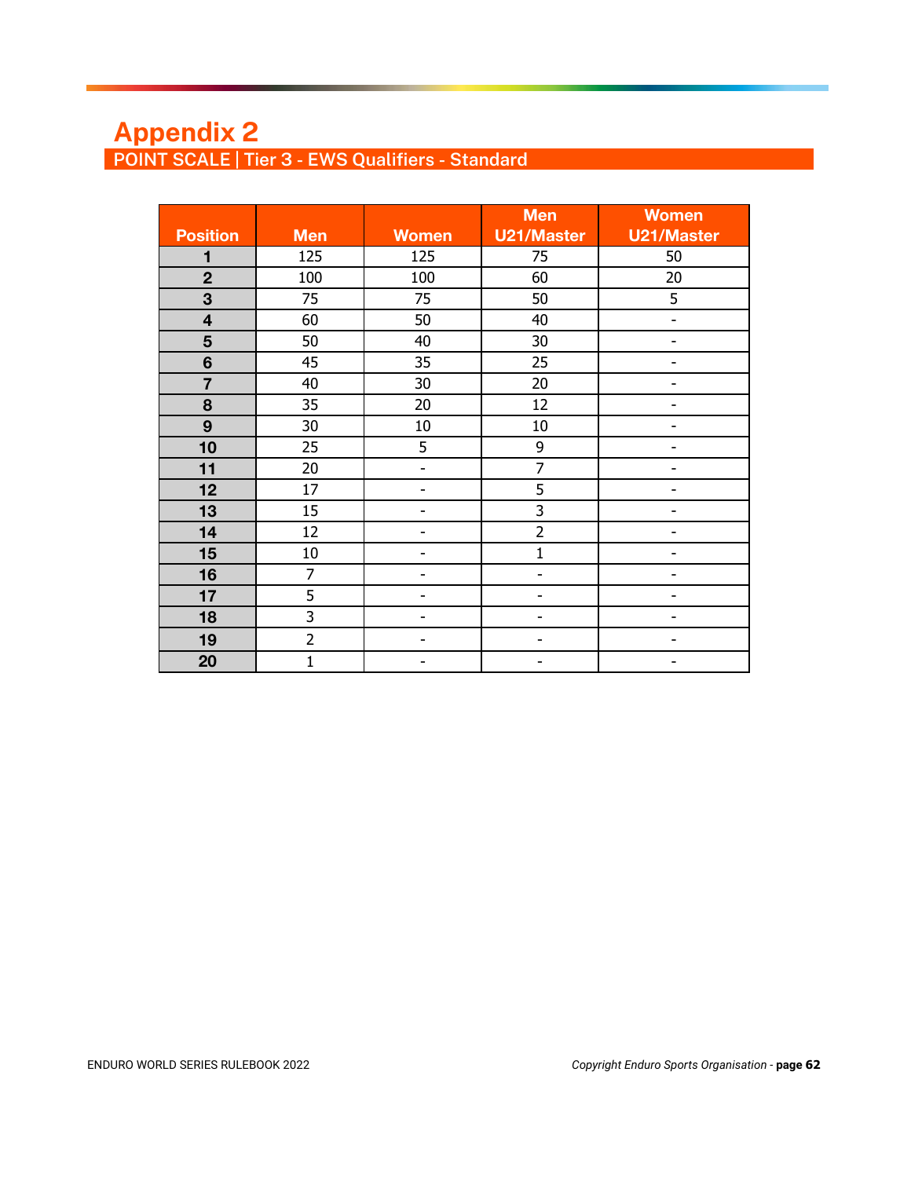# Appendix 2

## POINT SCALE | Tier 3 - EWS Qualifiers - Standard

| Position | Men | Women | Men U21/Master | Women U21/Master |
|---|---|---|---|---|
| 1 | 125 | 125 | 75 | 50 |
| 2 | 100 | 100 | 60 | 20 |
| 3 | 75 | 75 | 50 | 5 |
| 4 | 60 | 50 | 40 | - |
| 5 | 50 | 40 | 30 | - |
| 6 | 45 | 35 | 25 | - |
| 7 | 40 | 30 | 20 | - |
| 8 | 35 | 20 | 12 | - |
| 9 | 30 | 10 | 10 | - |
| 10 | 25 | 5 | 9 | - |
| 11 | 20 | - | 7 | - |
| 12 | 17 | - | 5 | - |
| 13 | 15 | - | 3 | - |
| 14 | 12 | - | 2 | - |
| 15 | 10 | - | 1 | - |
| 16 | 7 | - | - | - |
| 17 | 5 | - | - | - |
| 18 | 3 | - | - | - |
| 19 | 2 | - | - | - |
| 20 | 1 | - | - | - |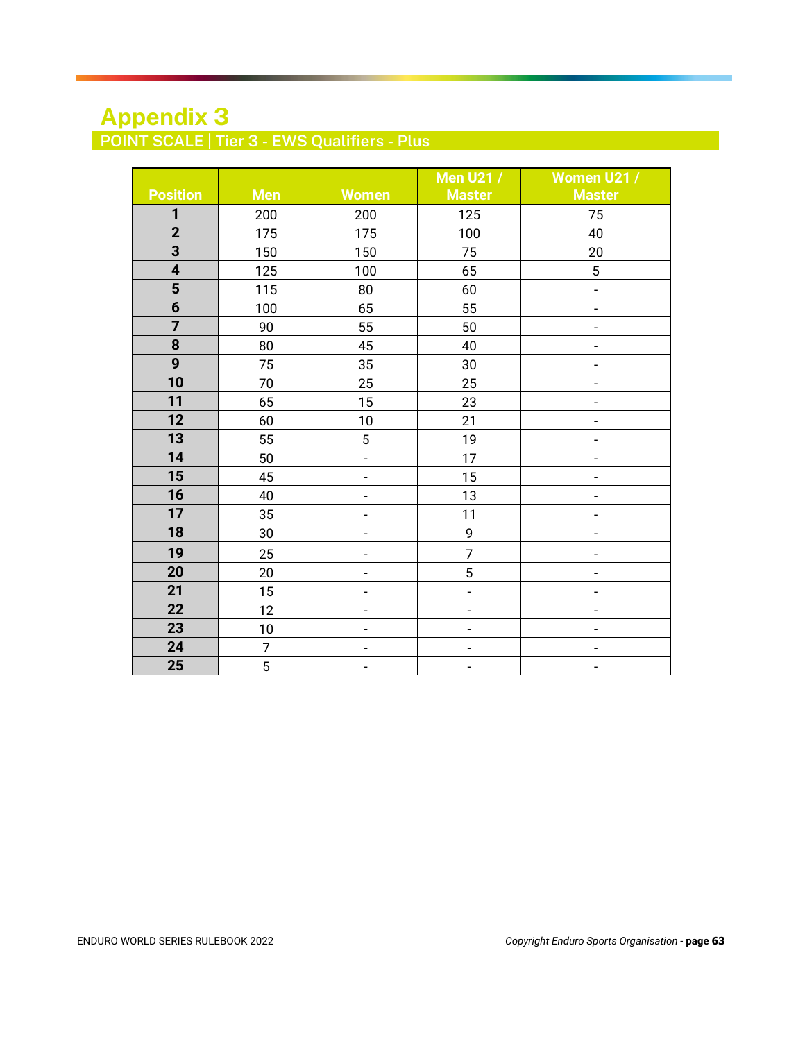# Appendix 3

## POINT SCALE | Tier 3 - EWS Qualifiers - Plus

| Position | Men | Women | Men U21 / Master | Women U21 / Master |
|---|---|---|---|---|
| **1** | 200 | 200 | 125 | 75 |
| **2** | 175 | 175 | 100 | 40 |
| **3** | 150 | 150 | 75 | 20 |
| **4** | 125 | 100 | 65 | 5 |
| **5** | 115 | 80 | 60 | - |
| **6** | 100 | 65 | 55 | - |
| **7** | 90 | 55 | 50 | - |
| **8** | 80 | 45 | 40 | - |
| **9** | 75 | 35 | 30 | - |
| **10** | 70 | 25 | 25 | - |
| **11** | 65 | 15 | 23 | - |
| **12** | 60 | 10 | 21 | - |
| **13** | 55 | 5 | 19 | - |
| **14** | 50 | - | 17 | - |
| **15** | 45 | - | 15 | - |
| **16** | 40 | - | 13 | - |
| **17** | 35 | - | 11 | - |
| **18** | 30 | - | 9 | - |
| **19** | 25 | - | 7 | - |
| **20** | 20 | - | 5 | - |
| **21** | 15 | - | - | - |
| **22** | 12 | - | - | - |
| **23** | 10 | - | - | - |
| **24** | 7 | - | - | - |
| **25** | 5 | - | - | - |